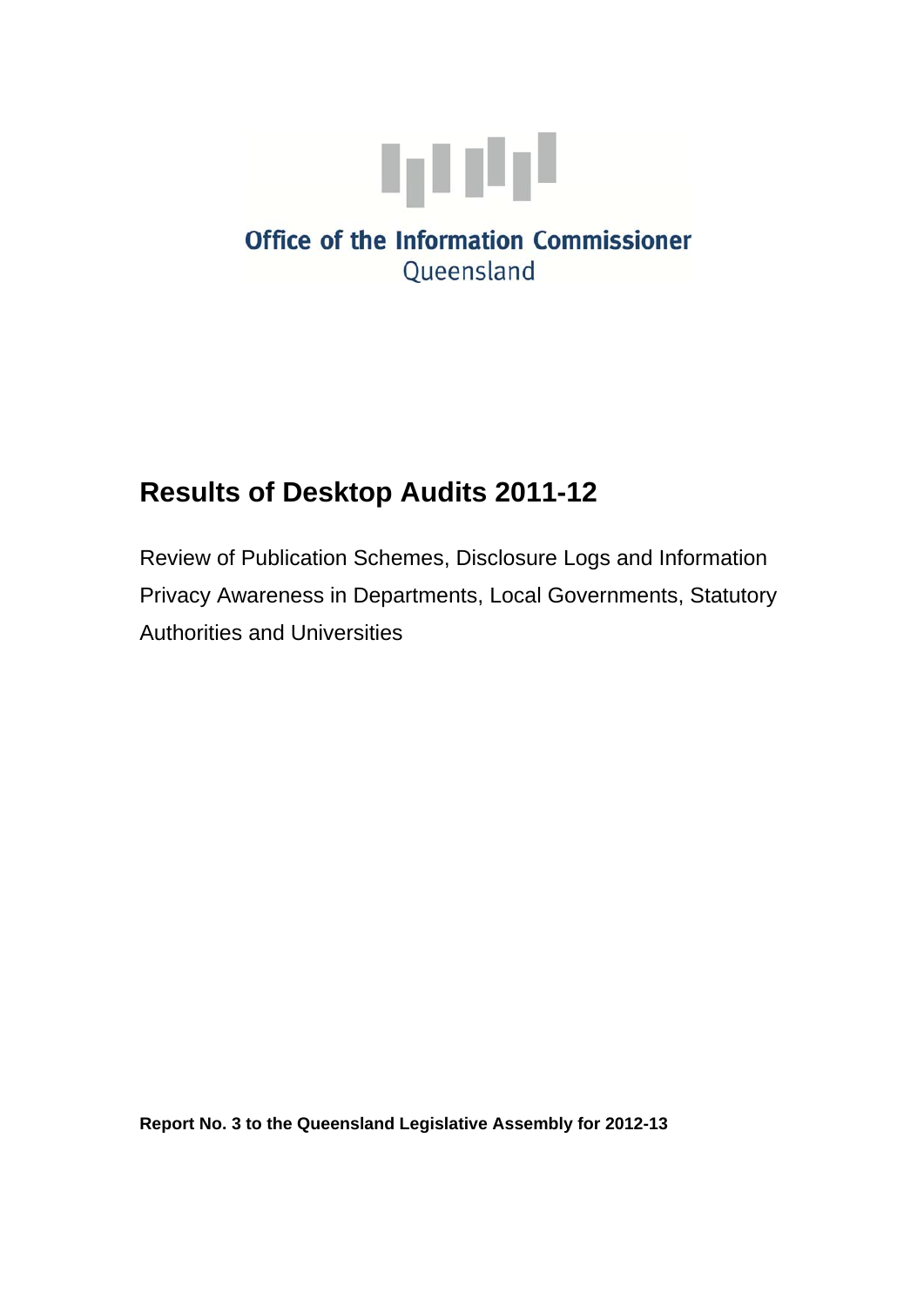Office of the Information Commissioner
Queensland

# Results of Desktop Audits 2011-12

Review of Publication Schemes, Disclosure Logs and Information Privacy Awareness in Departments, Local Governments, Statutory Authorities and Universities

**Report No. 3 to the Queensland Legislative Assembly for 2012-13**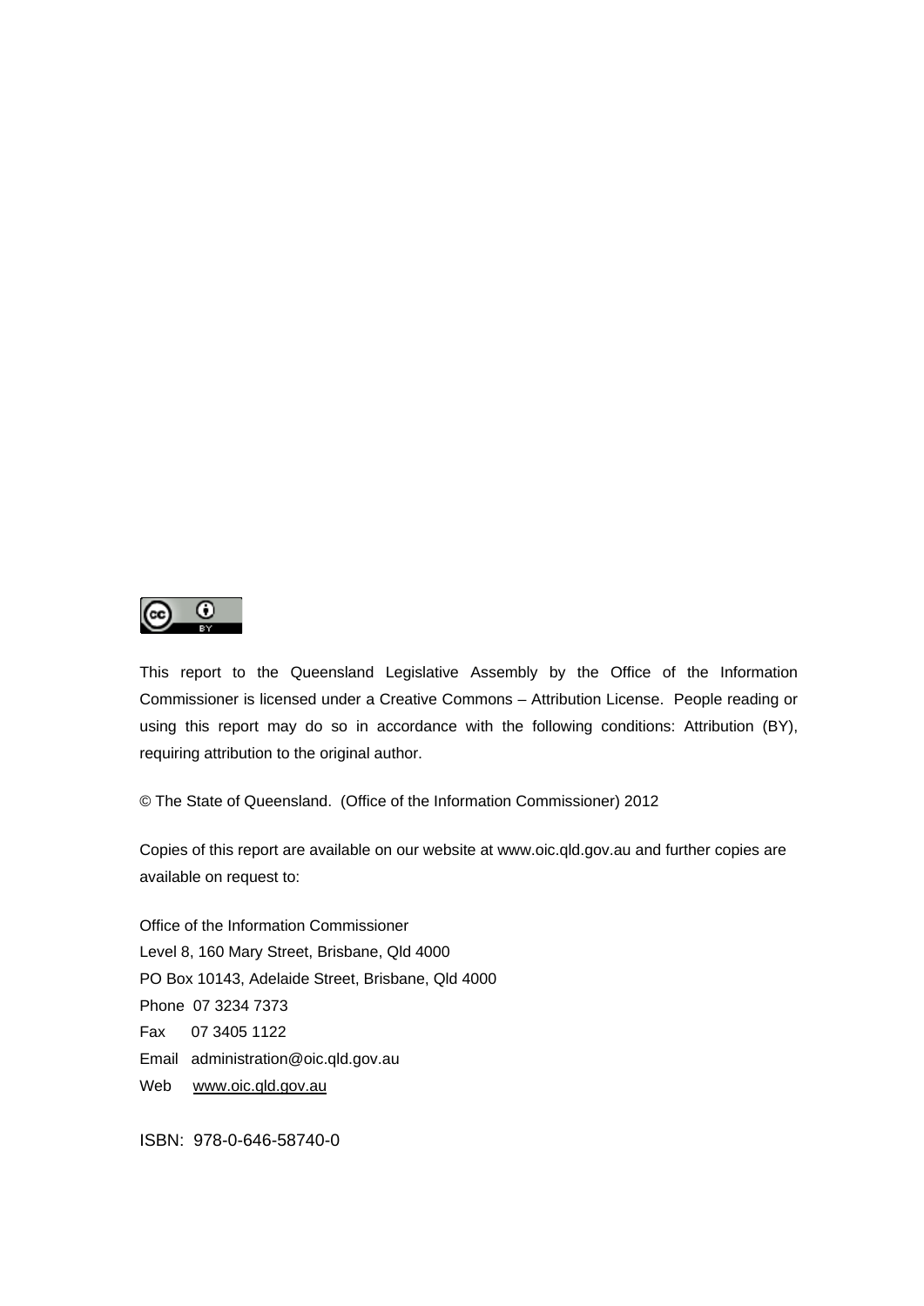This report to the Queensland Legislative Assembly by the Office of the Information Commissioner is licensed under a Creative Commons – Attribution License. People reading or using this report may do so in accordance with the following conditions: Attribution (BY), requiring attribution to the original author.

© The State of Queensland. (Office of the Information Commissioner) 2012

Copies of this report are available on our website at www.oic.qld.gov.au and further copies are available on request to:

Office of the Information Commissioner
Level 8, 160 Mary Street, Brisbane, Qld 4000
PO Box 10143, Adelaide Street, Brisbane, Qld 4000
Phone 07 3234 7373
Fax 07 3405 1122
Email administration@oic.qld.gov.au
Web www.oic.qld.gov.au

ISBN: 978-0-646-58740-0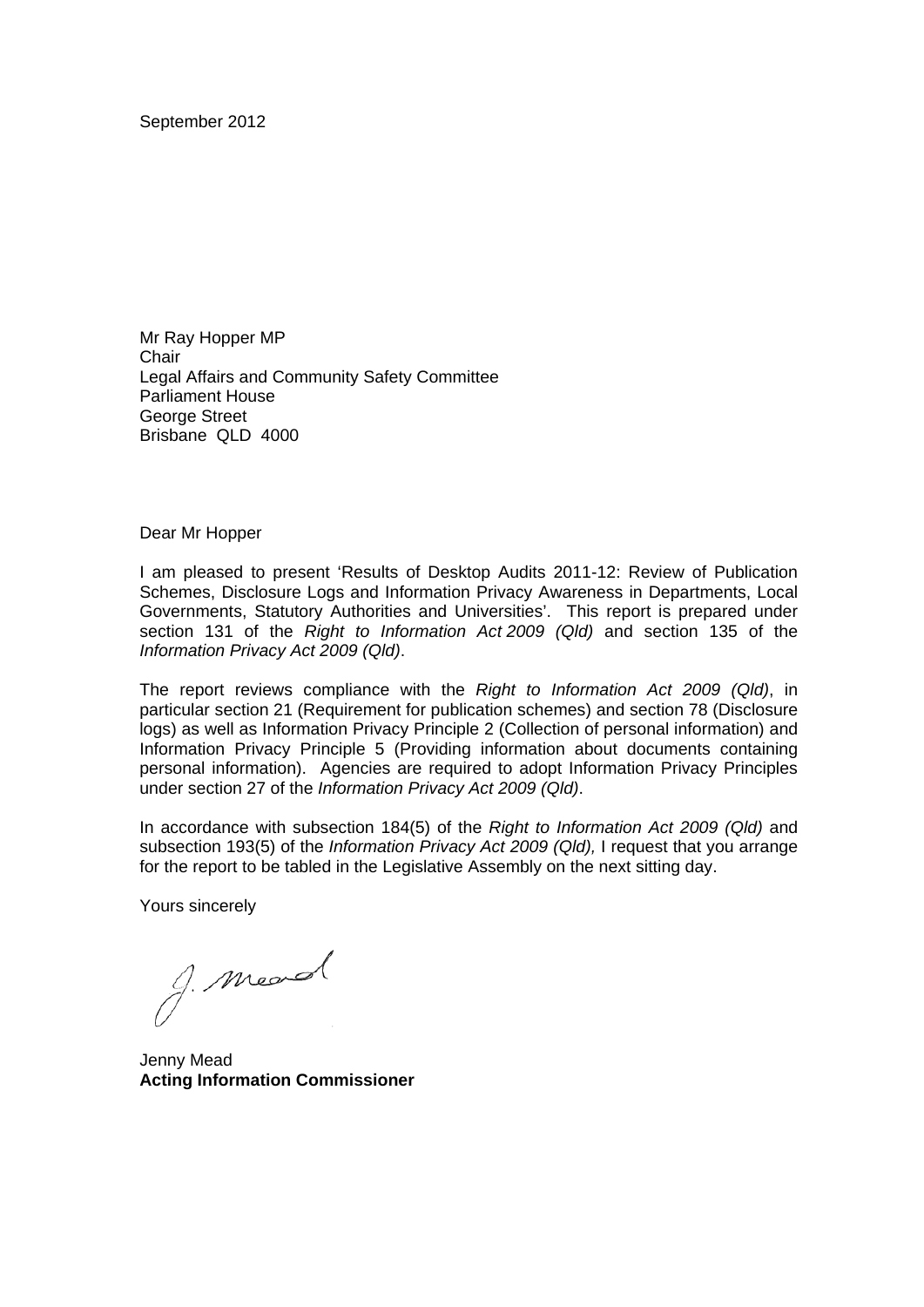September 2012

Mr Ray Hopper MP  
Chair  
Legal Affairs and Community Safety Committee  
Parliament House  
George Street  
Brisbane QLD 4000

Dear Mr Hopper

I am pleased to present 'Results of Desktop Audits 2011-12: Review of Publication Schemes, Disclosure Logs and Information Privacy Awareness in Departments, Local Governments, Statutory Authorities and Universities'. This report is prepared under section 131 of the *Right to Information Act 2009 (Qld)* and section 135 of the *Information Privacy Act 2009 (Qld)*.

The report reviews compliance with the *Right to Information Act 2009 (Qld)*, in particular section 21 (Requirement for publication schemes) and section 78 (Disclosure logs) as well as Information Privacy Principle 2 (Collection of personal information) and Information Privacy Principle 5 (Providing information about documents containing personal information). Agencies are required to adopt Information Privacy Principles under section 27 of the *Information Privacy Act 2009 (Qld)*.

In accordance with subsection 184(5) of the *Right to Information Act 2009 (Qld)* and subsection 193(5) of the *Information Privacy Act 2009 (Qld),* I request that you arrange for the report to be tabled in the Legislative Assembly on the next sitting day.

Yours sincerely

J. Mead

Jenny Mead  
**Acting Information Commissioner**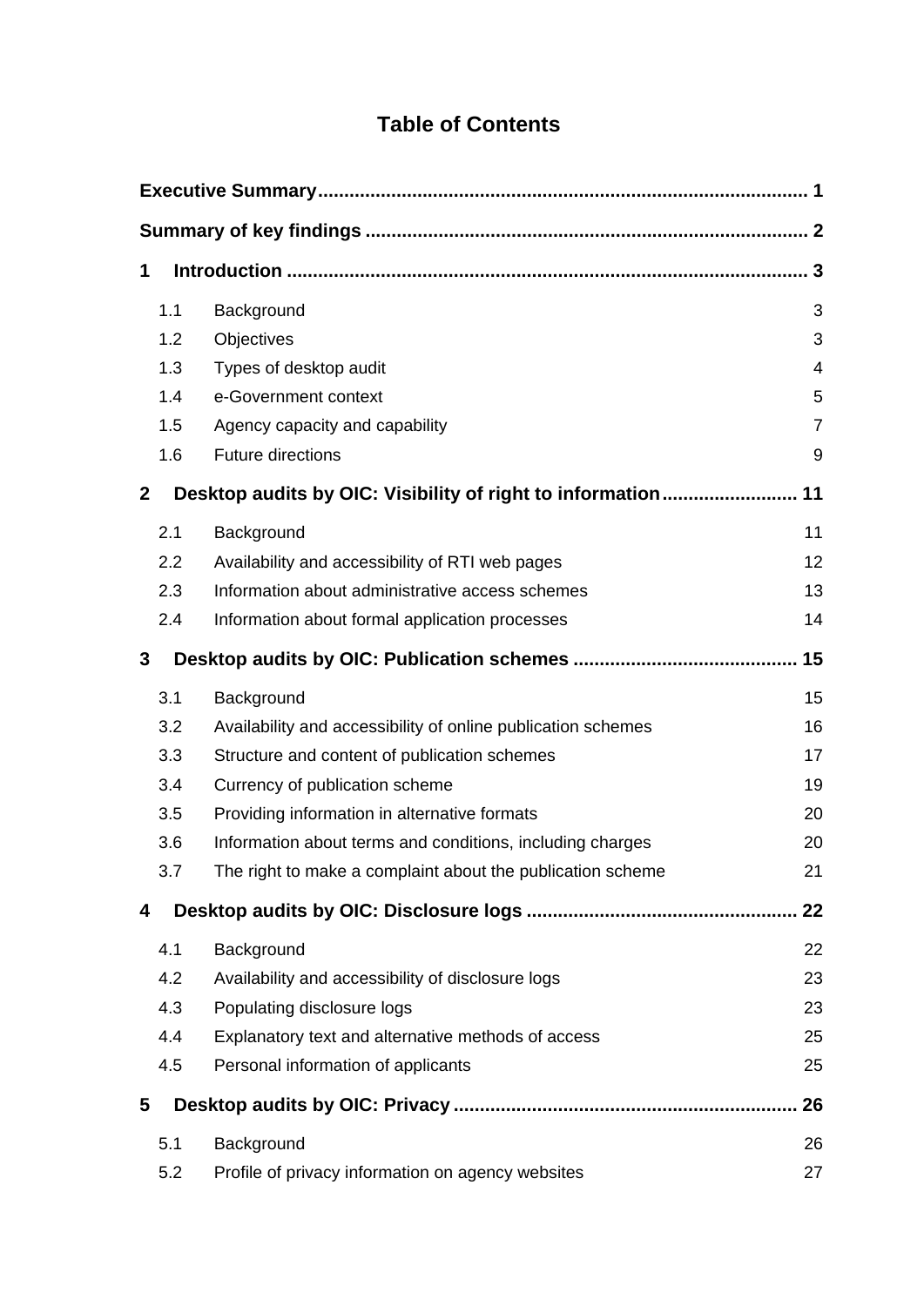# Table of Contents

| | | |
|---|---|---|
| **Executive Summary** | | **1** |
| **Summary of key findings** | | **2** |
| **1** | **Introduction** | **3** |
| 1.1 | Background | 3 |
| 1.2 | Objectives | 3 |
| 1.3 | Types of desktop audit | 4 |
| 1.4 | e-Government context | 5 |
| 1.5 | Agency capacity and capability | 7 |
| 1.6 | Future directions | 9 |
| **2** | **Desktop audits by OIC: Visibility of right to information** | **11** |
| 2.1 | Background | 11 |
| 2.2 | Availability and accessibility of RTI web pages | 12 |
| 2.3 | Information about administrative access schemes | 13 |
| 2.4 | Information about formal application processes | 14 |
| **3** | **Desktop audits by OIC: Publication schemes** | **15** |
| 3.1 | Background | 15 |
| 3.2 | Availability and accessibility of online publication schemes | 16 |
| 3.3 | Structure and content of publication schemes | 17 |
| 3.4 | Currency of publication scheme | 19 |
| 3.5 | Providing information in alternative formats | 20 |
| 3.6 | Information about terms and conditions, including charges | 20 |
| 3.7 | The right to make a complaint about the publication scheme | 21 |
| **4** | **Desktop audits by OIC: Disclosure logs** | **22** |
| 4.1 | Background | 22 |
| 4.2 | Availability and accessibility of disclosure logs | 23 |
| 4.3 | Populating disclosure logs | 23 |
| 4.4 | Explanatory text and alternative methods of access | 25 |
| 4.5 | Personal information of applicants | 25 |
| **5** | **Desktop audits by OIC: Privacy** | **26** |
| 5.1 | Background | 26 |
| 5.2 | Profile of privacy information on agency websites | 27 |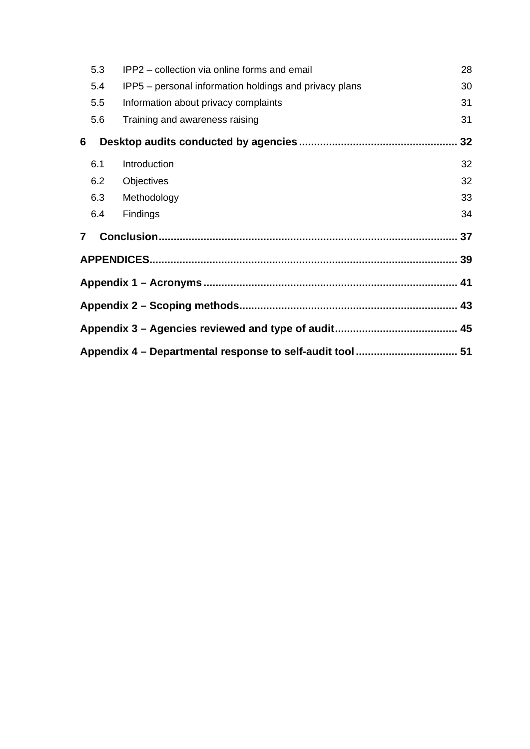| | | |
|---|---|---|
| 5.3 | IPP2 – collection via online forms and email | 28 |
| 5.4 | IPP5 – personal information holdings and privacy plans | 30 |
| 5.5 | Information about privacy complaints | 31 |
| 5.6 | Training and awareness raising | 31 |

**6 Desktop audits conducted by agencies .................................................... 32**

| | | |
|---|---|---|
| 6.1 | Introduction | 32 |
| 6.2 | Objectives | 32 |
| 6.3 | Methodology | 33 |
| 6.4 | Findings | 34 |

**7 Conclusion.................................................................................................. 37**

**APPENDICES.................................................................................................... 39**

**Appendix 1 – Acronyms .................................................................................... 41**

**Appendix 2 – Scoping methods......................................................................... 43**

**Appendix 3 – Agencies reviewed and type of audit......................................... 45**

**Appendix 4 – Departmental response to self-audit tool .................................. 51**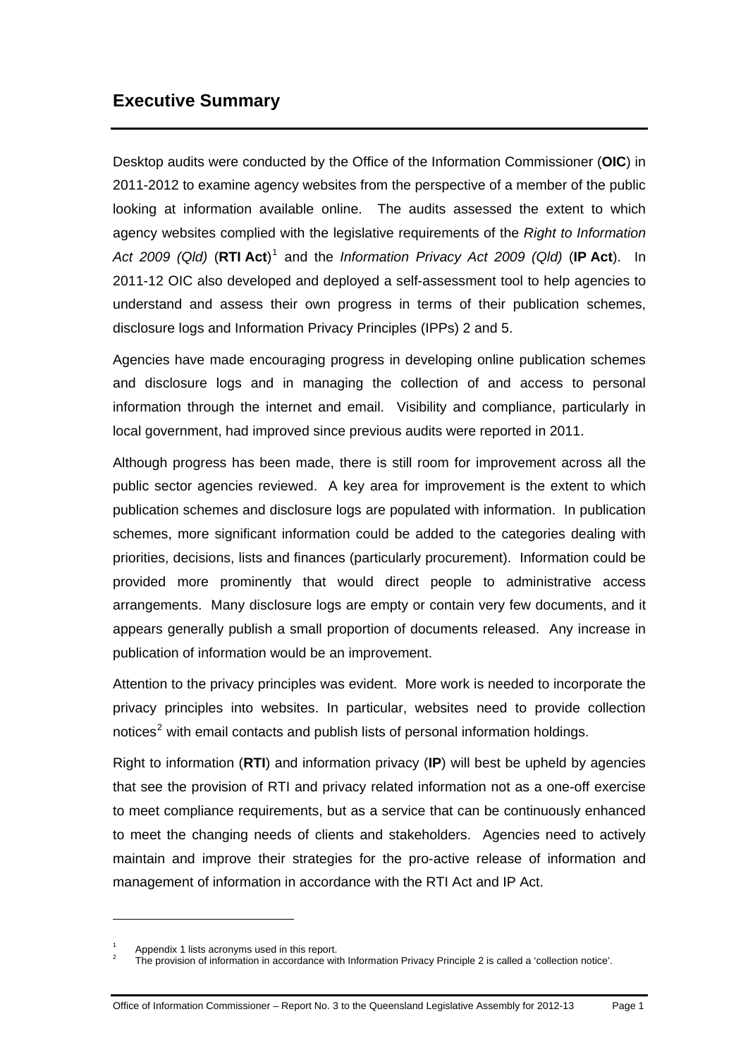## Executive Summary

Desktop audits were conducted by the Office of the Information Commissioner (**OIC**) in 2011-2012 to examine agency websites from the perspective of a member of the public looking at information available online. The audits assessed the extent to which agency websites complied with the legislative requirements of the *Right to Information Act 2009 (Qld)* (**RTI Act**)[1] and the *Information Privacy Act 2009 (Qld)* (**IP Act**). In 2011-12 OIC also developed and deployed a self-assessment tool to help agencies to understand and assess their own progress in terms of their publication schemes, disclosure logs and Information Privacy Principles (IPPs) 2 and 5.

Agencies have made encouraging progress in developing online publication schemes and disclosure logs and in managing the collection of and access to personal information through the internet and email. Visibility and compliance, particularly in local government, had improved since previous audits were reported in 2011.

Although progress has been made, there is still room for improvement across all the public sector agencies reviewed. A key area for improvement is the extent to which publication schemes and disclosure logs are populated with information. In publication schemes, more significant information could be added to the categories dealing with priorities, decisions, lists and finances (particularly procurement). Information could be provided more prominently that would direct people to administrative access arrangements. Many disclosure logs are empty or contain very few documents, and it appears generally publish a small proportion of documents released. Any increase in publication of information would be an improvement.

Attention to the privacy principles was evident. More work is needed to incorporate the privacy principles into websites. In particular, websites need to provide collection notices[2] with email contacts and publish lists of personal information holdings.

Right to information (**RTI**) and information privacy (**IP**) will best be upheld by agencies that see the provision of RTI and privacy related information not as a one-off exercise to meet compliance requirements, but as a service that can be continuously enhanced to meet the changing needs of clients and stakeholders. Agencies need to actively maintain and improve their strategies for the pro-active release of information and management of information in accordance with the RTI Act and IP Act.

---

[1] Appendix 1 lists acronyms used in this report.

[2] The provision of information in accordance with Information Privacy Principle 2 is called a 'collection notice'.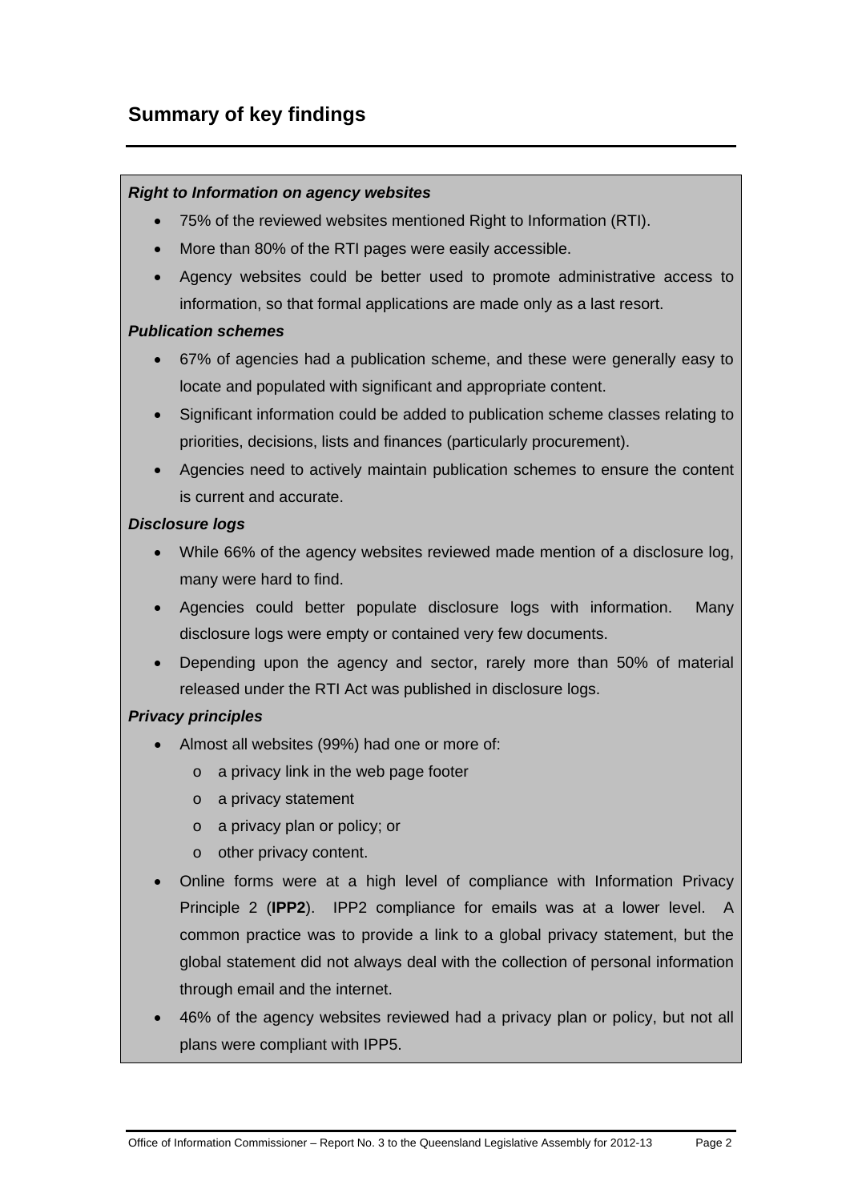## Summary of key findings

***Right to Information on agency websites***

- 75% of the reviewed websites mentioned Right to Information (RTI).
- More than 80% of the RTI pages were easily accessible.
- Agency websites could be better used to promote administrative access to information, so that formal applications are made only as a last resort.

***Publication schemes***

- 67% of agencies had a publication scheme, and these were generally easy to locate and populated with significant and appropriate content.
- Significant information could be added to publication scheme classes relating to priorities, decisions, lists and finances (particularly procurement).
- Agencies need to actively maintain publication schemes to ensure the content is current and accurate.

***Disclosure logs***

- While 66% of the agency websites reviewed made mention of a disclosure log, many were hard to find.
- Agencies could better populate disclosure logs with information. Many disclosure logs were empty or contained very few documents.
- Depending upon the agency and sector, rarely more than 50% of material released under the RTI Act was published in disclosure logs.

***Privacy principles***

- Almost all websites (99%) had one or more of:
  - a privacy link in the web page footer
  - a privacy statement
  - a privacy plan or policy; or
  - other privacy content.
- Online forms were at a high level of compliance with Information Privacy Principle 2 (**IPP2**). IPP2 compliance for emails was at a lower level. A common practice was to provide a link to a global privacy statement, but the global statement did not always deal with the collection of personal information through email and the internet.
- 46% of the agency websites reviewed had a privacy plan or policy, but not all plans were compliant with IPP5.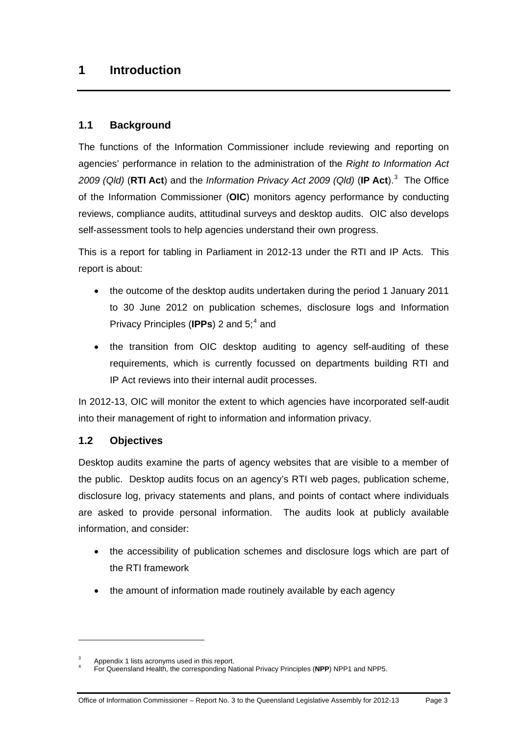# 1 Introduction

## 1.1 Background

The functions of the Information Commissioner include reviewing and reporting on agencies' performance in relation to the administration of the *Right to Information Act 2009 (Qld)* (**RTI Act**) and the *Information Privacy Act 2009 (Qld)* (**IP Act**).[3] The Office of the Information Commissioner (**OIC**) monitors agency performance by conducting reviews, compliance audits, attitudinal surveys and desktop audits. OIC also develops self-assessment tools to help agencies understand their own progress.

This is a report for tabling in Parliament in 2012-13 under the RTI and IP Acts. This report is about:

- the outcome of the desktop audits undertaken during the period 1 January 2011 to 30 June 2012 on publication schemes, disclosure logs and Information Privacy Principles (**IPPs**) 2 and 5;[4] and
- the transition from OIC desktop auditing to agency self-auditing of these requirements, which is currently focussed on departments building RTI and IP Act reviews into their internal audit processes.

In 2012-13, OIC will monitor the extent to which agencies have incorporated self-audit into their management of right to information and information privacy.

## 1.2 Objectives

Desktop audits examine the parts of agency websites that are visible to a member of the public. Desktop audits focus on an agency's RTI web pages, publication scheme, disclosure log, privacy statements and plans, and points of contact where individuals are asked to provide personal information. The audits look at publicly available information, and consider:

- the accessibility of publication schemes and disclosure logs which are part of the RTI framework
- the amount of information made routinely available by each agency

---

[3] Appendix 1 lists acronyms used in this report.

[4] For Queensland Health, the corresponding National Privacy Principles (**NPP**) NPP1 and NPP5.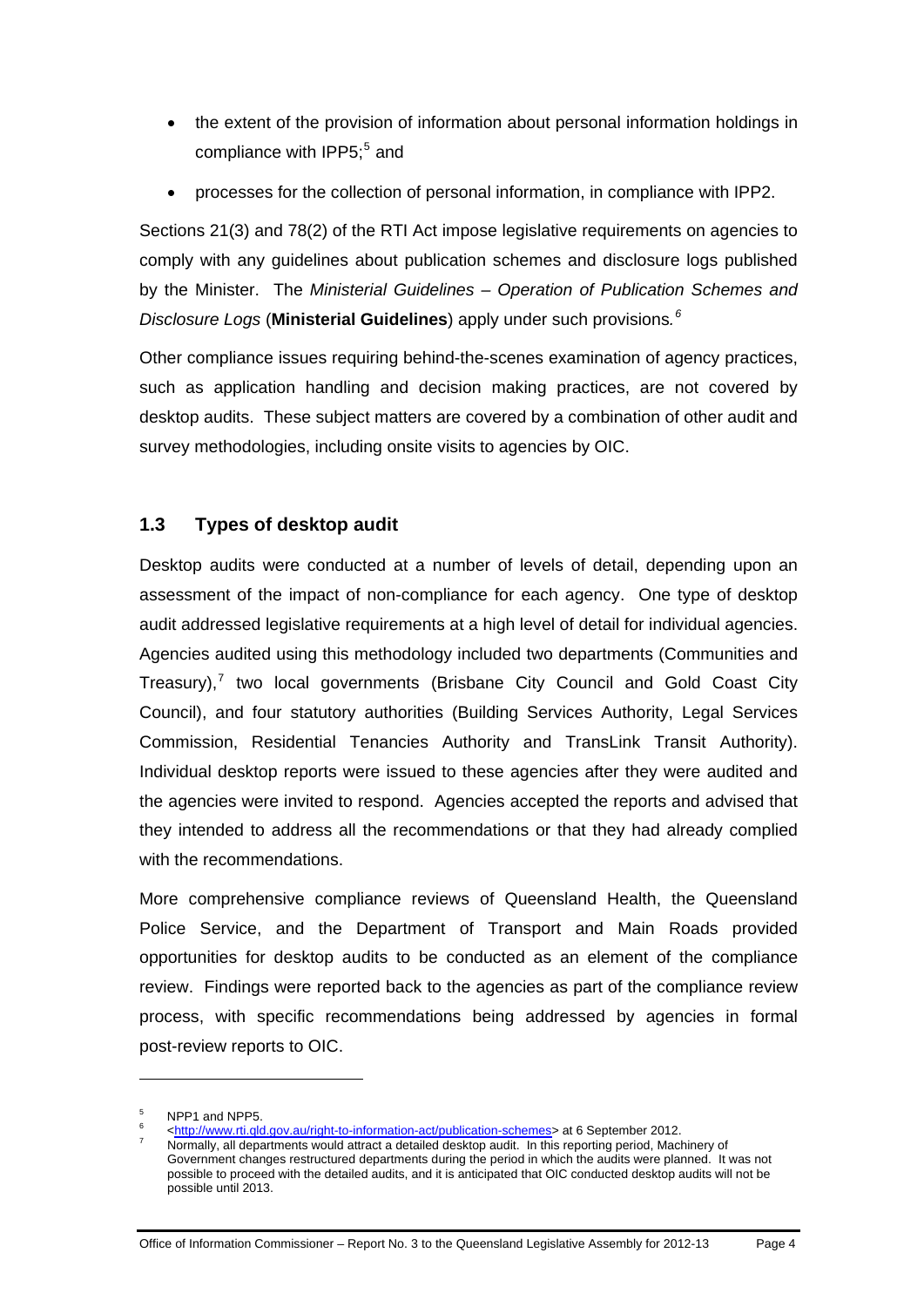- the extent of the provision of information about personal information holdings in compliance with IPP5;[5] and
- processes for the collection of personal information, in compliance with IPP2.

Sections 21(3) and 78(2) of the RTI Act impose legislative requirements on agencies to comply with any guidelines about publication schemes and disclosure logs published by the Minister. The *Ministerial Guidelines – Operation of Publication Schemes and Disclosure Logs* (**Ministerial Guidelines**) apply under such provisions.[6]

Other compliance issues requiring behind-the-scenes examination of agency practices, such as application handling and decision making practices, are not covered by desktop audits. These subject matters are covered by a combination of other audit and survey methodologies, including onsite visits to agencies by OIC.

### 1.3 Types of desktop audit

Desktop audits were conducted at a number of levels of detail, depending upon an assessment of the impact of non-compliance for each agency. One type of desktop audit addressed legislative requirements at a high level of detail for individual agencies. Agencies audited using this methodology included two departments (Communities and Treasury),[7] two local governments (Brisbane City Council and Gold Coast City Council), and four statutory authorities (Building Services Authority, Legal Services Commission, Residential Tenancies Authority and TransLink Transit Authority). Individual desktop reports were issued to these agencies after they were audited and the agencies were invited to respond. Agencies accepted the reports and advised that they intended to address all the recommendations or that they had already complied with the recommendations.

More comprehensive compliance reviews of Queensland Health, the Queensland Police Service, and the Department of Transport and Main Roads provided opportunities for desktop audits to be conducted as an element of the compliance review. Findings were reported back to the agencies as part of the compliance review process, with specific recommendations being addressed by agencies in formal post-review reports to OIC.

---

[5] NPP1 and NPP5.

[6] <http://www.rti.qld.gov.au/right-to-information-act/publication-schemes> at 6 September 2012.

[7] Normally, all departments would attract a detailed desktop audit. In this reporting period, Machinery of Government changes restructured departments during the period in which the audits were planned. It was not possible to proceed with the detailed audits, and it is anticipated that OIC conducted desktop audits will not be possible until 2013.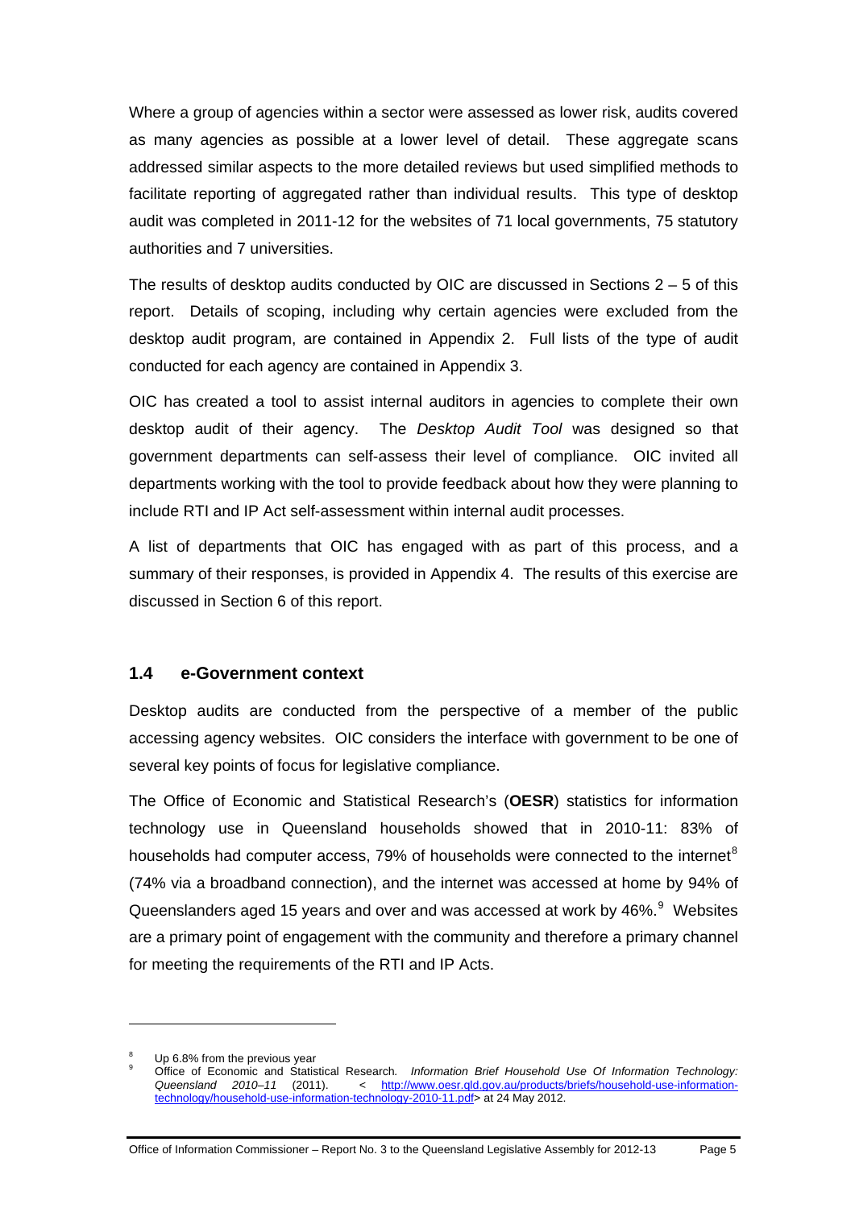Where a group of agencies within a sector were assessed as lower risk, audits covered as many agencies as possible at a lower level of detail. These aggregate scans addressed similar aspects to the more detailed reviews but used simplified methods to facilitate reporting of aggregated rather than individual results. This type of desktop audit was completed in 2011-12 for the websites of 71 local governments, 75 statutory authorities and 7 universities.

The results of desktop audits conducted by OIC are discussed in Sections 2 – 5 of this report. Details of scoping, including why certain agencies were excluded from the desktop audit program, are contained in Appendix 2. Full lists of the type of audit conducted for each agency are contained in Appendix 3.

OIC has created a tool to assist internal auditors in agencies to complete their own desktop audit of their agency. The *Desktop Audit Tool* was designed so that government departments can self-assess their level of compliance. OIC invited all departments working with the tool to provide feedback about how they were planning to include RTI and IP Act self-assessment within internal audit processes.

A list of departments that OIC has engaged with as part of this process, and a summary of their responses, is provided in Appendix 4. The results of this exercise are discussed in Section 6 of this report.

### 1.4 e-Government context

Desktop audits are conducted from the perspective of a member of the public accessing agency websites. OIC considers the interface with government to be one of several key points of focus for legislative compliance.

The Office of Economic and Statistical Research's (**OESR**) statistics for information technology use in Queensland households showed that in 2010-11: 83% of households had computer access, 79% of households were connected to the internet[8] (74% via a broadband connection), and the internet was accessed at home by 94% of Queenslanders aged 15 years and over and was accessed at work by 46%.[9] Websites are a primary point of engagement with the community and therefore a primary channel for meeting the requirements of the RTI and IP Acts.

---

[8] Up 6.8% from the previous year

[9] Office of Economic and Statistical Research. *Information Brief Household Use Of Information Technology: Queensland 2010–11* (2011). < http://www.oesr.qld.gov.au/products/briefs/household-use-information-technology/household-use-information-technology-2010-11.pdf> at 24 May 2012.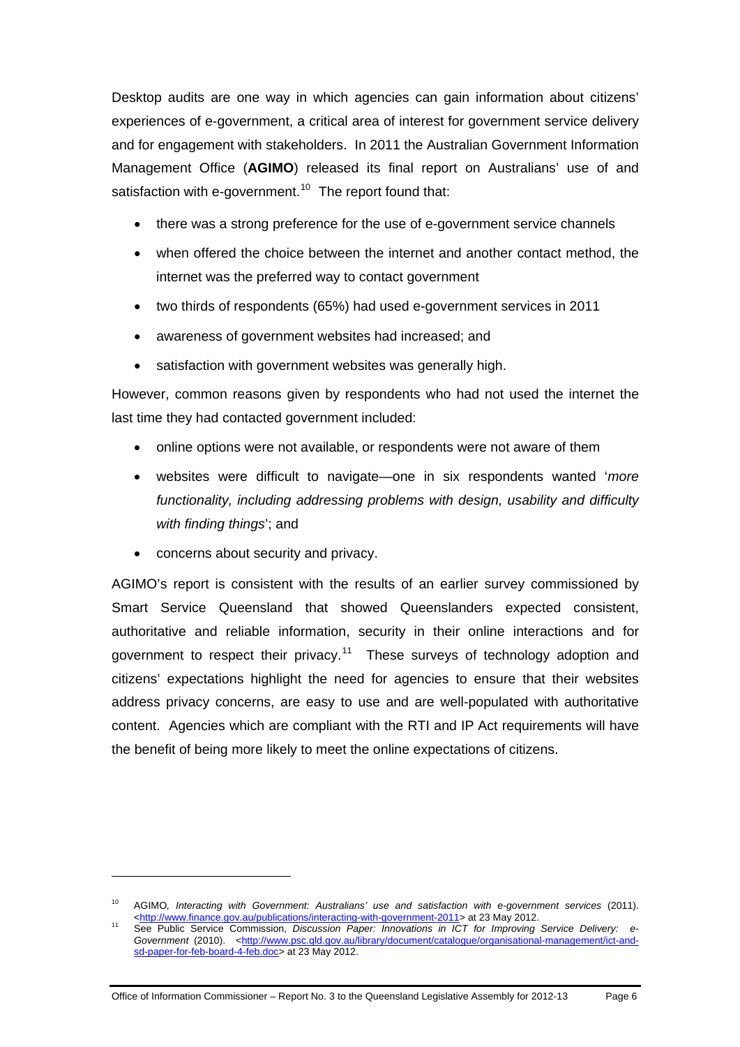Desktop audits are one way in which agencies can gain information about citizens' experiences of e-government, a critical area of interest for government service delivery and for engagement with stakeholders. In 2011 the Australian Government Information Management Office (**AGIMO**) released its final report on Australians' use of and satisfaction with e-government.[10] The report found that:

- there was a strong preference for the use of e-government service channels
- when offered the choice between the internet and another contact method, the internet was the preferred way to contact government
- two thirds of respondents (65%) had used e-government services in 2011
- awareness of government websites had increased; and
- satisfaction with government websites was generally high.

However, common reasons given by respondents who had not used the internet the last time they had contacted government included:

- online options were not available, or respondents were not aware of them
- websites were difficult to navigate—one in six respondents wanted '*more functionality, including addressing problems with design, usability and difficulty with finding things*'; and
- concerns about security and privacy.

AGIMO's report is consistent with the results of an earlier survey commissioned by Smart Service Queensland that showed Queenslanders expected consistent, authoritative and reliable information, security in their online interactions and for government to respect their privacy.[11] These surveys of technology adoption and citizens' expectations highlight the need for agencies to ensure that their websites address privacy concerns, are easy to use and are well-populated with authoritative content. Agencies which are compliant with the RTI and IP Act requirements will have the benefit of being more likely to meet the online expectations of citizens.

---

[10] AGIMO, *Interacting with Government: Australians' use and satisfaction with e-government services* (2011). <http://www.finance.gov.au/publications/interacting-with-government-2011> at 23 May 2012.

[11] See Public Service Commission, *Discussion Paper: Innovations in ICT for Improving Service Delivery: e-Government* (2010). <http://www.psc.qld.gov.au/library/document/catalogue/organisational-management/ict-and-sd-paper-for-feb-board-4-feb.doc> at 23 May 2012.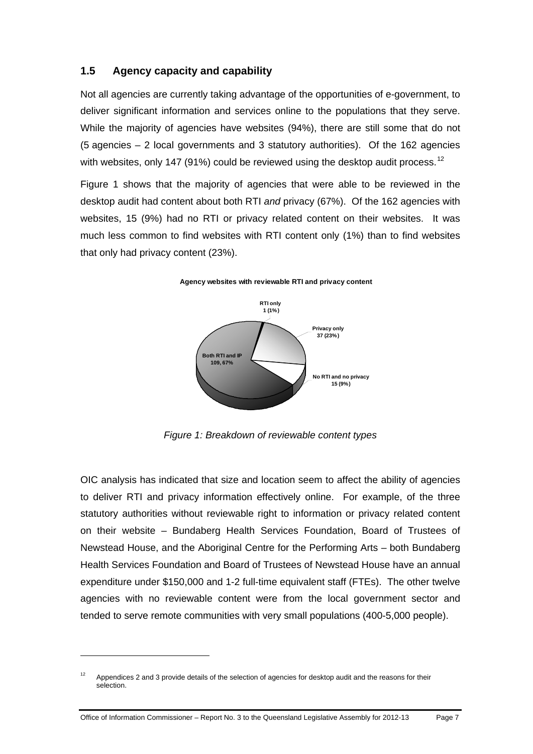## 1.5 Agency capacity and capability

Not all agencies are currently taking advantage of the opportunities of e-government, to deliver significant information and services online to the populations that they serve. While the majority of agencies have websites (94%), there are still some that do not (5 agencies – 2 local governments and 3 statutory authorities). Of the 162 agencies with websites, only 147 (91%) could be reviewed using the desktop audit process.[12]

Figure 1 shows that the majority of agencies that were able to be reviewed in the desktop audit had content about both RTI *and* privacy (67%). Of the 162 agencies with websites, 15 (9%) had no RTI or privacy related content on their websites. It was much less common to find websites with RTI content only (1%) than to find websites that only had privacy content (23%).

**Agency websites with reviewable RTI and privacy content**

RTI only 1 (1%)

Privacy only 37 (23%)

No RTI and no privacy 15 (9%)

Both RTI and IP 109, 67%

*Figure 1: Breakdown of reviewable content types*

OIC analysis has indicated that size and location seem to affect the ability of agencies to deliver RTI and privacy information effectively online. For example, of the three statutory authorities without reviewable right to information or privacy related content on their website – Bundaberg Health Services Foundation, Board of Trustees of Newstead House, and the Aboriginal Centre for the Performing Arts – both Bundaberg Health Services Foundation and Board of Trustees of Newstead House have an annual expenditure under $150,000 and 1-2 full-time equivalent staff (FTEs). The other twelve agencies with no reviewable content were from the local government sector and tended to serve remote communities with very small populations (400-5,000 people).

---

[12] Appendices 2 and 3 provide details of the selection of agencies for desktop audit and the reasons for their selection.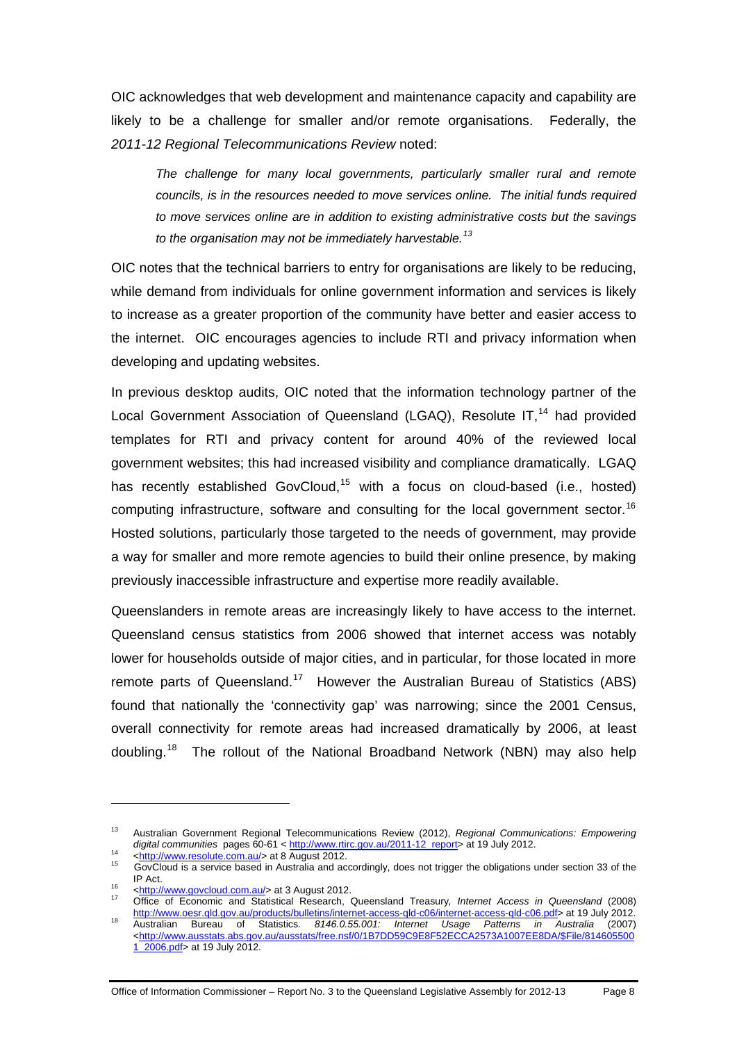OIC acknowledges that web development and maintenance capacity and capability are likely to be a challenge for smaller and/or remote organisations. Federally, the *2011-12 Regional Telecommunications Review* noted:

> *The challenge for many local governments, particularly smaller rural and remote councils, is in the resources needed to move services online. The initial funds required to move services online are in addition to existing administrative costs but the savings to the organisation may not be immediately harvestable.*[13]

OIC notes that the technical barriers to entry for organisations are likely to be reducing, while demand from individuals for online government information and services is likely to increase as a greater proportion of the community have better and easier access to the internet. OIC encourages agencies to include RTI and privacy information when developing and updating websites.

In previous desktop audits, OIC noted that the information technology partner of the Local Government Association of Queensland (LGAQ), Resolute IT,[14] had provided templates for RTI and privacy content for around 40% of the reviewed local government websites; this had increased visibility and compliance dramatically. LGAQ has recently established GovCloud,[15] with a focus on cloud-based (i.e., hosted) computing infrastructure, software and consulting for the local government sector.[16] Hosted solutions, particularly those targeted to the needs of government, may provide a way for smaller and more remote agencies to build their online presence, by making previously inaccessible infrastructure and expertise more readily available.

Queenslanders in remote areas are increasingly likely to have access to the internet. Queensland census statistics from 2006 showed that internet access was notably lower for households outside of major cities, and in particular, for those located in more remote parts of Queensland.[17] However the Australian Bureau of Statistics (ABS) found that nationally the 'connectivity gap' was narrowing; since the 2001 Census, overall connectivity for remote areas had increased dramatically by 2006, at least doubling.[18] The rollout of the National Broadband Network (NBN) may also help

---

[13] Australian Government Regional Telecommunications Review (2012), *Regional Communications: Empowering digital communities* pages 60-61 < http://www.rtirc.gov.au/2011-12_report> at 19 July 2012.

[14] <http://www.resolute.com.au/> at 8 August 2012.

[15] GovCloud is a service based in Australia and accordingly, does not trigger the obligations under section 33 of the IP Act.

[16] <http://www.govcloud.com.au/> at 3 August 2012.

[17] Office of Economic and Statistical Research, Queensland Treasury, *Internet Access in Queensland* (2008) http://www.oesr.qld.gov.au/products/bulletins/internet-access-qld-c06/internet-access-qld-c06.pdf> at 19 July 2012.

[18] Australian Bureau of Statistics. *8146.0.55.001: Internet Usage Patterns in Australia* (2007) <http://www.ausstats.abs.gov.au/ausstats/free.nsf/0/1B7DD59C9E8F52ECCA2573A1007EE8DA/$File/814605500 1_2006.pdf> at 19 July 2012.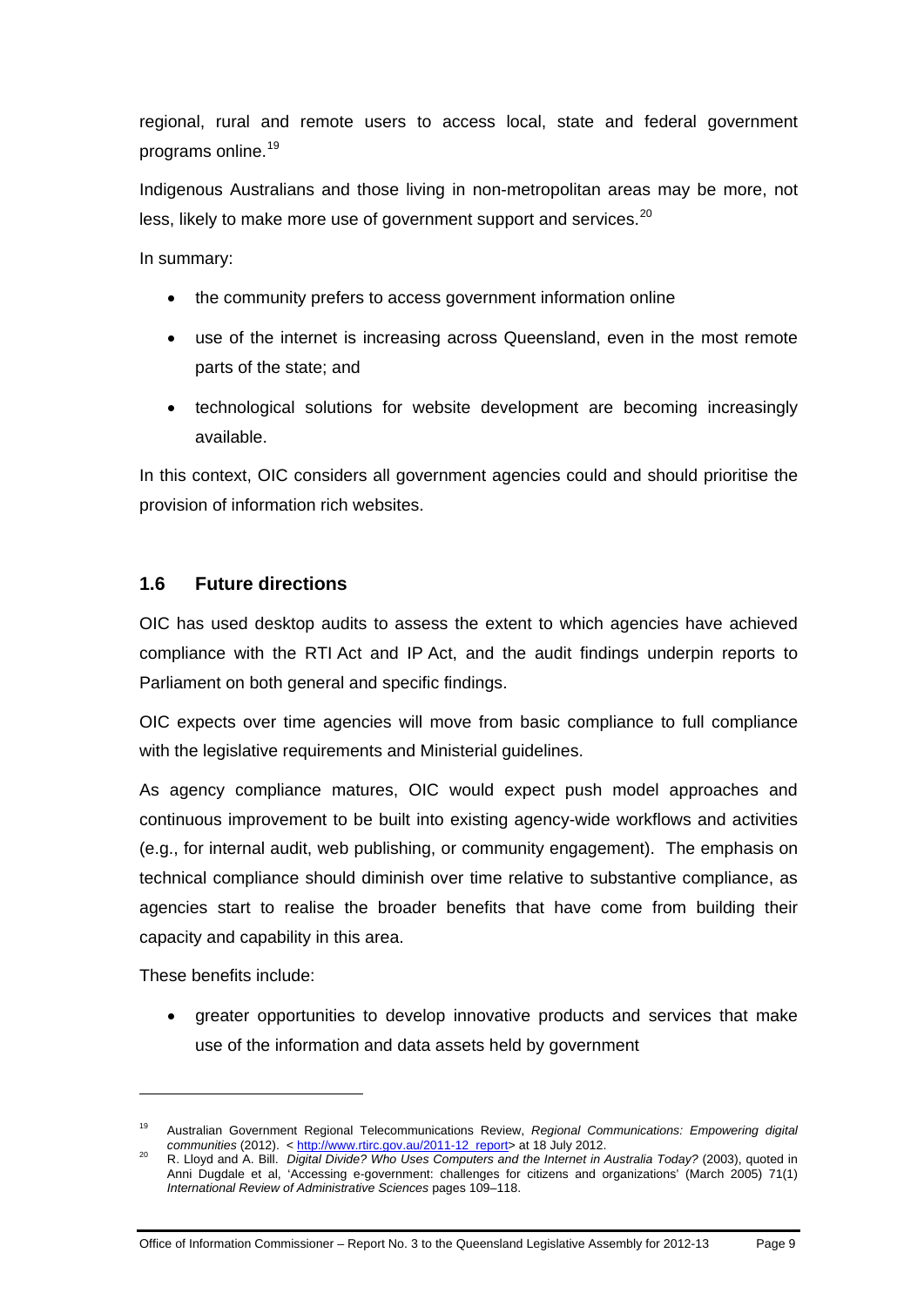regional, rural and remote users to access local, state and federal government programs online.[19]

Indigenous Australians and those living in non-metropolitan areas may be more, not less, likely to make more use of government support and services.[20]

In summary:

- the community prefers to access government information online
- use of the internet is increasing across Queensland, even in the most remote parts of the state; and
- technological solutions for website development are becoming increasingly available.

In this context, OIC considers all government agencies could and should prioritise the provision of information rich websites.

## 1.6 Future directions

OIC has used desktop audits to assess the extent to which agencies have achieved compliance with the RTI Act and IP Act, and the audit findings underpin reports to Parliament on both general and specific findings.

OIC expects over time agencies will move from basic compliance to full compliance with the legislative requirements and Ministerial guidelines.

As agency compliance matures, OIC would expect push model approaches and continuous improvement to be built into existing agency-wide workflows and activities (e.g., for internal audit, web publishing, or community engagement). The emphasis on technical compliance should diminish over time relative to substantive compliance, as agencies start to realise the broader benefits that have come from building their capacity and capability in this area.

These benefits include:

- greater opportunities to develop innovative products and services that make use of the information and data assets held by government

---

[19] Australian Government Regional Telecommunications Review, *Regional Communications: Empowering digital communities* (2012). < http://www.rtirc.gov.au/2011-12_report> at 18 July 2012.

[20] R. Lloyd and A. Bill. *Digital Divide? Who Uses Computers and the Internet in Australia Today?* (2003), quoted in Anni Dugdale et al, 'Accessing e-government: challenges for citizens and organizations' (March 2005) 71(1) *International Review of Administrative Sciences* pages 109–118.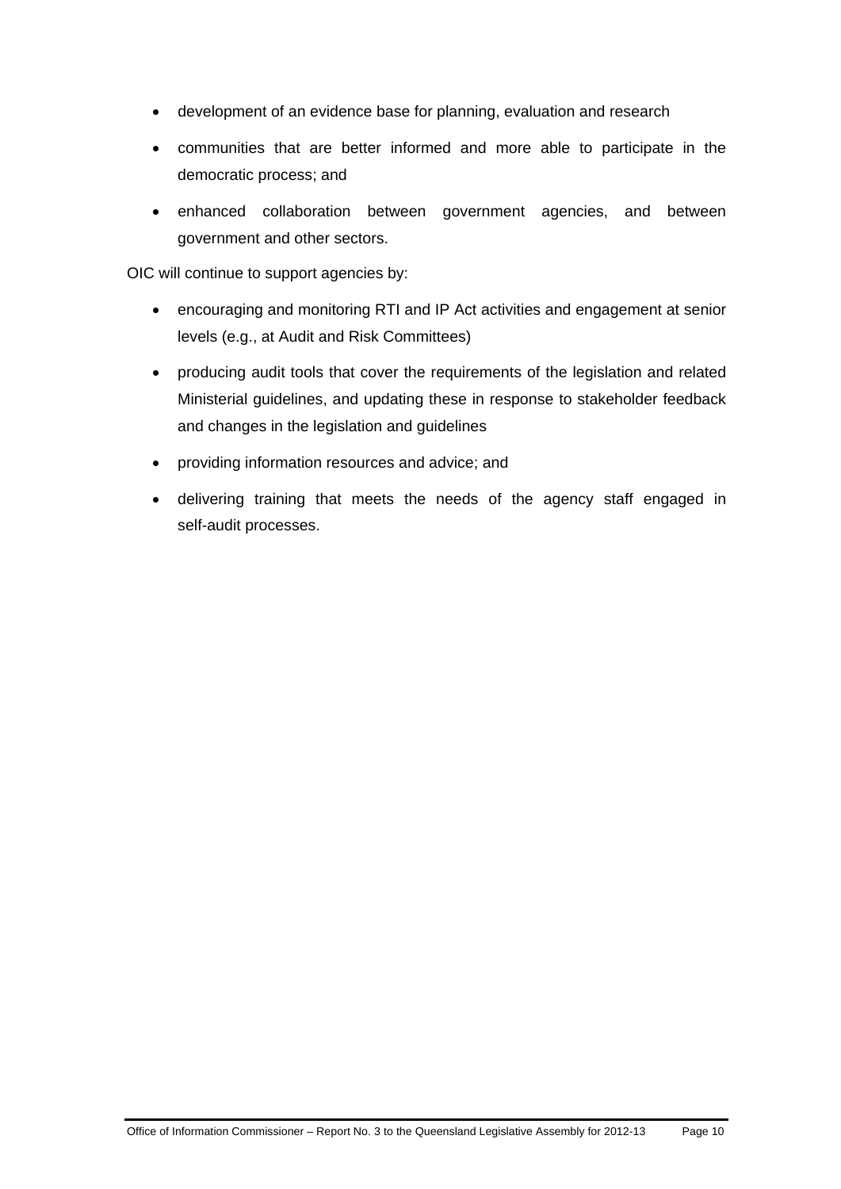- development of an evidence base for planning, evaluation and research
- communities that are better informed and more able to participate in the democratic process; and
- enhanced collaboration between government agencies, and between government and other sectors.

OIC will continue to support agencies by:

- encouraging and monitoring RTI and IP Act activities and engagement at senior levels (e.g., at Audit and Risk Committees)
- producing audit tools that cover the requirements of the legislation and related Ministerial guidelines, and updating these in response to stakeholder feedback and changes in the legislation and guidelines
- providing information resources and advice; and
- delivering training that meets the needs of the agency staff engaged in self-audit processes.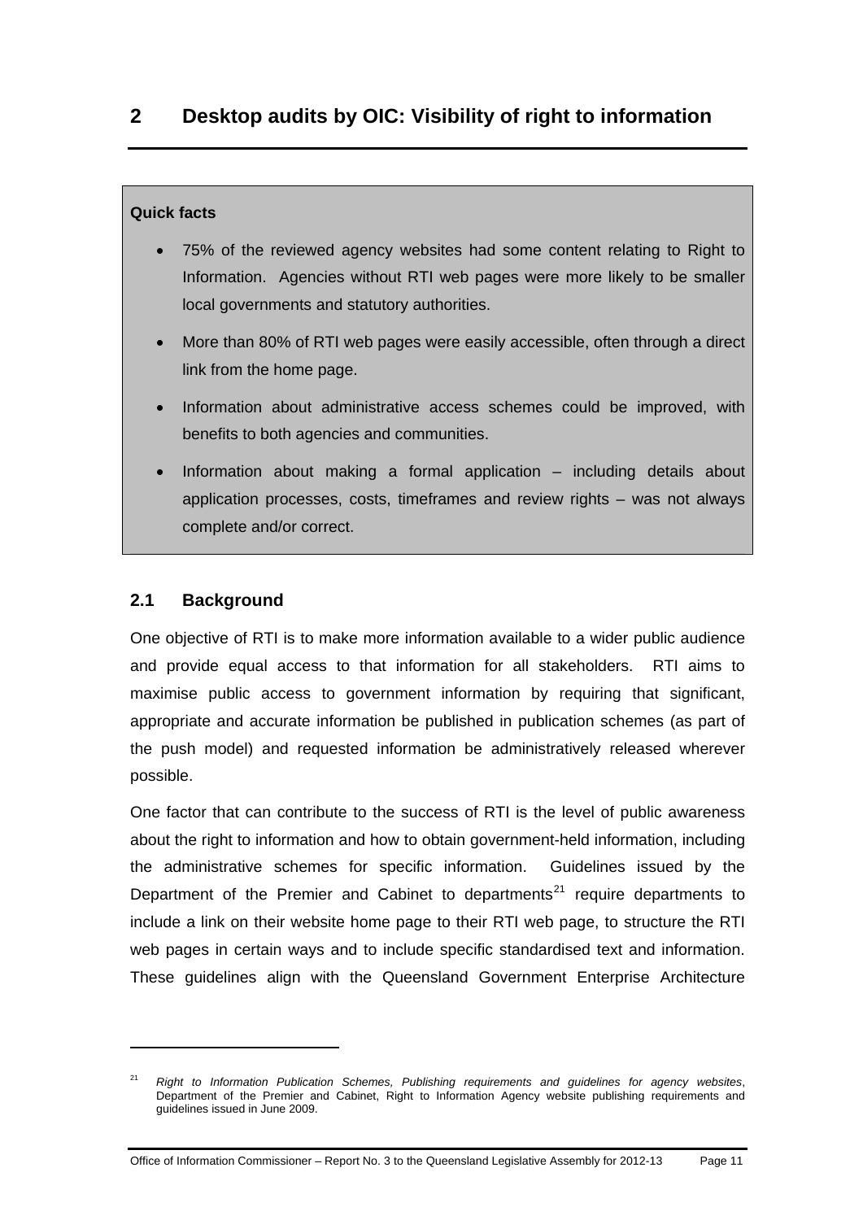# 2 Desktop audits by OIC: Visibility of right to information

**Quick facts**

- 75% of the reviewed agency websites had some content relating to Right to Information. Agencies without RTI web pages were more likely to be smaller local governments and statutory authorities.
- More than 80% of RTI web pages were easily accessible, often through a direct link from the home page.
- Information about administrative access schemes could be improved, with benefits to both agencies and communities.
- Information about making a formal application – including details about application processes, costs, timeframes and review rights – was not always complete and/or correct.

## 2.1 Background

One objective of RTI is to make more information available to a wider public audience and provide equal access to that information for all stakeholders. RTI aims to maximise public access to government information by requiring that significant, appropriate and accurate information be published in publication schemes (as part of the push model) and requested information be administratively released wherever possible.

One factor that can contribute to the success of RTI is the level of public awareness about the right to information and how to obtain government-held information, including the administrative schemes for specific information. Guidelines issued by the Department of the Premier and Cabinet to departments[21] require departments to include a link on their website home page to their RTI web page, to structure the RTI web pages in certain ways and to include specific standardised text and information. These guidelines align with the Queensland Government Enterprise Architecture

---

[21] *Right to Information Publication Schemes, Publishing requirements and guidelines for agency websites*, Department of the Premier and Cabinet, Right to Information Agency website publishing requirements and guidelines issued in June 2009.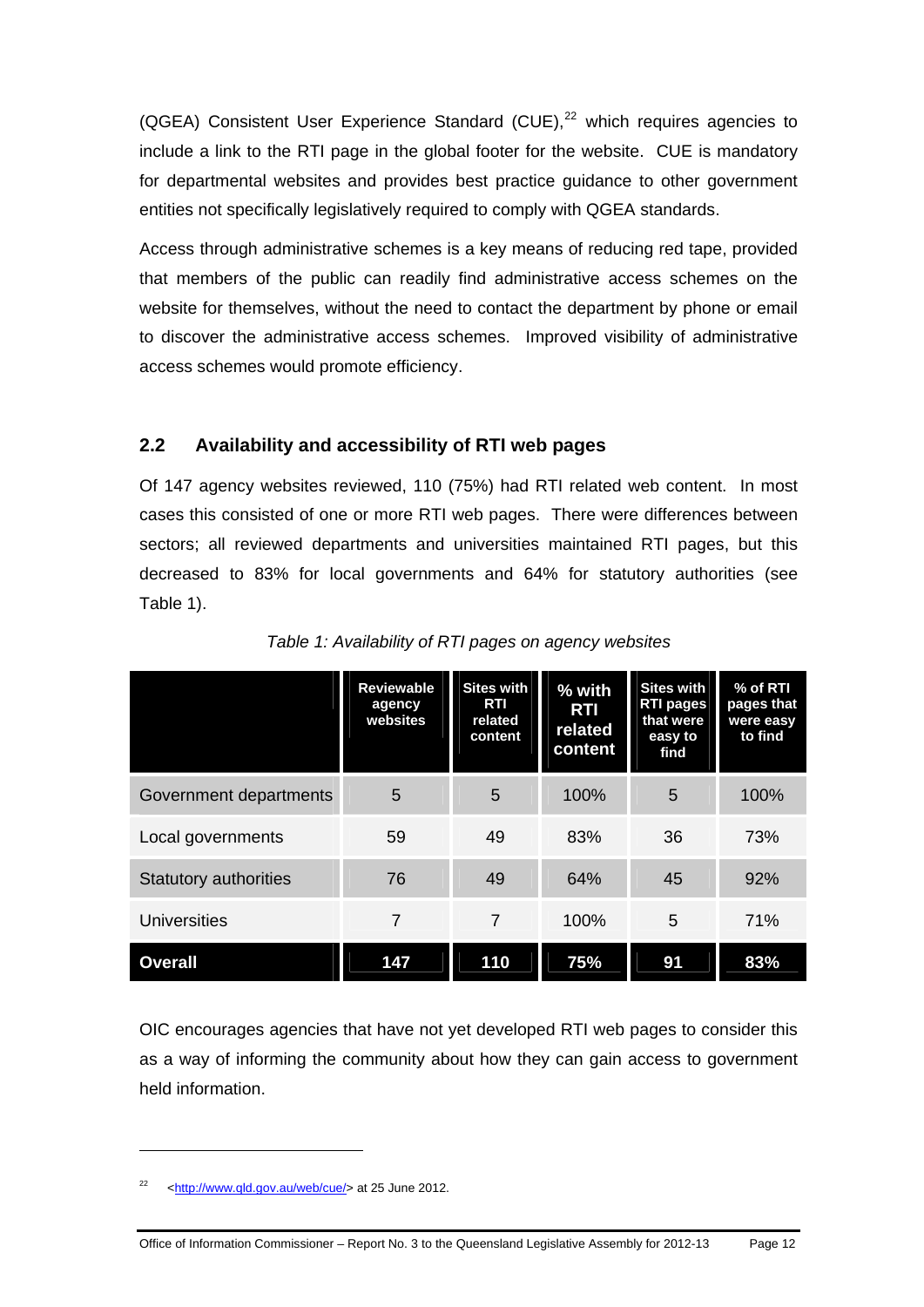(QGEA) Consistent User Experience Standard (CUE),[22] which requires agencies to include a link to the RTI page in the global footer for the website. CUE is mandatory for departmental websites and provides best practice guidance to other government entities not specifically legislatively required to comply with QGEA standards.

Access through administrative schemes is a key means of reducing red tape, provided that members of the public can readily find administrative access schemes on the website for themselves, without the need to contact the department by phone or email to discover the administrative access schemes. Improved visibility of administrative access schemes would promote efficiency.

## 2.2 Availability and accessibility of RTI web pages

Of 147 agency websites reviewed, 110 (75%) had RTI related web content. In most cases this consisted of one or more RTI web pages. There were differences between sectors; all reviewed departments and universities maintained RTI pages, but this decreased to 83% for local governments and 64% for statutory authorities (see Table 1).

*Table 1: Availability of RTI pages on agency websites*

| | Reviewable agency websites | Sites with RTI related content | % with RTI related content | Sites with RTI pages that were easy to find | % of RTI pages that were easy to find |
|---|---|---|---|---|---|
| Government departments | 5 | 5 | 100% | 5 | 100% |
| Local governments | 59 | 49 | 83% | 36 | 73% |
| Statutory authorities | 76 | 49 | 64% | 45 | 92% |
| Universities | 7 | 7 | 100% | 5 | 71% |
| **Overall** | **147** | **110** | **75%** | **91** | **83%** |

OIC encourages agencies that have not yet developed RTI web pages to consider this as a way of informing the community about how they can gain access to government held information.

---

[22] <http://www.qld.gov.au/web/cue/> at 25 June 2012.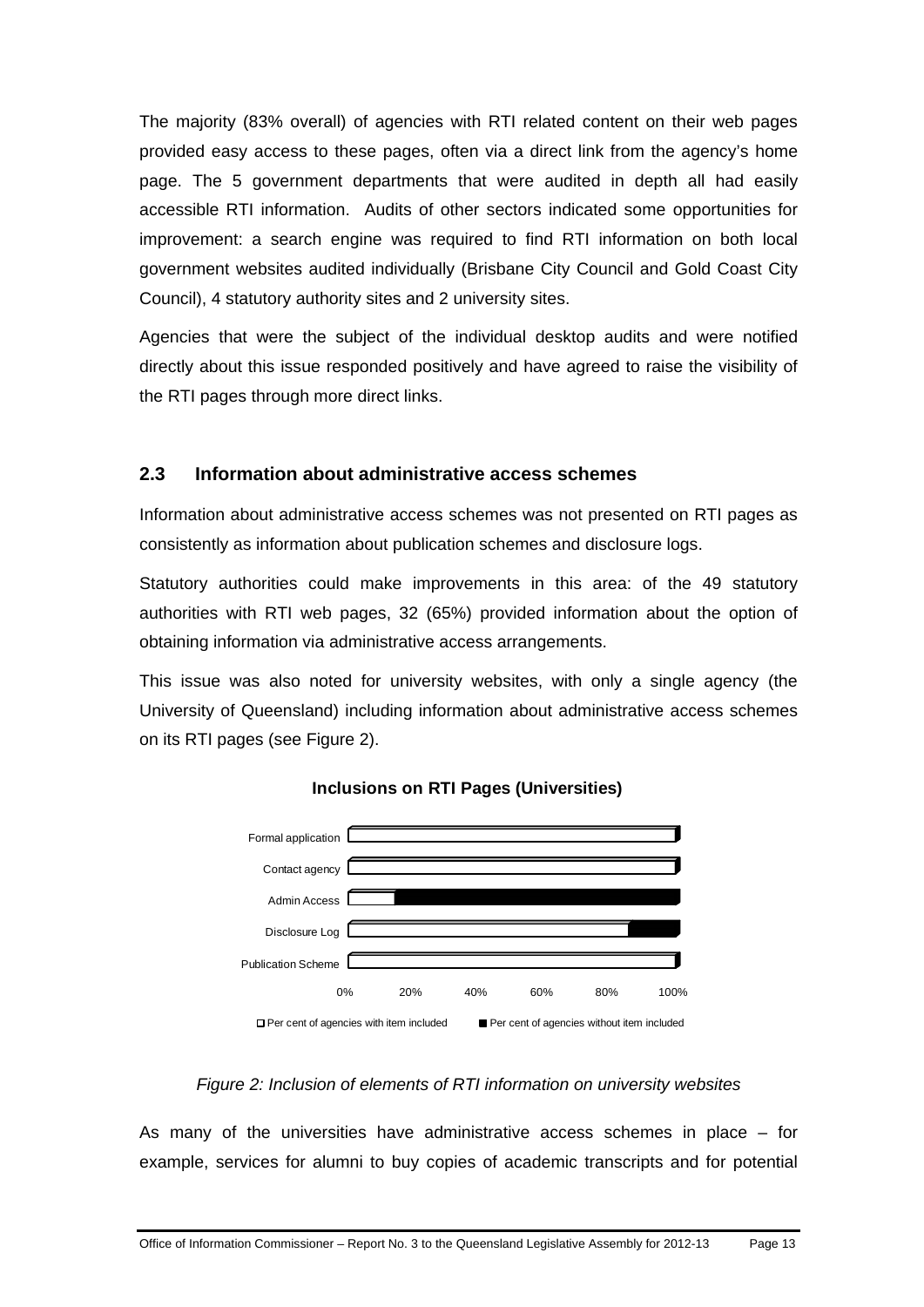The majority (83% overall) of agencies with RTI related content on their web pages provided easy access to these pages, often via a direct link from the agency's home page. The 5 government departments that were audited in depth all had easily accessible RTI information. Audits of other sectors indicated some opportunities for improvement: a search engine was required to find RTI information on both local government websites audited individually (Brisbane City Council and Gold Coast City Council), 4 statutory authority sites and 2 university sites.

Agencies that were the subject of the individual desktop audits and were notified directly about this issue responded positively and have agreed to raise the visibility of the RTI pages through more direct links.

## 2.3 Information about administrative access schemes

Information about administrative access schemes was not presented on RTI pages as consistently as information about publication schemes and disclosure logs.

Statutory authorities could make improvements in this area: of the 49 statutory authorities with RTI web pages, 32 (65%) provided information about the option of obtaining information via administrative access arrangements.

This issue was also noted for university websites, with only a single agency (the University of Queensland) including information about administrative access schemes on its RTI pages (see Figure 2).

**Inclusions on RTI Pages (Universities)**

Formal application
Contact agency
Admin Access
Disclosure Log
Publication Scheme

0% 20% 40% 60% 80% 100%

□ Per cent of agencies with item included ■ Per cent of agencies without item included

*Figure 2: Inclusion of elements of RTI information on university websites*

As many of the universities have administrative access schemes in place – for example, services for alumni to buy copies of academic transcripts and for potential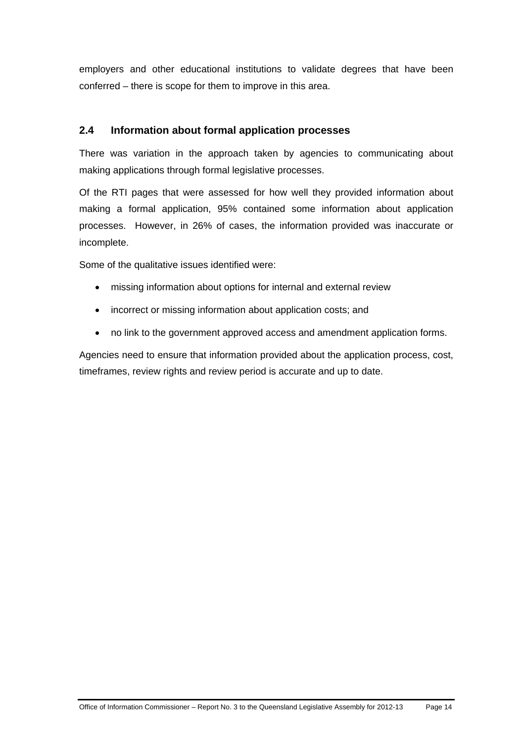employers and other educational institutions to validate degrees that have been conferred – there is scope for them to improve in this area.

## 2.4 Information about formal application processes

There was variation in the approach taken by agencies to communicating about making applications through formal legislative processes.

Of the RTI pages that were assessed for how well they provided information about making a formal application, 95% contained some information about application processes. However, in 26% of cases, the information provided was inaccurate or incomplete.

Some of the qualitative issues identified were:

- missing information about options for internal and external review
- incorrect or missing information about application costs; and
- no link to the government approved access and amendment application forms.

Agencies need to ensure that information provided about the application process, cost, timeframes, review rights and review period is accurate and up to date.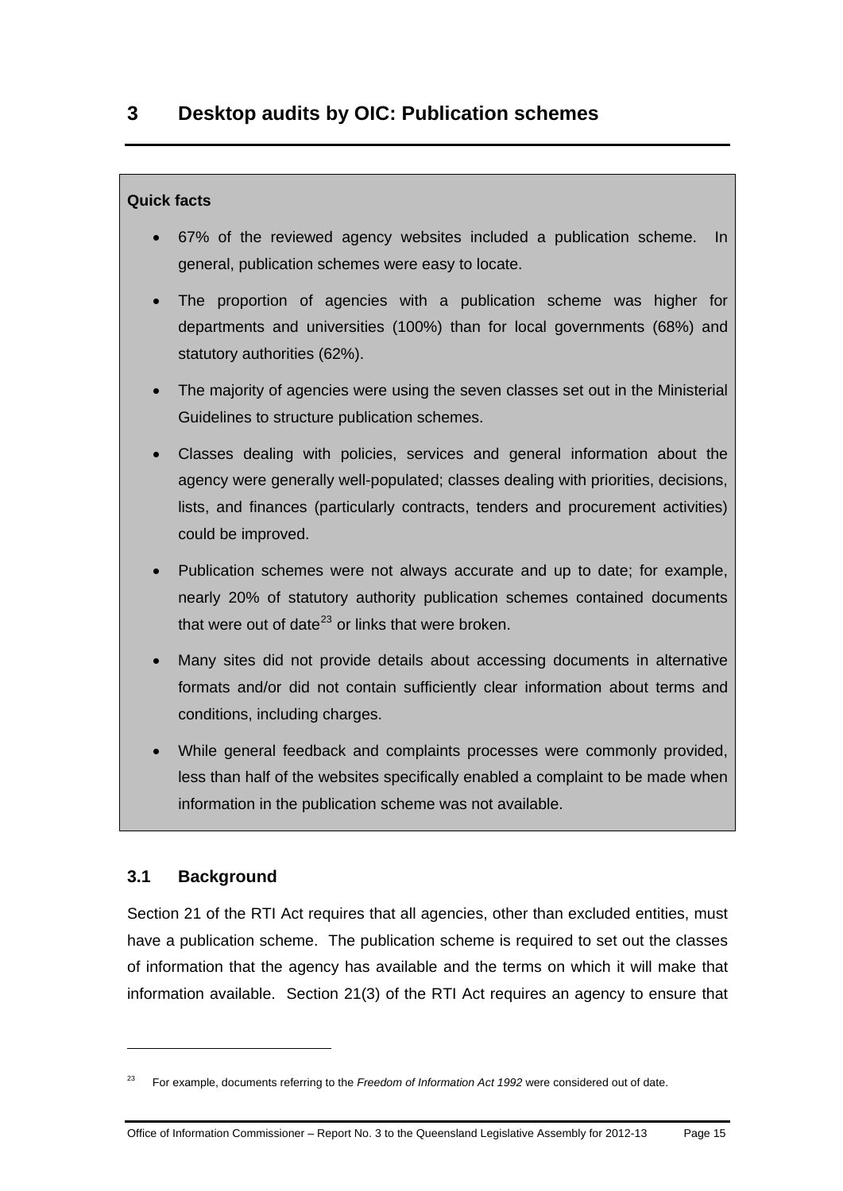# 3 Desktop audits by OIC: Publication schemes

**Quick facts**

- 67% of the reviewed agency websites included a publication scheme. In general, publication schemes were easy to locate.
- The proportion of agencies with a publication scheme was higher for departments and universities (100%) than for local governments (68%) and statutory authorities (62%).
- The majority of agencies were using the seven classes set out in the Ministerial Guidelines to structure publication schemes.
- Classes dealing with policies, services and general information about the agency were generally well-populated; classes dealing with priorities, decisions, lists, and finances (particularly contracts, tenders and procurement activities) could be improved.
- Publication schemes were not always accurate and up to date; for example, nearly 20% of statutory authority publication schemes contained documents that were out of date[23] or links that were broken.
- Many sites did not provide details about accessing documents in alternative formats and/or did not contain sufficiently clear information about terms and conditions, including charges.
- While general feedback and complaints processes were commonly provided, less than half of the websites specifically enabled a complaint to be made when information in the publication scheme was not available.

## 3.1 Background

Section 21 of the RTI Act requires that all agencies, other than excluded entities, must have a publication scheme. The publication scheme is required to set out the classes of information that the agency has available and the terms on which it will make that information available. Section 21(3) of the RTI Act requires an agency to ensure that

---

[23] For example, documents referring to the *Freedom of Information Act 1992* were considered out of date.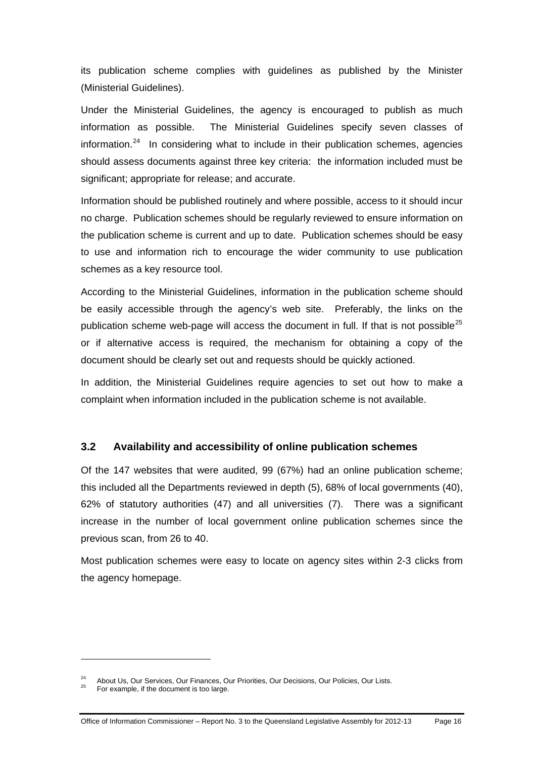its publication scheme complies with guidelines as published by the Minister (Ministerial Guidelines).

Under the Ministerial Guidelines, the agency is encouraged to publish as much information as possible. The Ministerial Guidelines specify seven classes of information.[24] In considering what to include in their publication schemes, agencies should assess documents against three key criteria: the information included must be significant; appropriate for release; and accurate.

Information should be published routinely and where possible, access to it should incur no charge. Publication schemes should be regularly reviewed to ensure information on the publication scheme is current and up to date. Publication schemes should be easy to use and information rich to encourage the wider community to use publication schemes as a key resource tool.

According to the Ministerial Guidelines, information in the publication scheme should be easily accessible through the agency's web site. Preferably, the links on the publication scheme web-page will access the document in full. If that is not possible[25] or if alternative access is required, the mechanism for obtaining a copy of the document should be clearly set out and requests should be quickly actioned.

In addition, the Ministerial Guidelines require agencies to set out how to make a complaint when information included in the publication scheme is not available.

## 3.2 Availability and accessibility of online publication schemes

Of the 147 websites that were audited, 99 (67%) had an online publication scheme; this included all the Departments reviewed in depth (5), 68% of local governments (40), 62% of statutory authorities (47) and all universities (7). There was a significant increase in the number of local government online publication schemes since the previous scan, from 26 to 40.

Most publication schemes were easy to locate on agency sites within 2-3 clicks from the agency homepage.

---

[24] About Us, Our Services, Our Finances, Our Priorities, Our Decisions, Our Policies, Our Lists.

[25] For example, if the document is too large.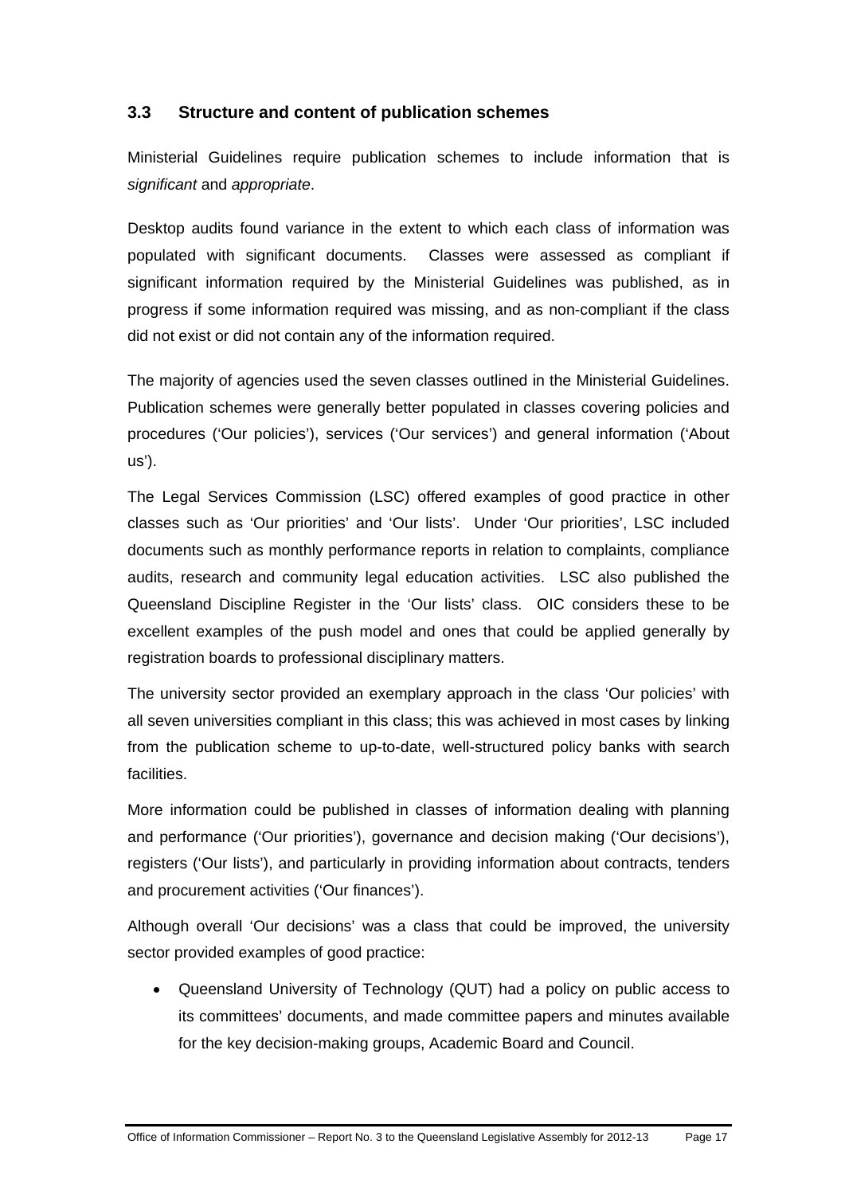### 3.3 Structure and content of publication schemes

Ministerial Guidelines require publication schemes to include information that is *significant* and *appropriate*.

Desktop audits found variance in the extent to which each class of information was populated with significant documents. Classes were assessed as compliant if significant information required by the Ministerial Guidelines was published, as in progress if some information required was missing, and as non-compliant if the class did not exist or did not contain any of the information required.

The majority of agencies used the seven classes outlined in the Ministerial Guidelines. Publication schemes were generally better populated in classes covering policies and procedures ('Our policies'), services ('Our services') and general information ('About us').

The Legal Services Commission (LSC) offered examples of good practice in other classes such as 'Our priorities' and 'Our lists'. Under 'Our priorities', LSC included documents such as monthly performance reports in relation to complaints, compliance audits, research and community legal education activities. LSC also published the Queensland Discipline Register in the 'Our lists' class. OIC considers these to be excellent examples of the push model and ones that could be applied generally by registration boards to professional disciplinary matters.

The university sector provided an exemplary approach in the class 'Our policies' with all seven universities compliant in this class; this was achieved in most cases by linking from the publication scheme to up-to-date, well-structured policy banks with search facilities.

More information could be published in classes of information dealing with planning and performance ('Our priorities'), governance and decision making ('Our decisions'), registers ('Our lists'), and particularly in providing information about contracts, tenders and procurement activities ('Our finances').

Although overall 'Our decisions' was a class that could be improved, the university sector provided examples of good practice:

- Queensland University of Technology (QUT) had a policy on public access to its committees' documents, and made committee papers and minutes available for the key decision-making groups, Academic Board and Council.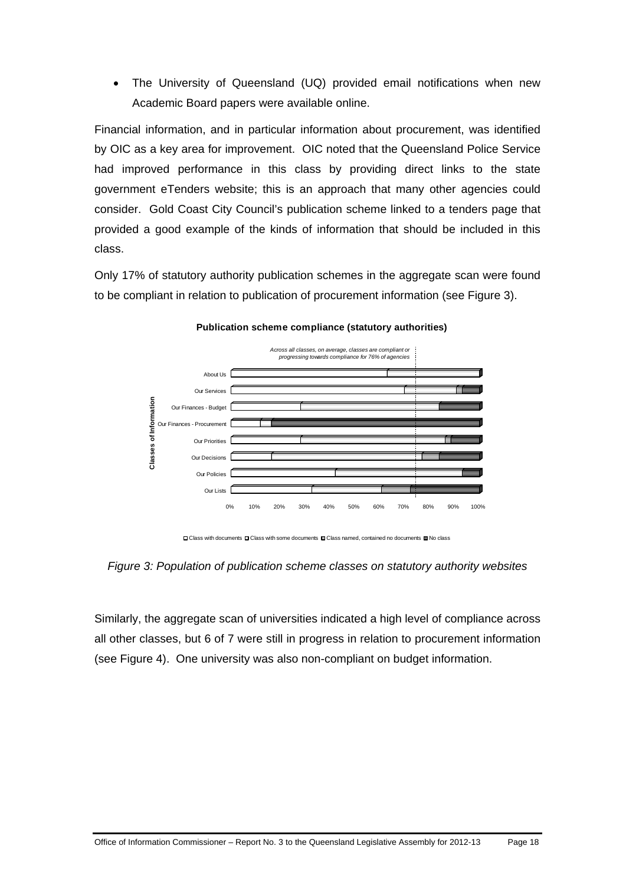- The University of Queensland (UQ) provided email notifications when new Academic Board papers were available online.

Financial information, and in particular information about procurement, was identified by OIC as a key area for improvement. OIC noted that the Queensland Police Service had improved performance in this class by providing direct links to the state government eTenders website; this is an approach that many other agencies could consider. Gold Coast City Council's publication scheme linked to a tenders page that provided a good example of the kinds of information that should be included in this class.

Only 17% of statutory authority publication schemes in the aggregate scan were found to be compliant in relation to publication of procurement information (see Figure 3).

**Publication scheme compliance (statutory authorities)**

*Across all classes, on average, classes are compliant or progressing towards compliance for 76% of agencies*

Classes of Information: About Us, Our Services, Our Finances - Budget, Our Finances - Procurement, Our Priorities, Our Decisions, Our Policies, Our Lists

0% 10% 20% 30% 40% 50% 60% 70% 80% 90% 100%

Class with documents, Class with some documents, Class named, contained no documents, No class

*Figure 3: Population of publication scheme classes on statutory authority websites*

Similarly, the aggregate scan of universities indicated a high level of compliance across all other classes, but 6 of 7 were still in progress in relation to procurement information (see Figure 4). One university was also non-compliant on budget information.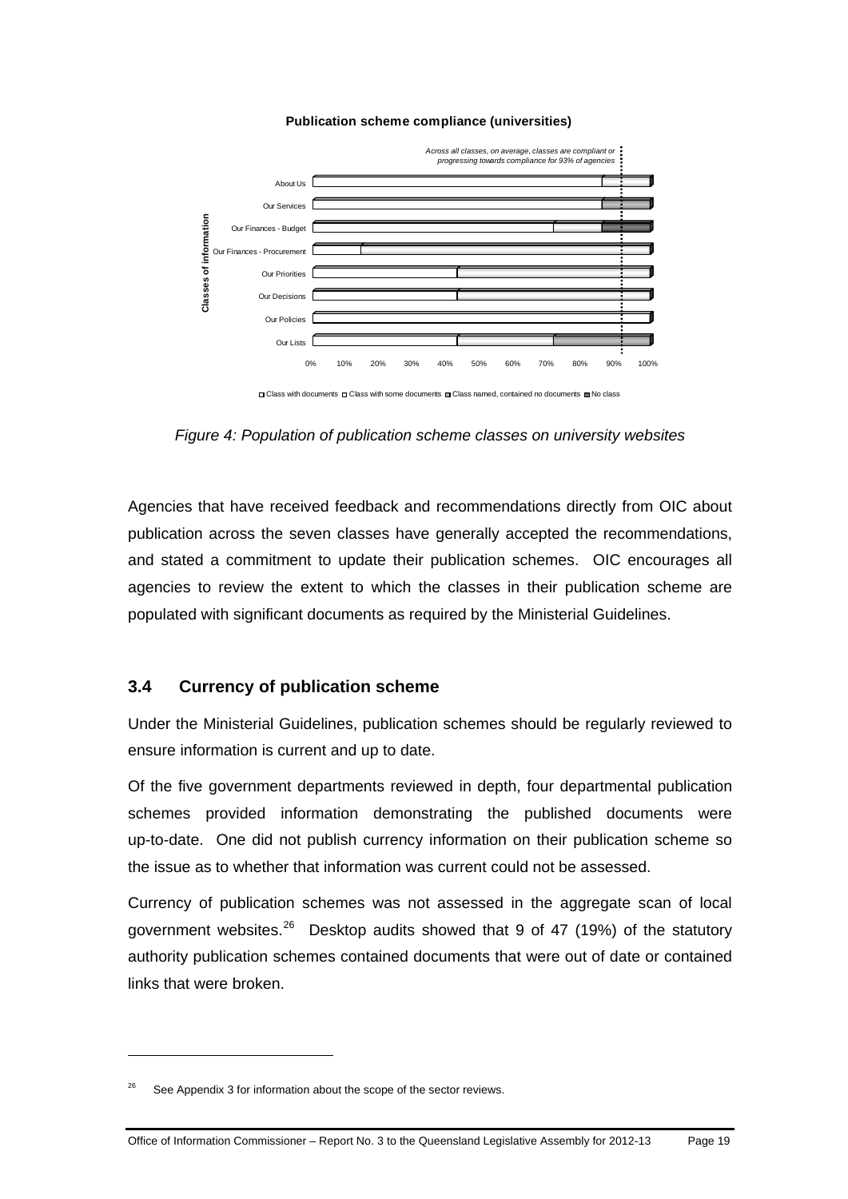**Publication scheme compliance (universities)**

*Across all classes, on average, classes are compliant or progressing towards compliance for 93% of agencies*

Classes of information: About Us, Our Services, Our Finances - Budget, Our Finances - Procurement, Our Priorities, Our Decisions, Our Policies, Our Lists

0% 10% 20% 30% 40% 50% 60% 70% 80% 90% 100%

Class with documents | Class with some documents | Class named, contained no documents | No class

*Figure 4: Population of publication scheme classes on university websites*

Agencies that have received feedback and recommendations directly from OIC about publication across the seven classes have generally accepted the recommendations, and stated a commitment to update their publication schemes. OIC encourages all agencies to review the extent to which the classes in their publication scheme are populated with significant documents as required by the Ministerial Guidelines.

## 3.4 Currency of publication scheme

Under the Ministerial Guidelines, publication schemes should be regularly reviewed to ensure information is current and up to date.

Of the five government departments reviewed in depth, four departmental publication schemes provided information demonstrating the published documents were up-to-date. One did not publish currency information on their publication scheme so the issue as to whether that information was current could not be assessed.

Currency of publication schemes was not assessed in the aggregate scan of local government websites.[26] Desktop audits showed that 9 of 47 (19%) of the statutory authority publication schemes contained documents that were out of date or contained links that were broken.

---

[26] See Appendix 3 for information about the scope of the sector reviews.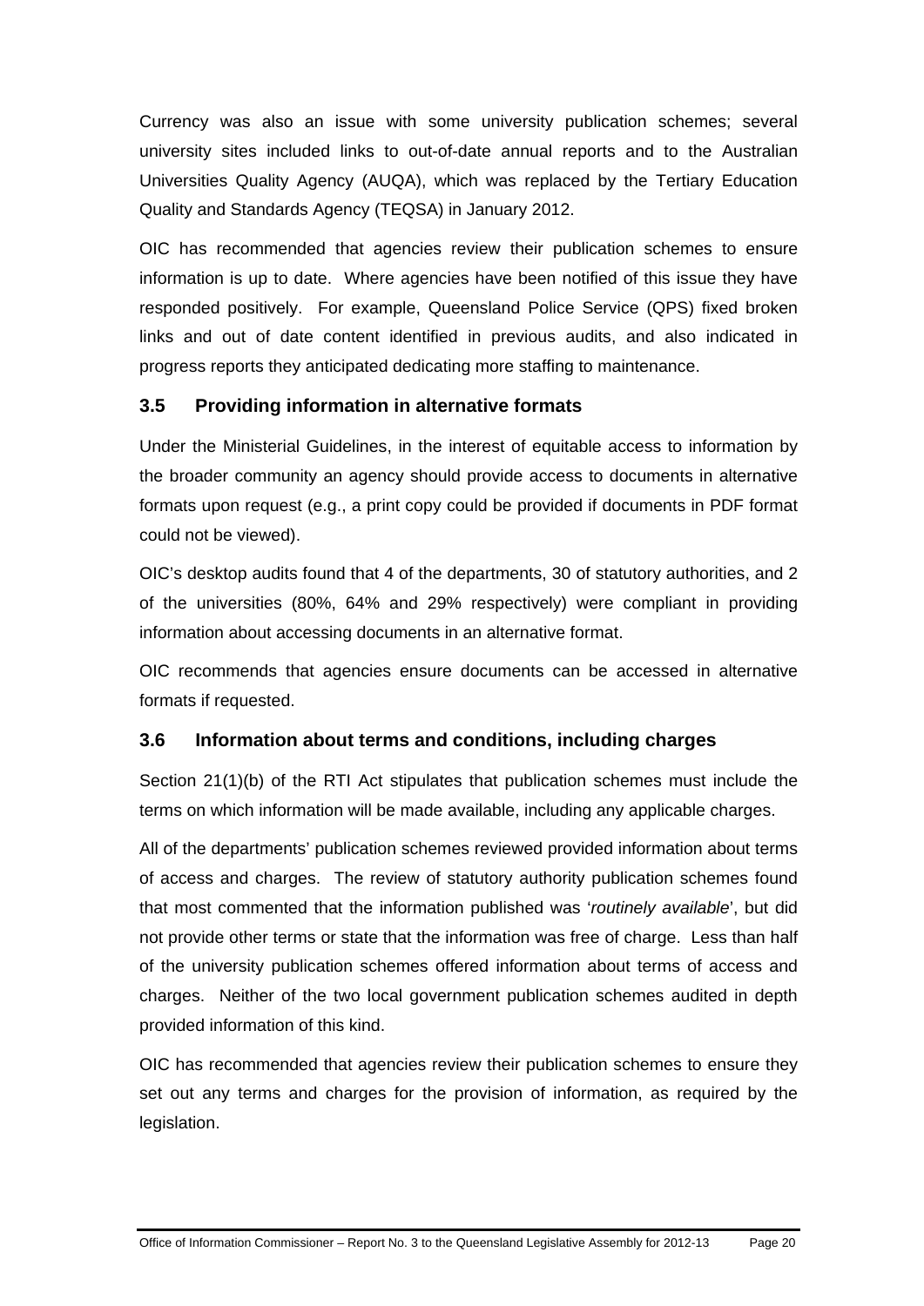Currency was also an issue with some university publication schemes; several university sites included links to out-of-date annual reports and to the Australian Universities Quality Agency (AUQA), which was replaced by the Tertiary Education Quality and Standards Agency (TEQSA) in January 2012.

OIC has recommended that agencies review their publication schemes to ensure information is up to date. Where agencies have been notified of this issue they have responded positively. For example, Queensland Police Service (QPS) fixed broken links and out of date content identified in previous audits, and also indicated in progress reports they anticipated dedicating more staffing to maintenance.

### 3.5 Providing information in alternative formats

Under the Ministerial Guidelines, in the interest of equitable access to information by the broader community an agency should provide access to documents in alternative formats upon request (e.g., a print copy could be provided if documents in PDF format could not be viewed).

OIC's desktop audits found that 4 of the departments, 30 of statutory authorities, and 2 of the universities (80%, 64% and 29% respectively) were compliant in providing information about accessing documents in an alternative format.

OIC recommends that agencies ensure documents can be accessed in alternative formats if requested.

### 3.6 Information about terms and conditions, including charges

Section 21(1)(b) of the RTI Act stipulates that publication schemes must include the terms on which information will be made available, including any applicable charges.

All of the departments' publication schemes reviewed provided information about terms of access and charges. The review of statutory authority publication schemes found that most commented that the information published was '*routinely available*', but did not provide other terms or state that the information was free of charge. Less than half of the university publication schemes offered information about terms of access and charges. Neither of the two local government publication schemes audited in depth provided information of this kind.

OIC has recommended that agencies review their publication schemes to ensure they set out any terms and charges for the provision of information, as required by the legislation.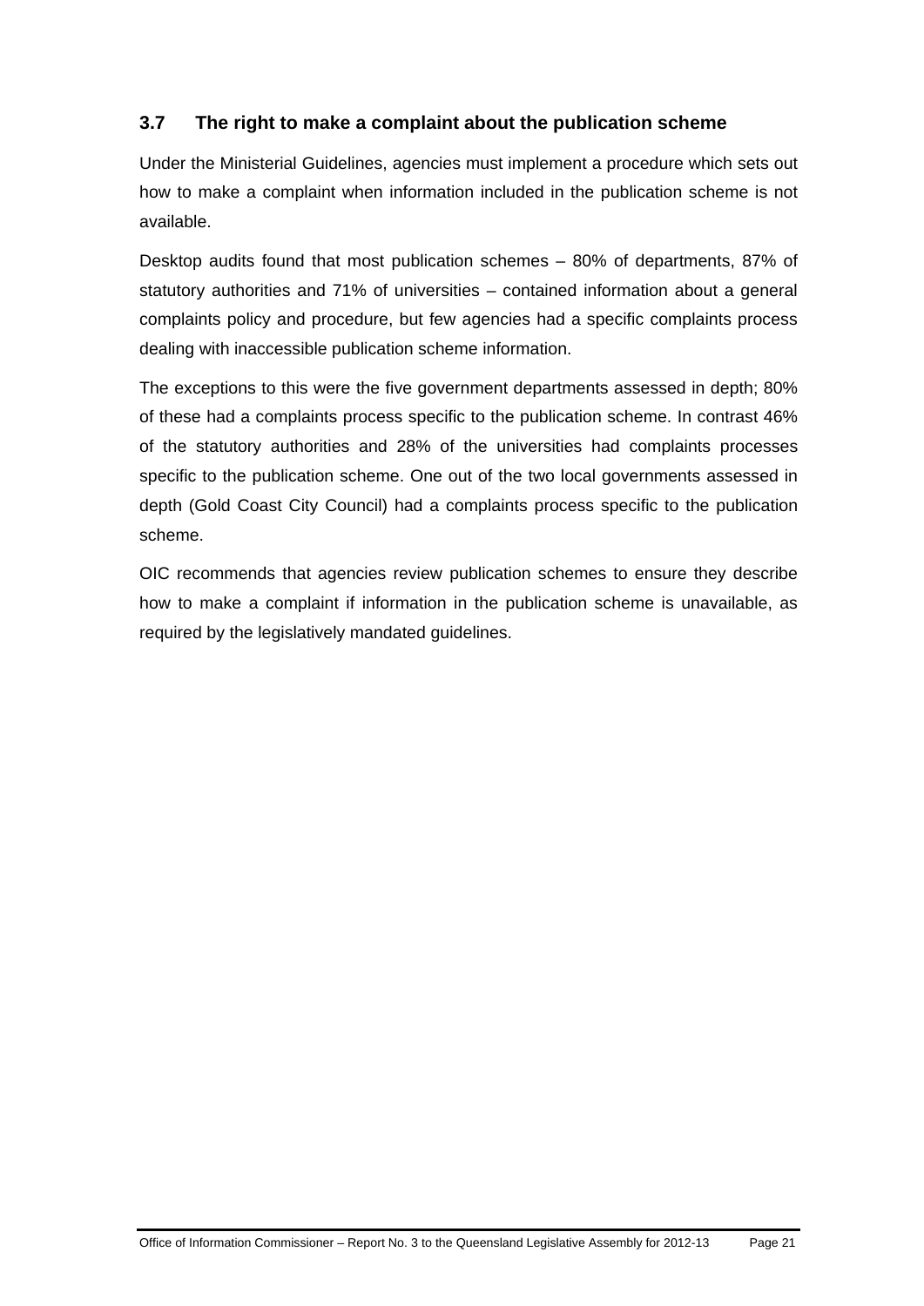### 3.7 The right to make a complaint about the publication scheme

Under the Ministerial Guidelines, agencies must implement a procedure which sets out how to make a complaint when information included in the publication scheme is not available.

Desktop audits found that most publication schemes – 80% of departments, 87% of statutory authorities and 71% of universities – contained information about a general complaints policy and procedure, but few agencies had a specific complaints process dealing with inaccessible publication scheme information.

The exceptions to this were the five government departments assessed in depth; 80% of these had a complaints process specific to the publication scheme. In contrast 46% of the statutory authorities and 28% of the universities had complaints processes specific to the publication scheme. One out of the two local governments assessed in depth (Gold Coast City Council) had a complaints process specific to the publication scheme.

OIC recommends that agencies review publication schemes to ensure they describe how to make a complaint if information in the publication scheme is unavailable, as required by the legislatively mandated guidelines.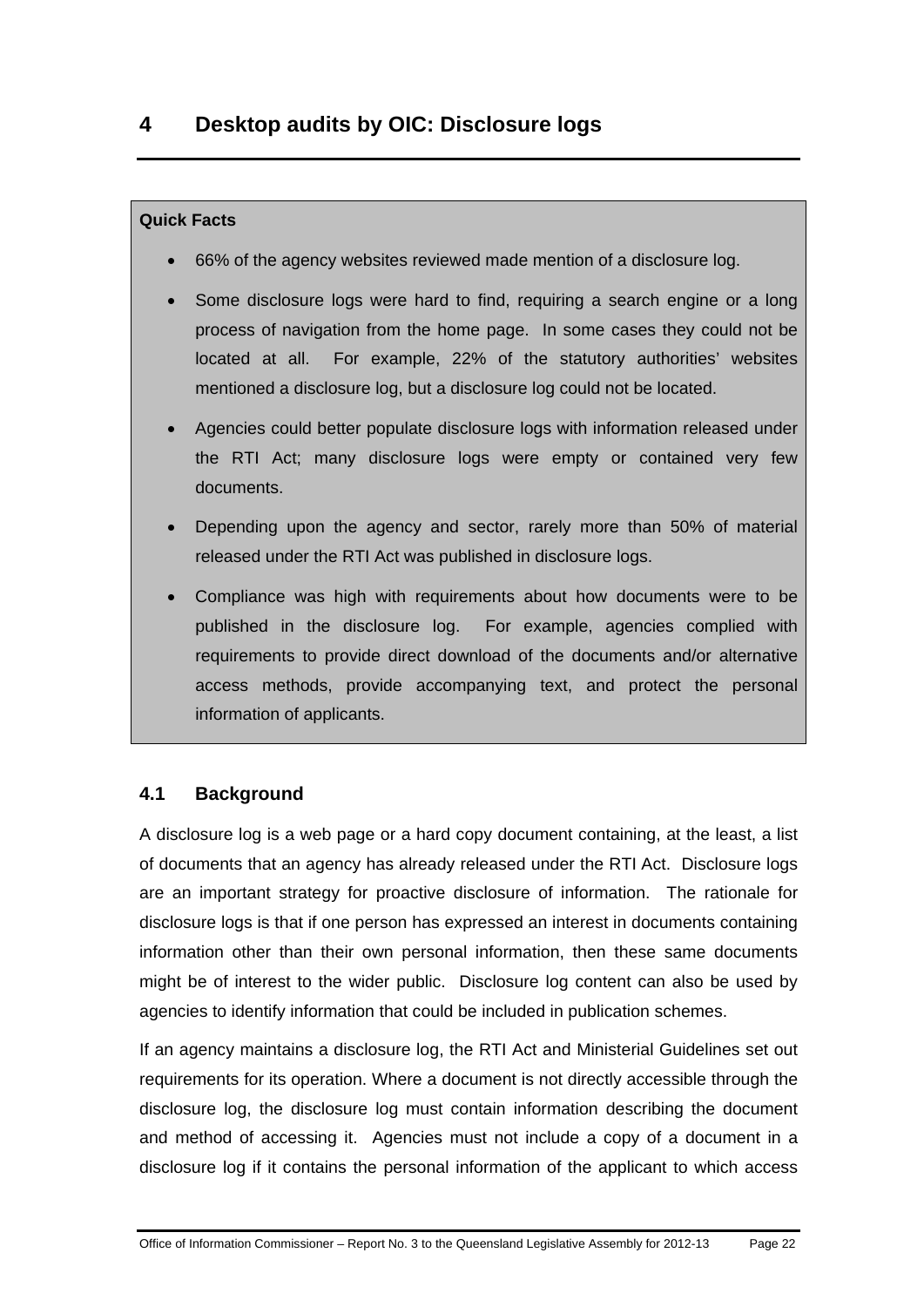# 4 Desktop audits by OIC: Disclosure logs

**Quick Facts**

- 66% of the agency websites reviewed made mention of a disclosure log.
- Some disclosure logs were hard to find, requiring a search engine or a long process of navigation from the home page. In some cases they could not be located at all. For example, 22% of the statutory authorities' websites mentioned a disclosure log, but a disclosure log could not be located.
- Agencies could better populate disclosure logs with information released under the RTI Act; many disclosure logs were empty or contained very few documents.
- Depending upon the agency and sector, rarely more than 50% of material released under the RTI Act was published in disclosure logs.
- Compliance was high with requirements about how documents were to be published in the disclosure log. For example, agencies complied with requirements to provide direct download of the documents and/or alternative access methods, provide accompanying text, and protect the personal information of applicants.

## 4.1 Background

A disclosure log is a web page or a hard copy document containing, at the least, a list of documents that an agency has already released under the RTI Act. Disclosure logs are an important strategy for proactive disclosure of information. The rationale for disclosure logs is that if one person has expressed an interest in documents containing information other than their own personal information, then these same documents might be of interest to the wider public. Disclosure log content can also be used by agencies to identify information that could be included in publication schemes.

If an agency maintains a disclosure log, the RTI Act and Ministerial Guidelines set out requirements for its operation. Where a document is not directly accessible through the disclosure log, the disclosure log must contain information describing the document and method of accessing it. Agencies must not include a copy of a document in a disclosure log if it contains the personal information of the applicant to which access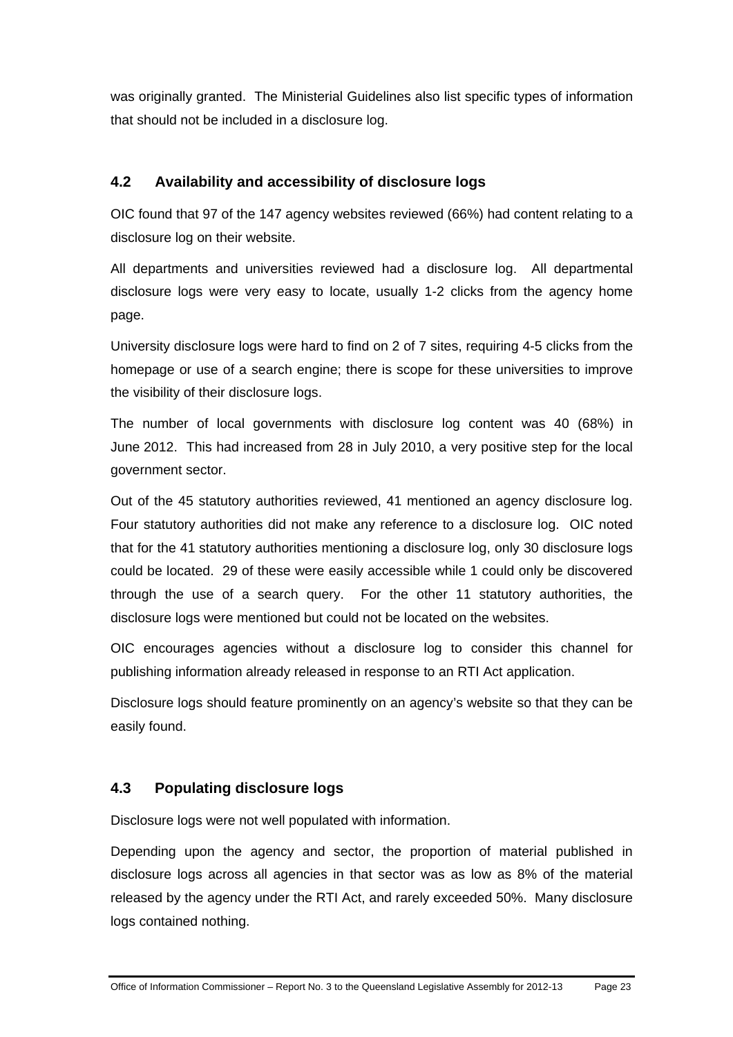was originally granted. The Ministerial Guidelines also list specific types of information that should not be included in a disclosure log.

## 4.2 Availability and accessibility of disclosure logs

OIC found that 97 of the 147 agency websites reviewed (66%) had content relating to a disclosure log on their website.

All departments and universities reviewed had a disclosure log. All departmental disclosure logs were very easy to locate, usually 1-2 clicks from the agency home page.

University disclosure logs were hard to find on 2 of 7 sites, requiring 4-5 clicks from the homepage or use of a search engine; there is scope for these universities to improve the visibility of their disclosure logs.

The number of local governments with disclosure log content was 40 (68%) in June 2012. This had increased from 28 in July 2010, a very positive step for the local government sector.

Out of the 45 statutory authorities reviewed, 41 mentioned an agency disclosure log. Four statutory authorities did not make any reference to a disclosure log. OIC noted that for the 41 statutory authorities mentioning a disclosure log, only 30 disclosure logs could be located. 29 of these were easily accessible while 1 could only be discovered through the use of a search query. For the other 11 statutory authorities, the disclosure logs were mentioned but could not be located on the websites.

OIC encourages agencies without a disclosure log to consider this channel for publishing information already released in response to an RTI Act application.

Disclosure logs should feature prominently on an agency's website so that they can be easily found.

## 4.3 Populating disclosure logs

Disclosure logs were not well populated with information.

Depending upon the agency and sector, the proportion of material published in disclosure logs across all agencies in that sector was as low as 8% of the material released by the agency under the RTI Act, and rarely exceeded 50%. Many disclosure logs contained nothing.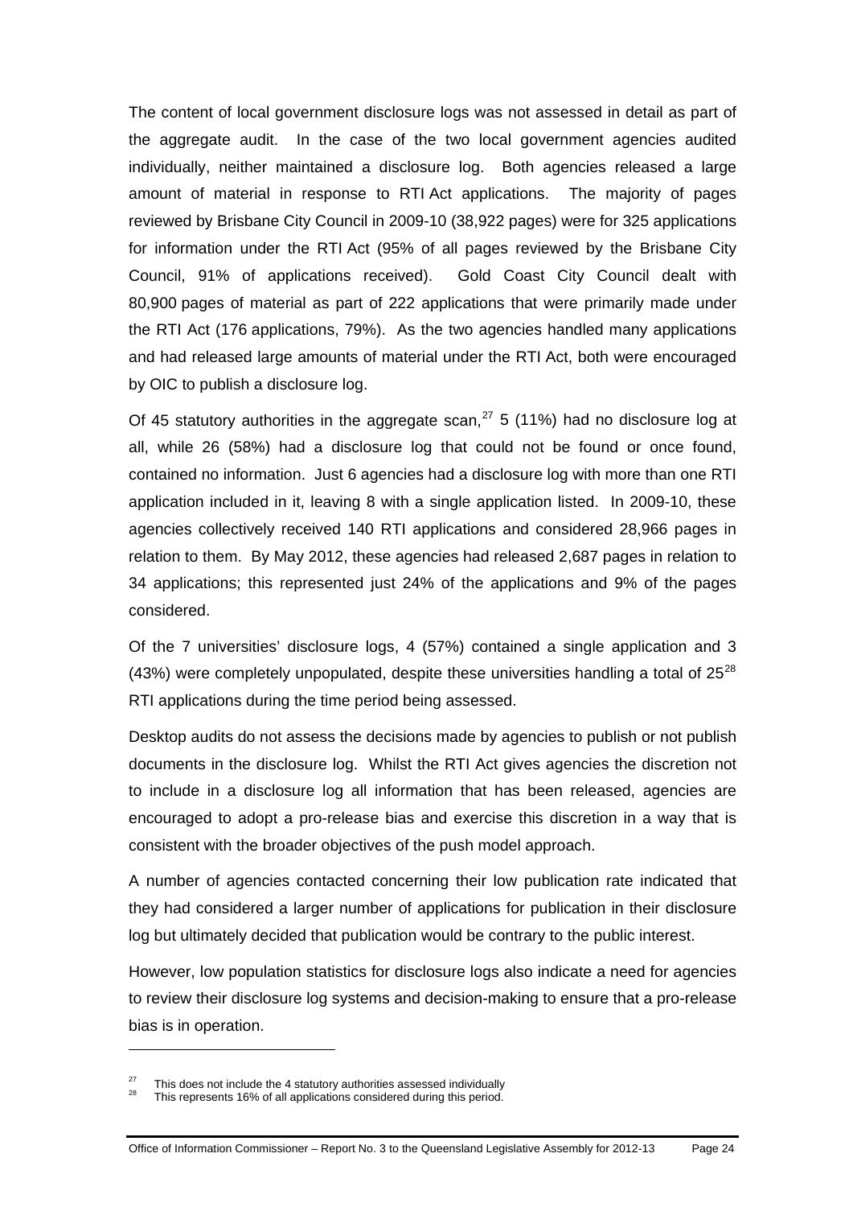The content of local government disclosure logs was not assessed in detail as part of the aggregate audit. In the case of the two local government agencies audited individually, neither maintained a disclosure log. Both agencies released a large amount of material in response to RTI Act applications. The majority of pages reviewed by Brisbane City Council in 2009-10 (38,922 pages) were for 325 applications for information under the RTI Act (95% of all pages reviewed by the Brisbane City Council, 91% of applications received). Gold Coast City Council dealt with 80,900 pages of material as part of 222 applications that were primarily made under the RTI Act (176 applications, 79%). As the two agencies handled many applications and had released large amounts of material under the RTI Act, both were encouraged by OIC to publish a disclosure log.

Of 45 statutory authorities in the aggregate scan,[27] 5 (11%) had no disclosure log at all, while 26 (58%) had a disclosure log that could not be found or once found, contained no information. Just 6 agencies had a disclosure log with more than one RTI application included in it, leaving 8 with a single application listed. In 2009-10, these agencies collectively received 140 RTI applications and considered 28,966 pages in relation to them. By May 2012, these agencies had released 2,687 pages in relation to 34 applications; this represented just 24% of the applications and 9% of the pages considered.

Of the 7 universities' disclosure logs, 4 (57%) contained a single application and 3 (43%) were completely unpopulated, despite these universities handling a total of 25[28] RTI applications during the time period being assessed.

Desktop audits do not assess the decisions made by agencies to publish or not publish documents in the disclosure log. Whilst the RTI Act gives agencies the discretion not to include in a disclosure log all information that has been released, agencies are encouraged to adopt a pro-release bias and exercise this discretion in a way that is consistent with the broader objectives of the push model approach.

A number of agencies contacted concerning their low publication rate indicated that they had considered a larger number of applications for publication in their disclosure log but ultimately decided that publication would be contrary to the public interest.

However, low population statistics for disclosure logs also indicate a need for agencies to review their disclosure log systems and decision-making to ensure that a pro-release bias is in operation.

---

[27] This does not include the 4 statutory authorities assessed individually

[28] This represents 16% of all applications considered during this period.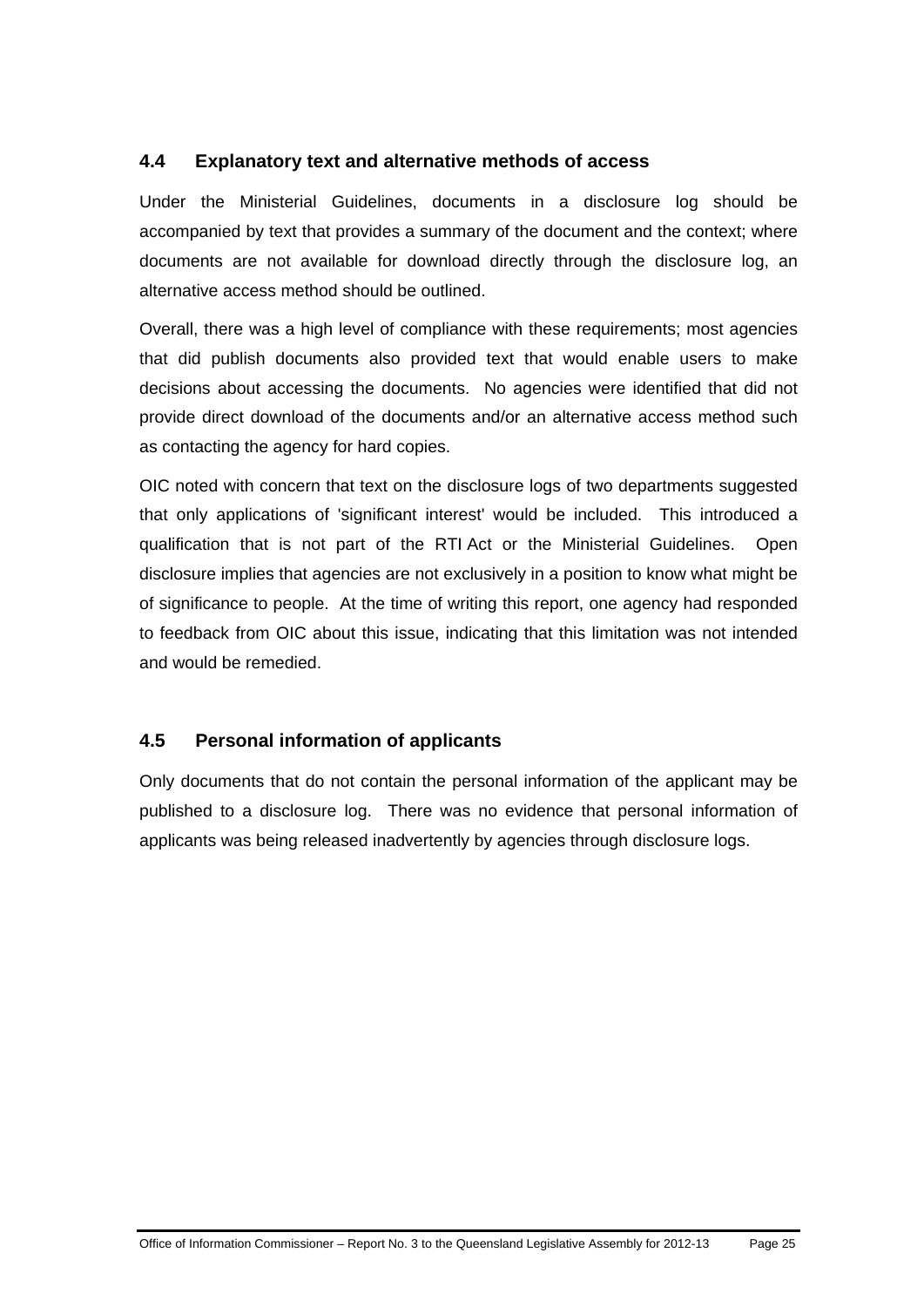### 4.4 Explanatory text and alternative methods of access

Under the Ministerial Guidelines, documents in a disclosure log should be accompanied by text that provides a summary of the document and the context; where documents are not available for download directly through the disclosure log, an alternative access method should be outlined.

Overall, there was a high level of compliance with these requirements; most agencies that did publish documents also provided text that would enable users to make decisions about accessing the documents. No agencies were identified that did not provide direct download of the documents and/or an alternative access method such as contacting the agency for hard copies.

OIC noted with concern that text on the disclosure logs of two departments suggested that only applications of 'significant interest' would be included. This introduced a qualification that is not part of the RTI Act or the Ministerial Guidelines. Open disclosure implies that agencies are not exclusively in a position to know what might be of significance to people. At the time of writing this report, one agency had responded to feedback from OIC about this issue, indicating that this limitation was not intended and would be remedied.

### 4.5 Personal information of applicants

Only documents that do not contain the personal information of the applicant may be published to a disclosure log. There was no evidence that personal information of applicants was being released inadvertently by agencies through disclosure logs.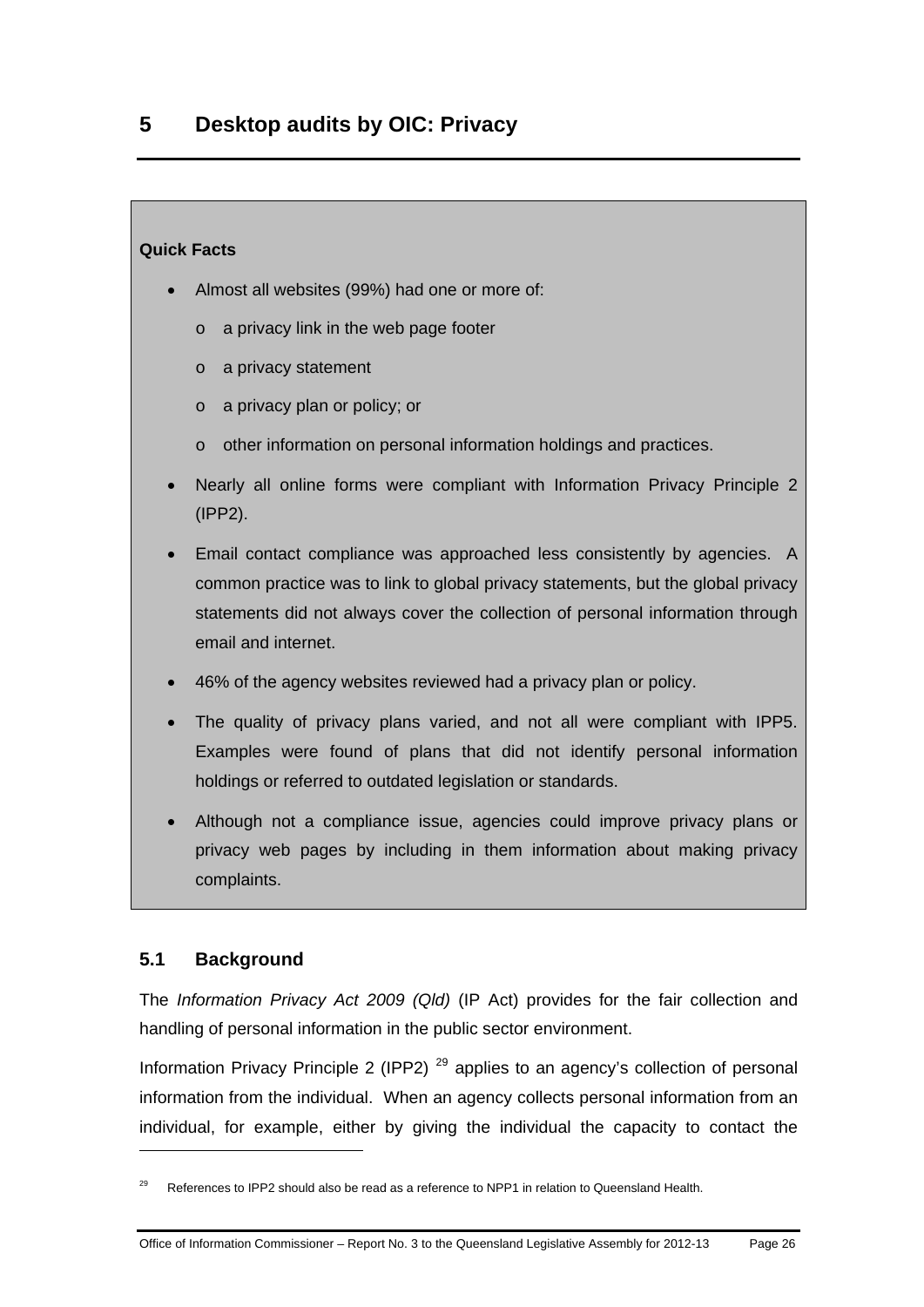# 5 Desktop audits by OIC: Privacy

**Quick Facts**

- Almost all websites (99%) had one or more of:
  - a privacy link in the web page footer
  - a privacy statement
  - a privacy plan or policy; or
  - other information on personal information holdings and practices.
- Nearly all online forms were compliant with Information Privacy Principle 2 (IPP2).
- Email contact compliance was approached less consistently by agencies. A common practice was to link to global privacy statements, but the global privacy statements did not always cover the collection of personal information through email and internet.
- 46% of the agency websites reviewed had a privacy plan or policy.
- The quality of privacy plans varied, and not all were compliant with IPP5. Examples were found of plans that did not identify personal information holdings or referred to outdated legislation or standards.
- Although not a compliance issue, agencies could improve privacy plans or privacy web pages by including in them information about making privacy complaints.

## 5.1 Background

The *Information Privacy Act 2009 (Qld)* (IP Act) provides for the fair collection and handling of personal information in the public sector environment.

Information Privacy Principle 2 (IPP2) [29] applies to an agency's collection of personal information from the individual. When an agency collects personal information from an individual, for example, either by giving the individual the capacity to contact the

[29] References to IPP2 should also be read as a reference to NPP1 in relation to Queensland Health.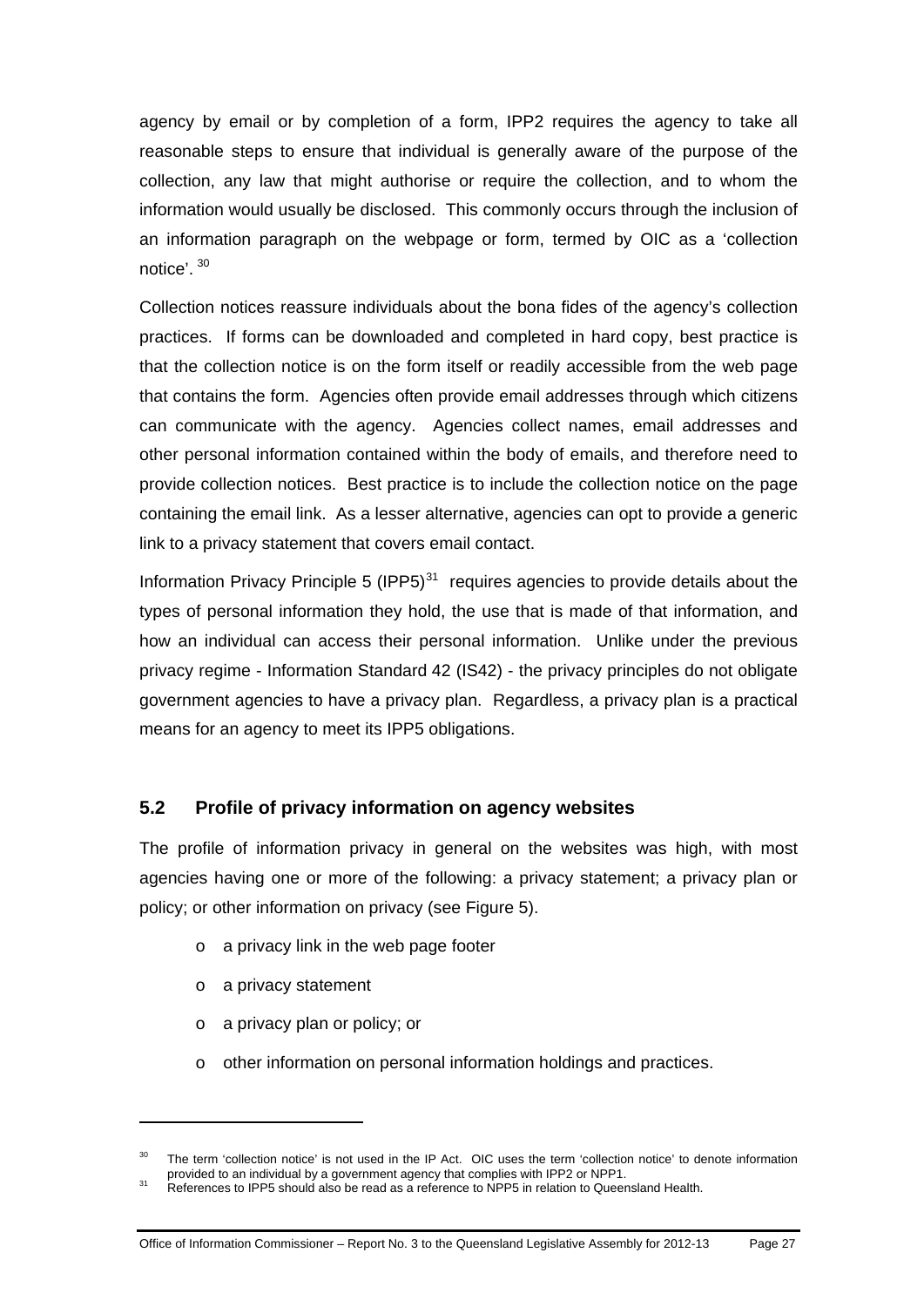agency by email or by completion of a form, IPP2 requires the agency to take all reasonable steps to ensure that individual is generally aware of the purpose of the collection, any law that might authorise or require the collection, and to whom the information would usually be disclosed. This commonly occurs through the inclusion of an information paragraph on the webpage or form, termed by OIC as a 'collection notice'. [30]

Collection notices reassure individuals about the bona fides of the agency's collection practices. If forms can be downloaded and completed in hard copy, best practice is that the collection notice is on the form itself or readily accessible from the web page that contains the form. Agencies often provide email addresses through which citizens can communicate with the agency. Agencies collect names, email addresses and other personal information contained within the body of emails, and therefore need to provide collection notices. Best practice is to include the collection notice on the page containing the email link. As a lesser alternative, agencies can opt to provide a generic link to a privacy statement that covers email contact.

Information Privacy Principle 5 (IPP5)[31] requires agencies to provide details about the types of personal information they hold, the use that is made of that information, and how an individual can access their personal information. Unlike under the previous privacy regime - Information Standard 42 (IS42) - the privacy principles do not obligate government agencies to have a privacy plan. Regardless, a privacy plan is a practical means for an agency to meet its IPP5 obligations.

### 5.2 Profile of privacy information on agency websites

The profile of information privacy in general on the websites was high, with most agencies having one or more of the following: a privacy statement; a privacy plan or policy; or other information on privacy (see Figure 5).

- a privacy link in the web page footer
- a privacy statement
- a privacy plan or policy; or
- other information on personal information holdings and practices.

---

[30] The term 'collection notice' is not used in the IP Act. OIC uses the term 'collection notice' to denote information provided to an individual by a government agency that complies with IPP2 or NPP1.

[31] References to IPP5 should also be read as a reference to NPP5 in relation to Queensland Health.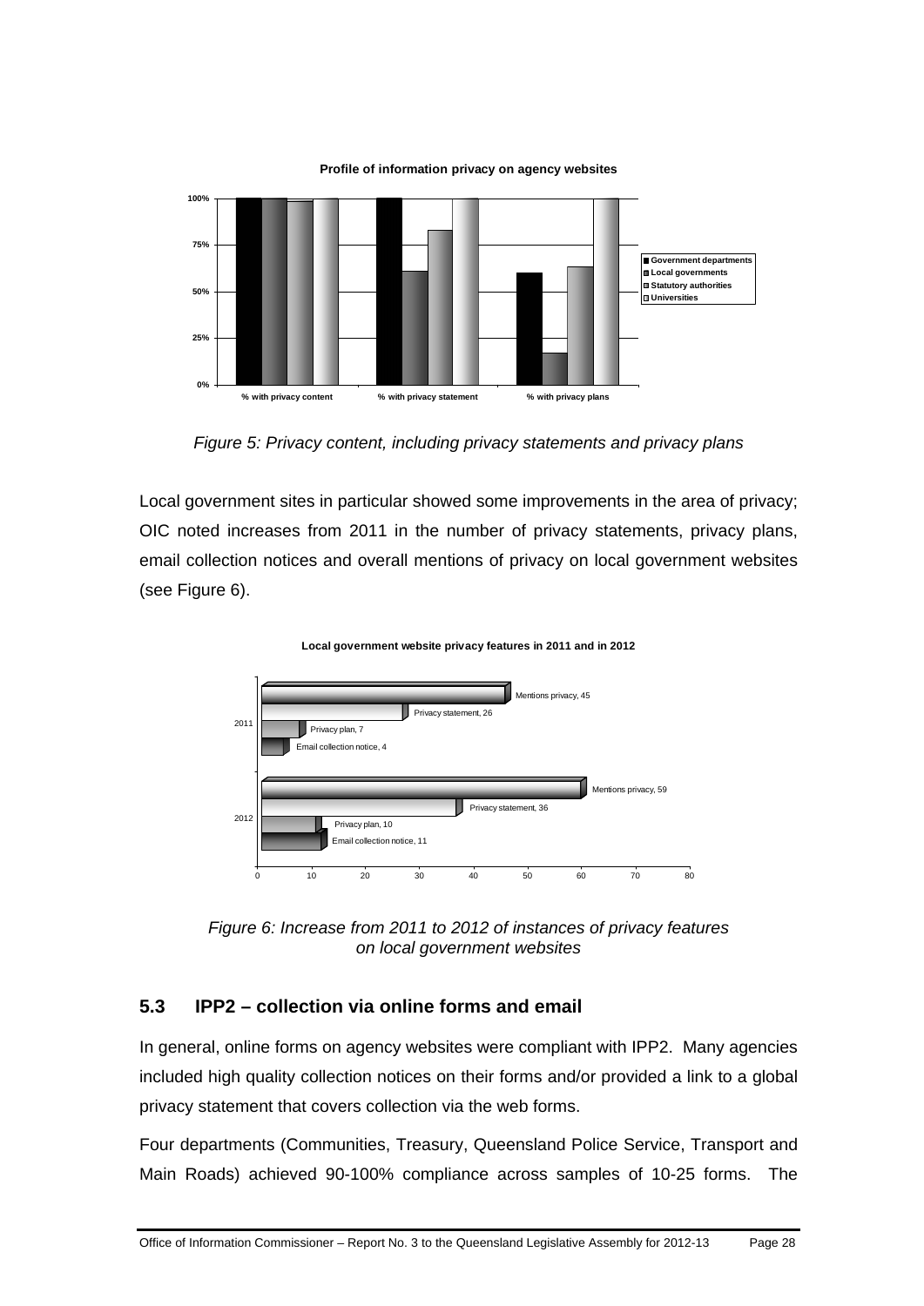*Figure 5: Privacy content, including privacy statements and privacy plans*

Local government sites in particular showed some improvements in the area of privacy; OIC noted increases from 2011 in the number of privacy statements, privacy plans, email collection notices and overall mentions of privacy on local government websites (see Figure 6).

*Figure 6: Increase from 2011 to 2012 of instances of privacy features on local government websites*

### 5.3 IPP2 – collection via online forms and email

In general, online forms on agency websites were compliant with IPP2. Many agencies included high quality collection notices on their forms and/or provided a link to a global privacy statement that covers collection via the web forms.

Four departments (Communities, Treasury, Queensland Police Service, Transport and Main Roads) achieved 90-100% compliance across samples of 10-25 forms. The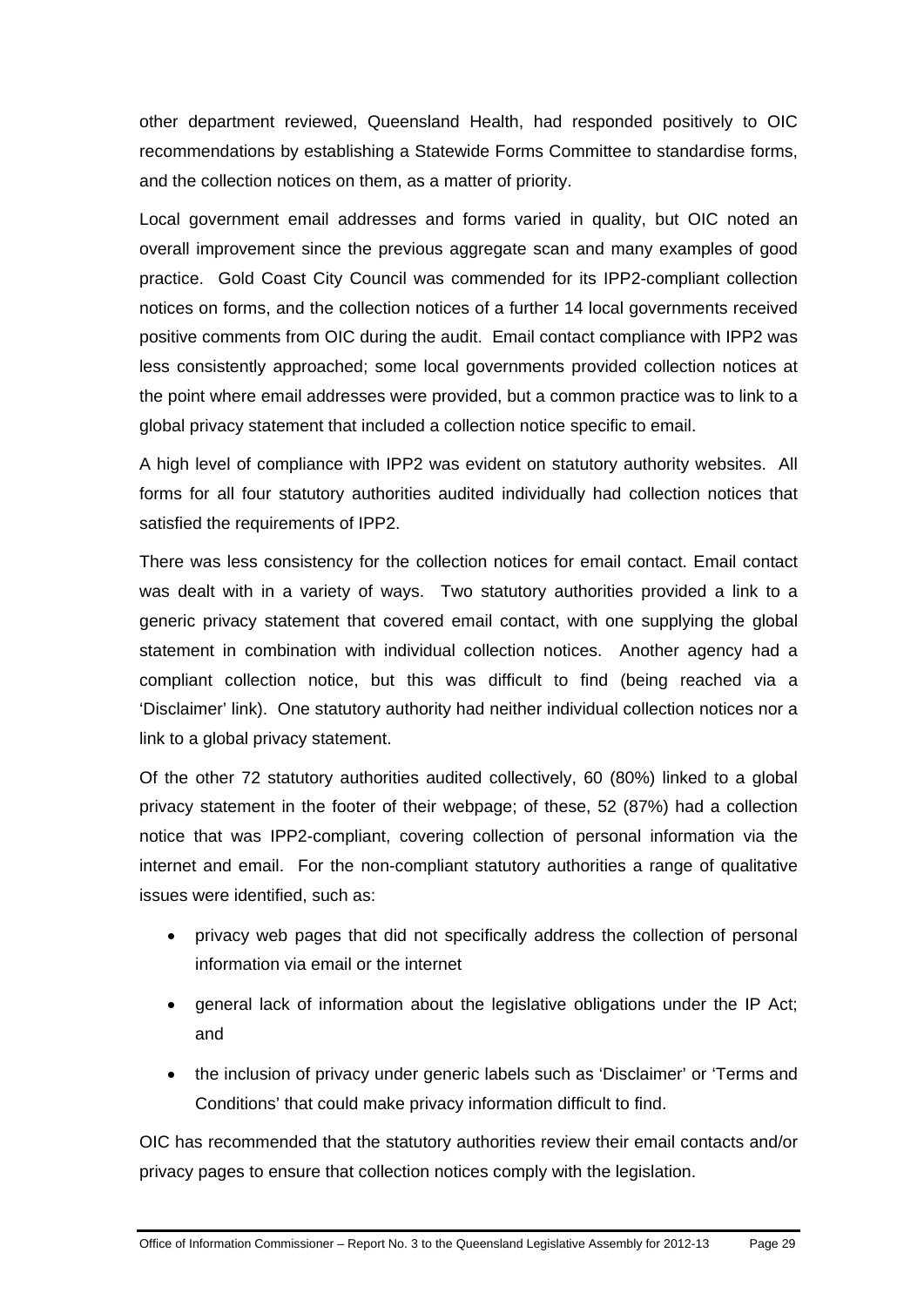other department reviewed, Queensland Health, had responded positively to OIC recommendations by establishing a Statewide Forms Committee to standardise forms, and the collection notices on them, as a matter of priority.

Local government email addresses and forms varied in quality, but OIC noted an overall improvement since the previous aggregate scan and many examples of good practice. Gold Coast City Council was commended for its IPP2-compliant collection notices on forms, and the collection notices of a further 14 local governments received positive comments from OIC during the audit. Email contact compliance with IPP2 was less consistently approached; some local governments provided collection notices at the point where email addresses were provided, but a common practice was to link to a global privacy statement that included a collection notice specific to email.

A high level of compliance with IPP2 was evident on statutory authority websites. All forms for all four statutory authorities audited individually had collection notices that satisfied the requirements of IPP2.

There was less consistency for the collection notices for email contact. Email contact was dealt with in a variety of ways. Two statutory authorities provided a link to a generic privacy statement that covered email contact, with one supplying the global statement in combination with individual collection notices. Another agency had a compliant collection notice, but this was difficult to find (being reached via a 'Disclaimer' link). One statutory authority had neither individual collection notices nor a link to a global privacy statement.

Of the other 72 statutory authorities audited collectively, 60 (80%) linked to a global privacy statement in the footer of their webpage; of these, 52 (87%) had a collection notice that was IPP2-compliant, covering collection of personal information via the internet and email. For the non-compliant statutory authorities a range of qualitative issues were identified, such as:

- privacy web pages that did not specifically address the collection of personal information via email or the internet
- general lack of information about the legislative obligations under the IP Act; and
- the inclusion of privacy under generic labels such as 'Disclaimer' or 'Terms and Conditions' that could make privacy information difficult to find.

OIC has recommended that the statutory authorities review their email contacts and/or privacy pages to ensure that collection notices comply with the legislation.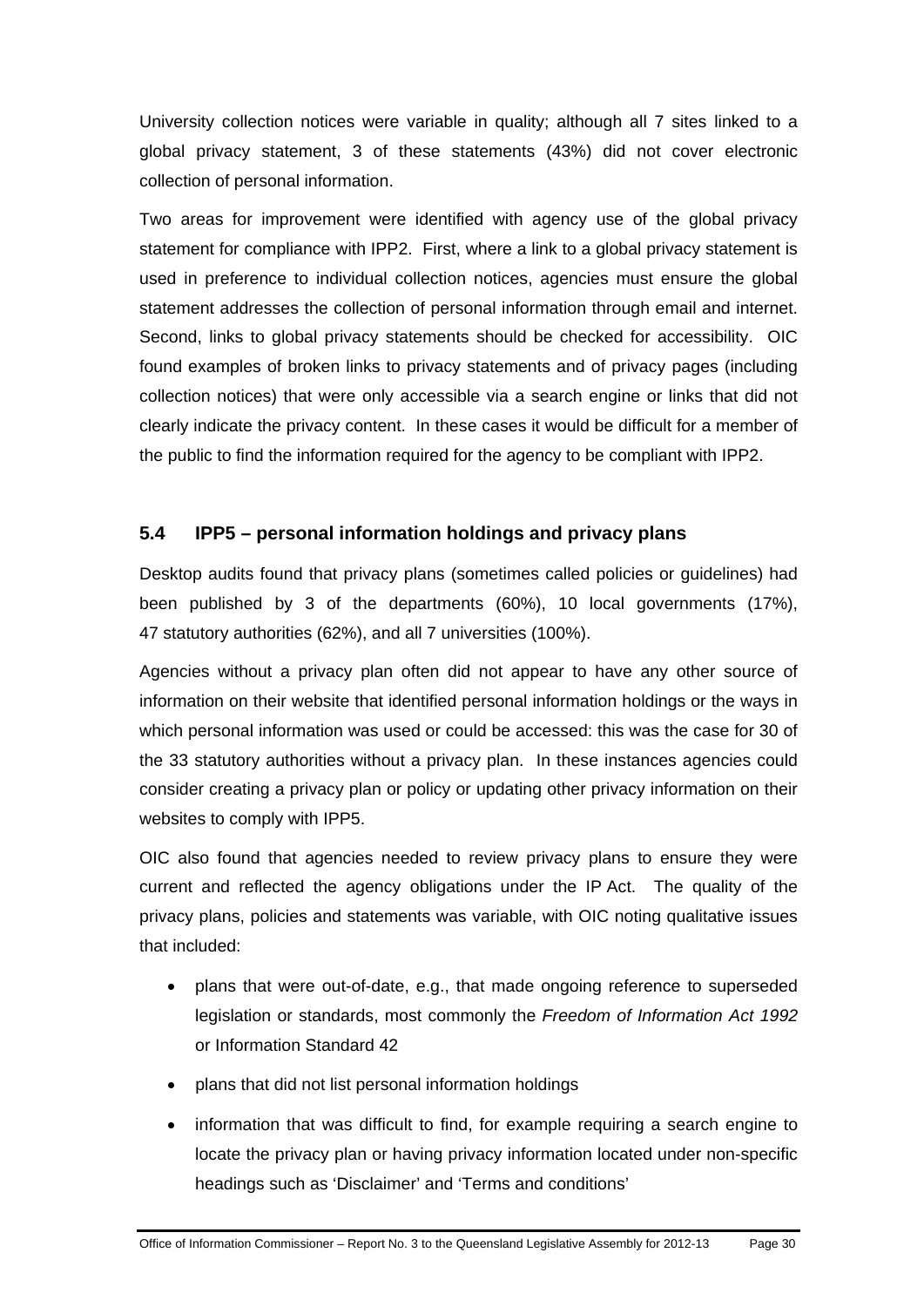University collection notices were variable in quality; although all 7 sites linked to a global privacy statement, 3 of these statements (43%) did not cover electronic collection of personal information.

Two areas for improvement were identified with agency use of the global privacy statement for compliance with IPP2. First, where a link to a global privacy statement is used in preference to individual collection notices, agencies must ensure the global statement addresses the collection of personal information through email and internet. Second, links to global privacy statements should be checked for accessibility. OIC found examples of broken links to privacy statements and of privacy pages (including collection notices) that were only accessible via a search engine or links that did not clearly indicate the privacy content. In these cases it would be difficult for a member of the public to find the information required for the agency to be compliant with IPP2.

## 5.4 IPP5 – personal information holdings and privacy plans

Desktop audits found that privacy plans (sometimes called policies or guidelines) had been published by 3 of the departments (60%), 10 local governments (17%), 47 statutory authorities (62%), and all 7 universities (100%).

Agencies without a privacy plan often did not appear to have any other source of information on their website that identified personal information holdings or the ways in which personal information was used or could be accessed: this was the case for 30 of the 33 statutory authorities without a privacy plan. In these instances agencies could consider creating a privacy plan or policy or updating other privacy information on their websites to comply with IPP5.

OIC also found that agencies needed to review privacy plans to ensure they were current and reflected the agency obligations under the IP Act. The quality of the privacy plans, policies and statements was variable, with OIC noting qualitative issues that included:

- plans that were out-of-date, e.g., that made ongoing reference to superseded legislation or standards, most commonly the *Freedom of Information Act 1992* or Information Standard 42
- plans that did not list personal information holdings
- information that was difficult to find, for example requiring a search engine to locate the privacy plan or having privacy information located under non-specific headings such as 'Disclaimer' and 'Terms and conditions'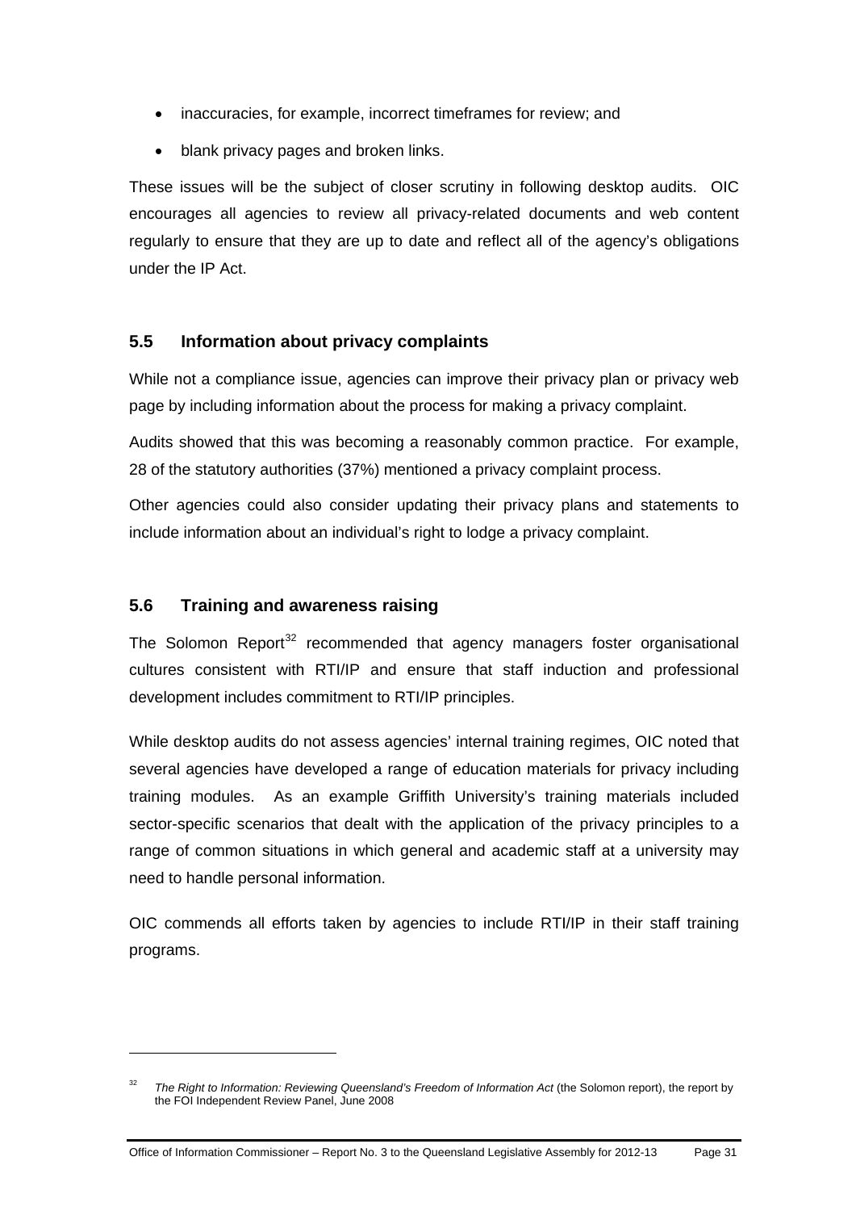- inaccuracies, for example, incorrect timeframes for review; and
- blank privacy pages and broken links.

These issues will be the subject of closer scrutiny in following desktop audits. OIC encourages all agencies to review all privacy-related documents and web content regularly to ensure that they are up to date and reflect all of the agency's obligations under the IP Act.

## 5.5 Information about privacy complaints

While not a compliance issue, agencies can improve their privacy plan or privacy web page by including information about the process for making a privacy complaint.

Audits showed that this was becoming a reasonably common practice. For example, 28 of the statutory authorities (37%) mentioned a privacy complaint process.

Other agencies could also consider updating their privacy plans and statements to include information about an individual's right to lodge a privacy complaint.

## 5.6 Training and awareness raising

The Solomon Report[32] recommended that agency managers foster organisational cultures consistent with RTI/IP and ensure that staff induction and professional development includes commitment to RTI/IP principles.

While desktop audits do not assess agencies' internal training regimes, OIC noted that several agencies have developed a range of education materials for privacy including training modules. As an example Griffith University's training materials included sector-specific scenarios that dealt with the application of the privacy principles to a range of common situations in which general and academic staff at a university may need to handle personal information.

OIC commends all efforts taken by agencies to include RTI/IP in their staff training programs.

---

[32] *The Right to Information: Reviewing Queensland's Freedom of Information Act* (the Solomon report), the report by the FOI Independent Review Panel, June 2008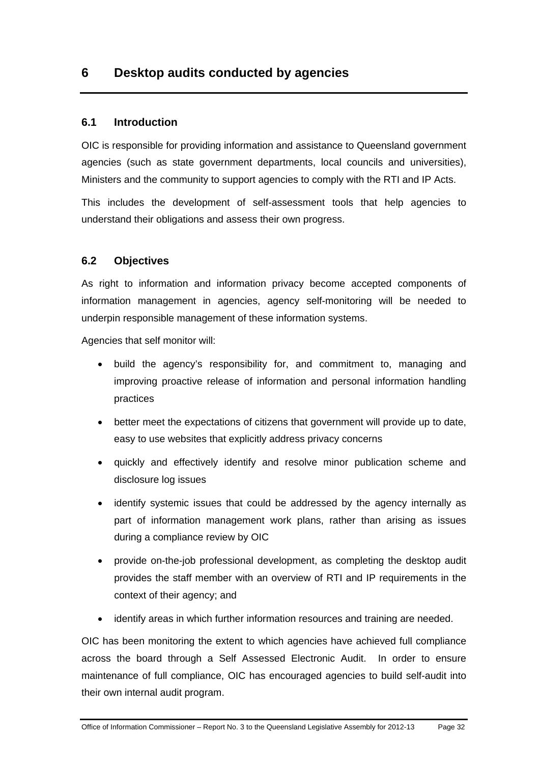# 6 Desktop audits conducted by agencies

## 6.1 Introduction

OIC is responsible for providing information and assistance to Queensland government agencies (such as state government departments, local councils and universities), Ministers and the community to support agencies to comply with the RTI and IP Acts.

This includes the development of self-assessment tools that help agencies to understand their obligations and assess their own progress.

## 6.2 Objectives

As right to information and information privacy become accepted components of information management in agencies, agency self-monitoring will be needed to underpin responsible management of these information systems.

Agencies that self monitor will:

- build the agency's responsibility for, and commitment to, managing and improving proactive release of information and personal information handling practices
- better meet the expectations of citizens that government will provide up to date, easy to use websites that explicitly address privacy concerns
- quickly and effectively identify and resolve minor publication scheme and disclosure log issues
- identify systemic issues that could be addressed by the agency internally as part of information management work plans, rather than arising as issues during a compliance review by OIC
- provide on-the-job professional development, as completing the desktop audit provides the staff member with an overview of RTI and IP requirements in the context of their agency; and
- identify areas in which further information resources and training are needed.

OIC has been monitoring the extent to which agencies have achieved full compliance across the board through a Self Assessed Electronic Audit. In order to ensure maintenance of full compliance, OIC has encouraged agencies to build self-audit into their own internal audit program.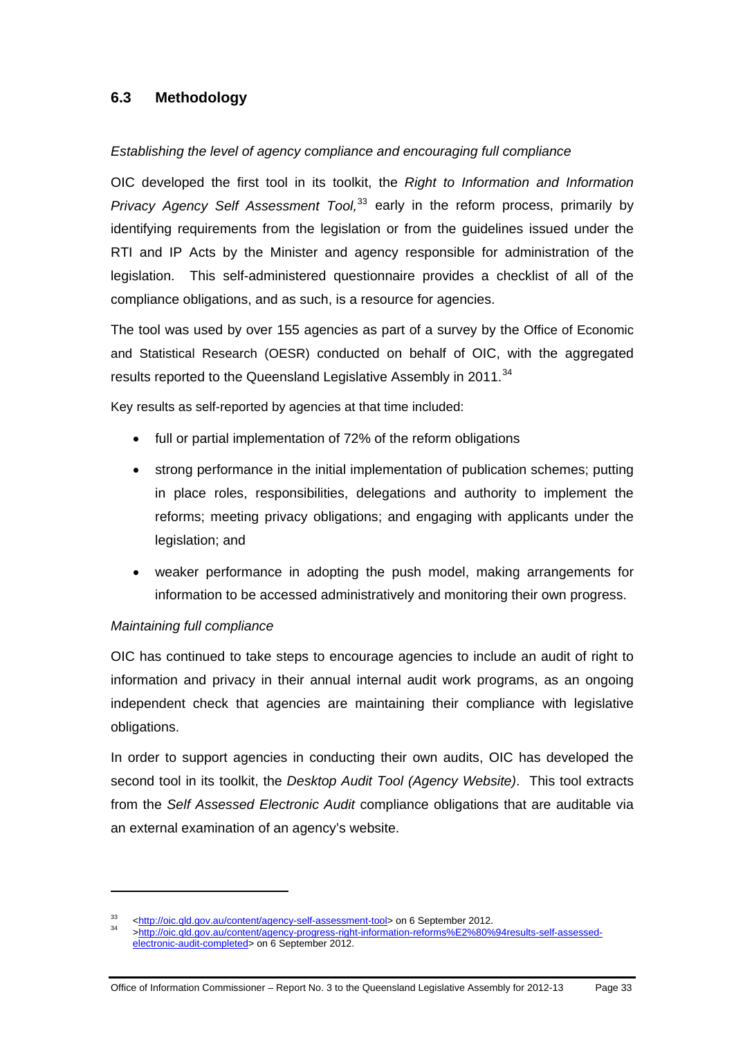## 6.3 Methodology

*Establishing the level of agency compliance and encouraging full compliance*

OIC developed the first tool in its toolkit, the *Right to Information and Information Privacy Agency Self Assessment Tool,*[33] early in the reform process, primarily by identifying requirements from the legislation or from the guidelines issued under the RTI and IP Acts by the Minister and agency responsible for administration of the legislation. This self-administered questionnaire provides a checklist of all of the compliance obligations, and as such, is a resource for agencies.

The tool was used by over 155 agencies as part of a survey by the Office of Economic and Statistical Research (OESR) conducted on behalf of OIC, with the aggregated results reported to the Queensland Legislative Assembly in 2011.[34]

Key results as self-reported by agencies at that time included:

- full or partial implementation of 72% of the reform obligations
- strong performance in the initial implementation of publication schemes; putting in place roles, responsibilities, delegations and authority to implement the reforms; meeting privacy obligations; and engaging with applicants under the legislation; and
- weaker performance in adopting the push model, making arrangements for information to be accessed administratively and monitoring their own progress.

*Maintaining full compliance*

OIC has continued to take steps to encourage agencies to include an audit of right to information and privacy in their annual internal audit work programs, as an ongoing independent check that agencies are maintaining their compliance with legislative obligations.

In order to support agencies in conducting their own audits, OIC has developed the second tool in its toolkit, the *Desktop Audit Tool (Agency Website)*. This tool extracts from the *Self Assessed Electronic Audit* compliance obligations that are auditable via an external examination of an agency's website.

---

[33] <http://oic.qld.gov.au/content/agency-self-assessment-tool> on 6 September 2012.

[34] >http://oic.qld.gov.au/content/agency-progress-right-information-reforms%E2%80%94results-self-assessed-electronic-audit-completed> on 6 September 2012.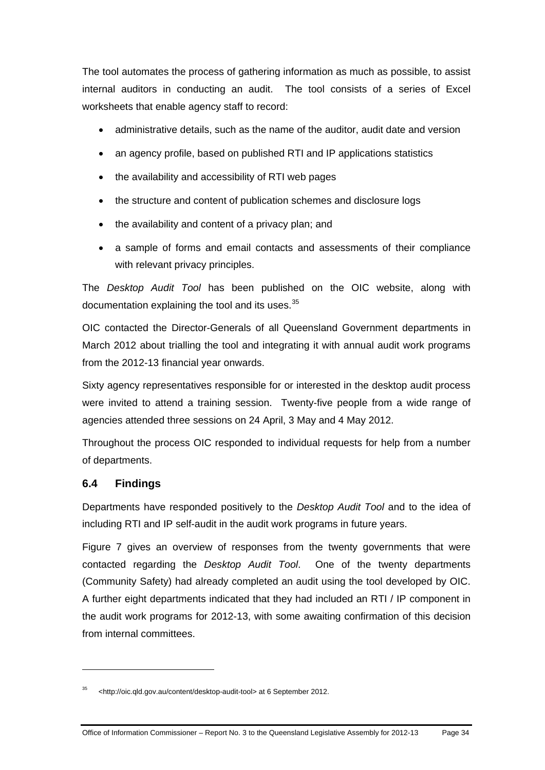The tool automates the process of gathering information as much as possible, to assist internal auditors in conducting an audit. The tool consists of a series of Excel worksheets that enable agency staff to record:

- administrative details, such as the name of the auditor, audit date and version
- an agency profile, based on published RTI and IP applications statistics
- the availability and accessibility of RTI web pages
- the structure and content of publication schemes and disclosure logs
- the availability and content of a privacy plan; and
- a sample of forms and email contacts and assessments of their compliance with relevant privacy principles.

The *Desktop Audit Tool* has been published on the OIC website, along with documentation explaining the tool and its uses.[35]

OIC contacted the Director-Generals of all Queensland Government departments in March 2012 about trialling the tool and integrating it with annual audit work programs from the 2012-13 financial year onwards.

Sixty agency representatives responsible for or interested in the desktop audit process were invited to attend a training session. Twenty-five people from a wide range of agencies attended three sessions on 24 April, 3 May and 4 May 2012.

Throughout the process OIC responded to individual requests for help from a number of departments.

### 6.4 Findings

Departments have responded positively to the *Desktop Audit Tool* and to the idea of including RTI and IP self-audit in the audit work programs in future years.

Figure 7 gives an overview of responses from the twenty governments that were contacted regarding the *Desktop Audit Tool*. One of the twenty departments (Community Safety) had already completed an audit using the tool developed by OIC. A further eight departments indicated that they had included an RTI / IP component in the audit work programs for 2012-13, with some awaiting confirmation of this decision from internal committees.

---

[35] <http://oic.qld.gov.au/content/desktop-audit-tool> at 6 September 2012.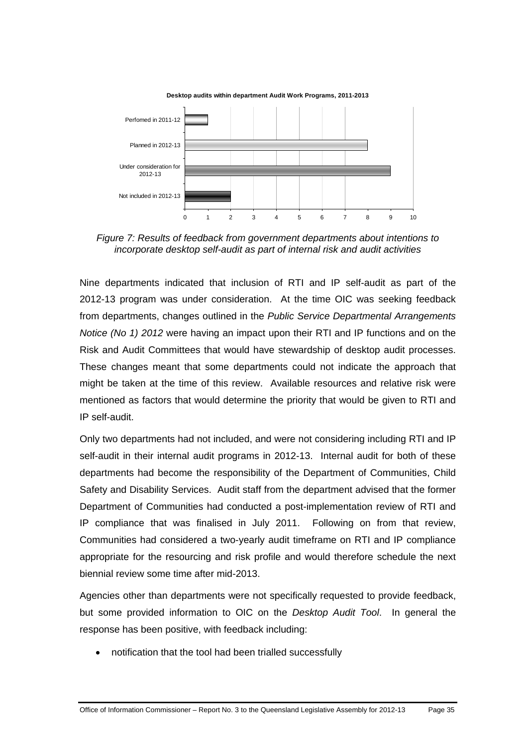**Desktop audits within department Audit Work Programs, 2011-2013**

| Category | Number of departments |
|---|---|
| Perfomed in 2011-12 | 1 |
| Planned in 2012-13 | 8 |
| Under consideration for 2012-13 | 9 |
| Not included in 2012-13 | 2 |

*Figure 7: Results of feedback from government departments about intentions to incorporate desktop self-audit as part of internal risk and audit activities*

Nine departments indicated that inclusion of RTI and IP self-audit as part of the 2012-13 program was under consideration. At the time OIC was seeking feedback from departments, changes outlined in the *Public Service Departmental Arrangements Notice (No 1) 2012* were having an impact upon their RTI and IP functions and on the Risk and Audit Committees that would have stewardship of desktop audit processes. These changes meant that some departments could not indicate the approach that might be taken at the time of this review. Available resources and relative risk were mentioned as factors that would determine the priority that would be given to RTI and IP self-audit.

Only two departments had not included, and were not considering including RTI and IP self-audit in their internal audit programs in 2012-13. Internal audit for both of these departments had become the responsibility of the Department of Communities, Child Safety and Disability Services. Audit staff from the department advised that the former Department of Communities had conducted a post-implementation review of RTI and IP compliance that was finalised in July 2011. Following on from that review, Communities had considered a two-yearly audit timeframe on RTI and IP compliance appropriate for the resourcing and risk profile and would therefore schedule the next biennial review some time after mid-2013.

Agencies other than departments were not specifically requested to provide feedback, but some provided information to OIC on the *Desktop Audit Tool*. In general the response has been positive, with feedback including:

- notification that the tool had been trialled successfully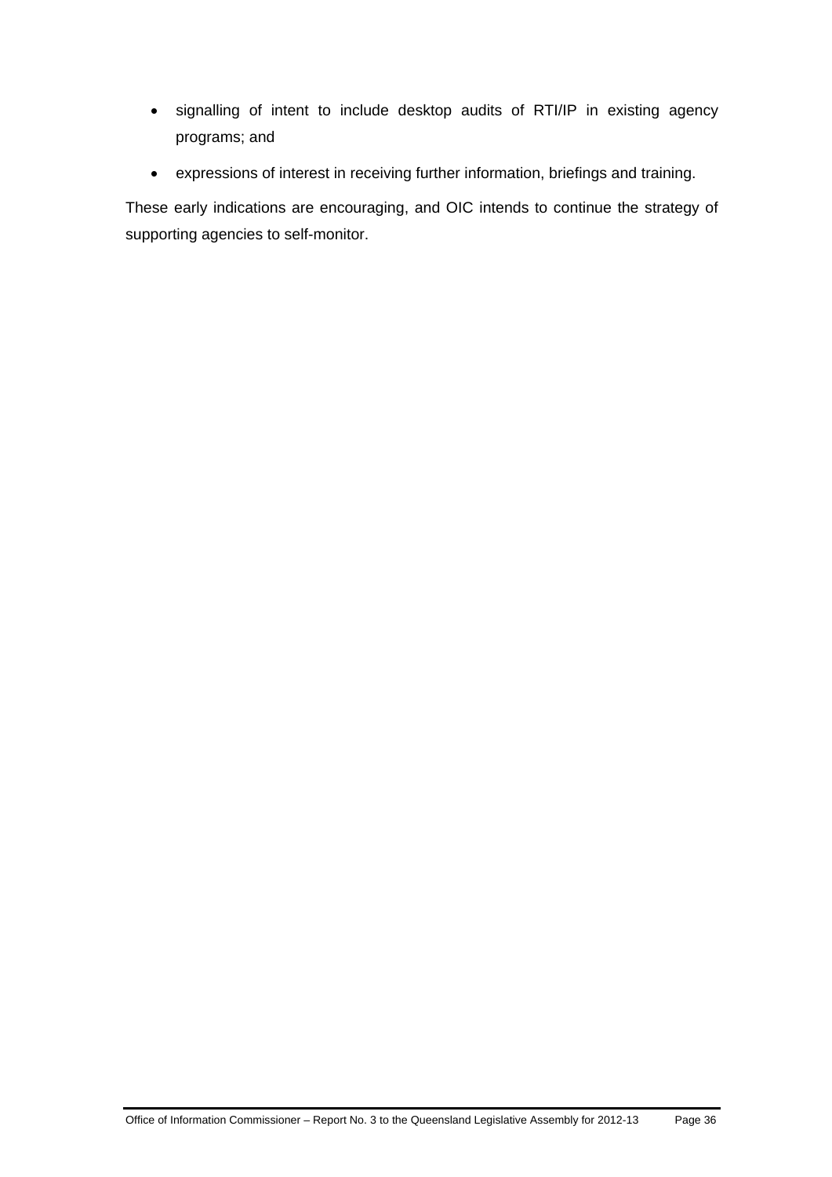- signalling of intent to include desktop audits of RTI/IP in existing agency programs; and
- expressions of interest in receiving further information, briefings and training.

These early indications are encouraging, and OIC intends to continue the strategy of supporting agencies to self-monitor.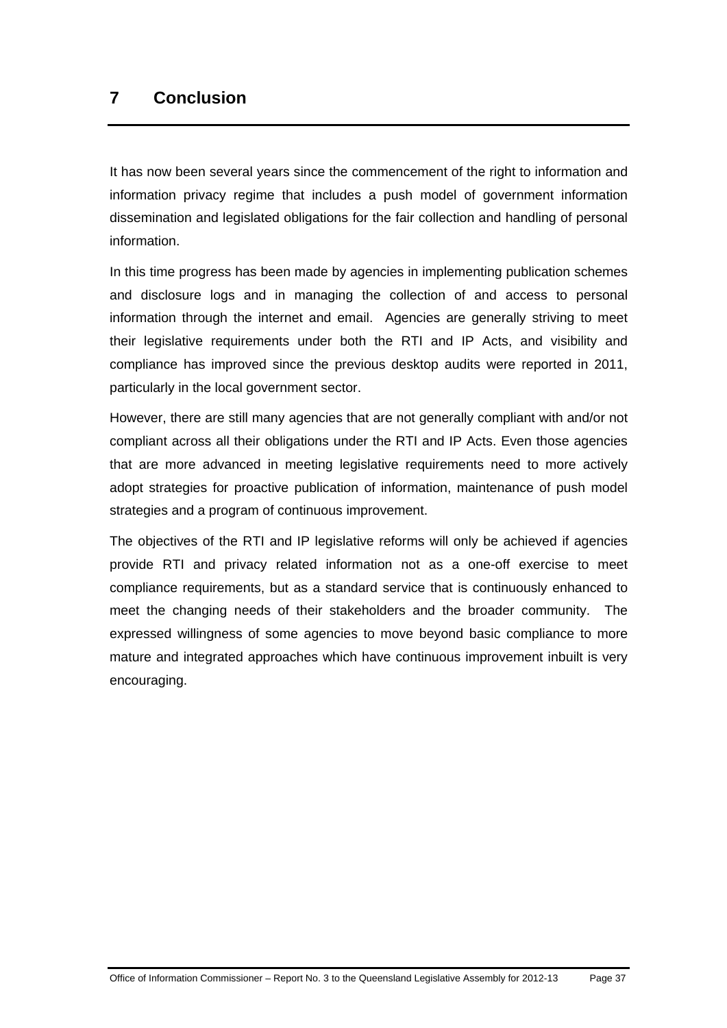# 7 Conclusion

It has now been several years since the commencement of the right to information and information privacy regime that includes a push model of government information dissemination and legislated obligations for the fair collection and handling of personal information.

In this time progress has been made by agencies in implementing publication schemes and disclosure logs and in managing the collection of and access to personal information through the internet and email. Agencies are generally striving to meet their legislative requirements under both the RTI and IP Acts, and visibility and compliance has improved since the previous desktop audits were reported in 2011, particularly in the local government sector.

However, there are still many agencies that are not generally compliant with and/or not compliant across all their obligations under the RTI and IP Acts. Even those agencies that are more advanced in meeting legislative requirements need to more actively adopt strategies for proactive publication of information, maintenance of push model strategies and a program of continuous improvement.

The objectives of the RTI and IP legislative reforms will only be achieved if agencies provide RTI and privacy related information not as a one-off exercise to meet compliance requirements, but as a standard service that is continuously enhanced to meet the changing needs of their stakeholders and the broader community. The expressed willingness of some agencies to move beyond basic compliance to more mature and integrated approaches which have continuous improvement inbuilt is very encouraging.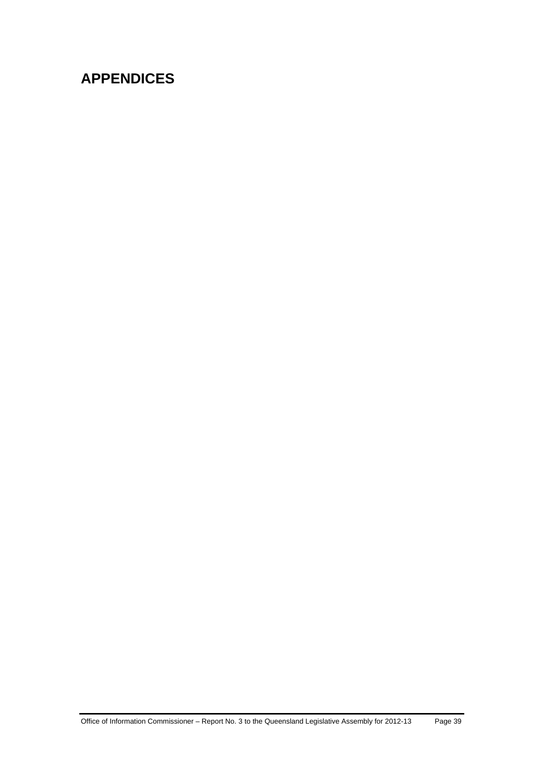# APPENDICES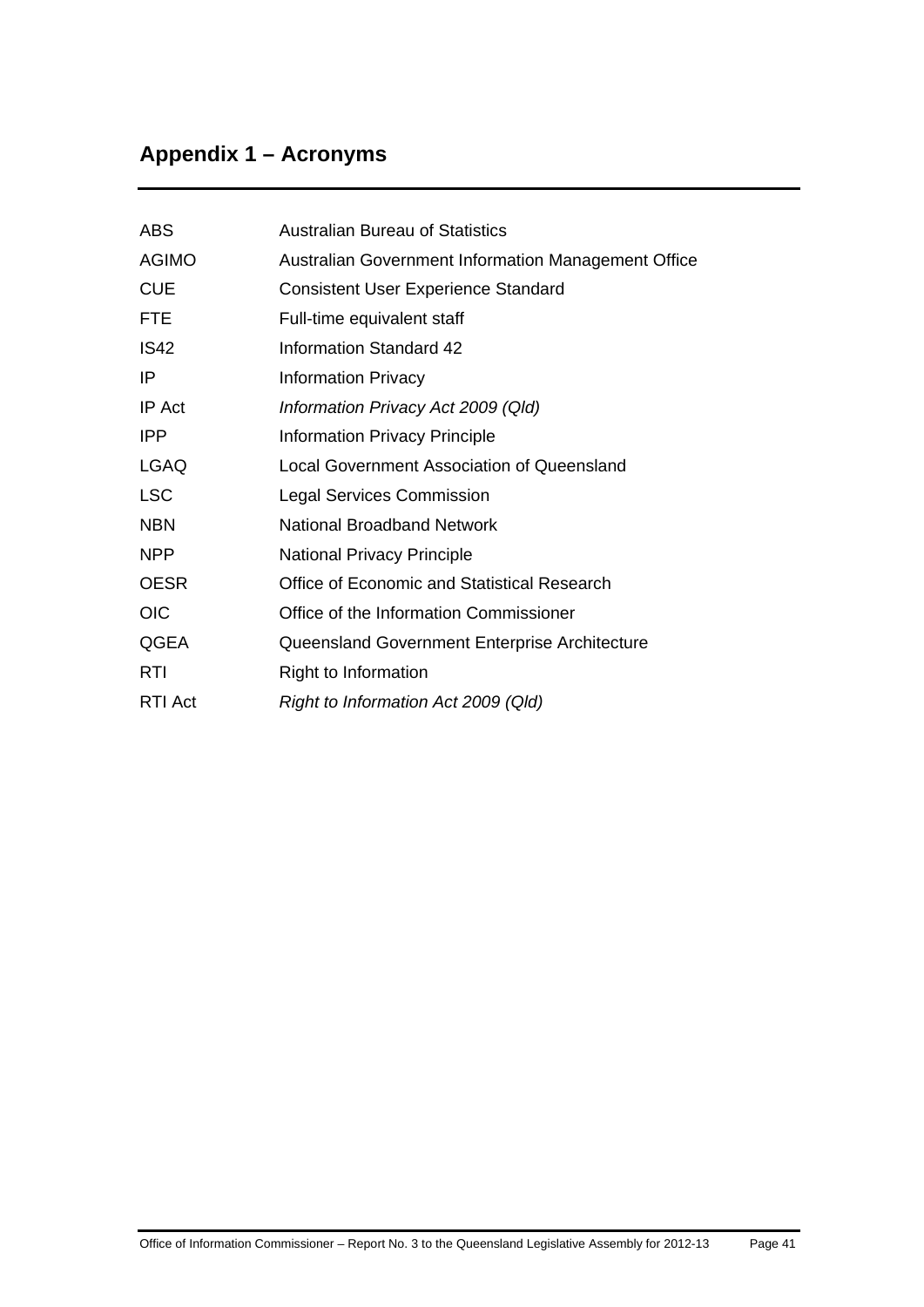## Appendix 1 – Acronyms

| | |
|---|---|
| ABS | Australian Bureau of Statistics |
| AGIMO | Australian Government Information Management Office |
| CUE | Consistent User Experience Standard |
| FTE | Full-time equivalent staff |
| IS42 | Information Standard 42 |
| IP | Information Privacy |
| IP Act | *Information Privacy Act 2009 (Qld)* |
| IPP | Information Privacy Principle |
| LGAQ | Local Government Association of Queensland |
| LSC | Legal Services Commission |
| NBN | National Broadband Network |
| NPP | National Privacy Principle |
| OESR | Office of Economic and Statistical Research |
| OIC | Office of the Information Commissioner |
| QGEA | Queensland Government Enterprise Architecture |
| RTI | Right to Information |
| RTI Act | *Right to Information Act 2009 (Qld)* |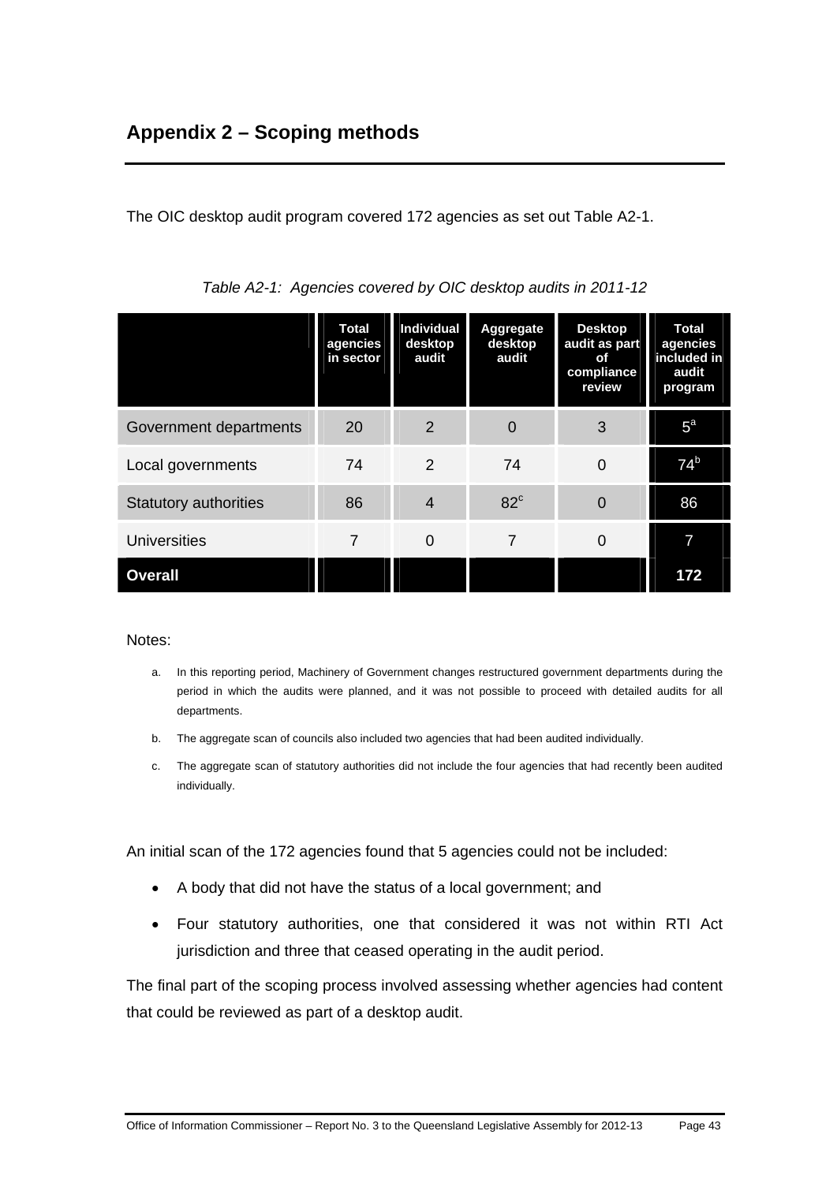## Appendix 2 – Scoping methods

The OIC desktop audit program covered 172 agencies as set out Table A2-1.

*Table A2-1: Agencies covered by OIC desktop audits in 2011-12*

| | Total agencies in sector | Individual desktop audit | Aggregate desktop audit | Desktop audit as part of compliance review | Total agencies included in audit program |
|---|---|---|---|---|---|
| Government departments | 20 | 2 | 0 | 3 | 5[a] |
| Local governments | 74 | 2 | 74 | 0 | 74[b] |
| Statutory authorities | 86 | 4 | 82[c] | 0 | 86 |
| Universities | 7 | 0 | 7 | 0 | 7 |
| **Overall** | | | | | **172** |

Notes:

a. In this reporting period, Machinery of Government changes restructured government departments during the period in which the audits were planned, and it was not possible to proceed with detailed audits for all departments.

b. The aggregate scan of councils also included two agencies that had been audited individually.

c. The aggregate scan of statutory authorities did not include the four agencies that had recently been audited individually.

An initial scan of the 172 agencies found that 5 agencies could not be included:

- A body that did not have the status of a local government; and
- Four statutory authorities, one that considered it was not within RTI Act jurisdiction and three that ceased operating in the audit period.

The final part of the scoping process involved assessing whether agencies had content that could be reviewed as part of a desktop audit.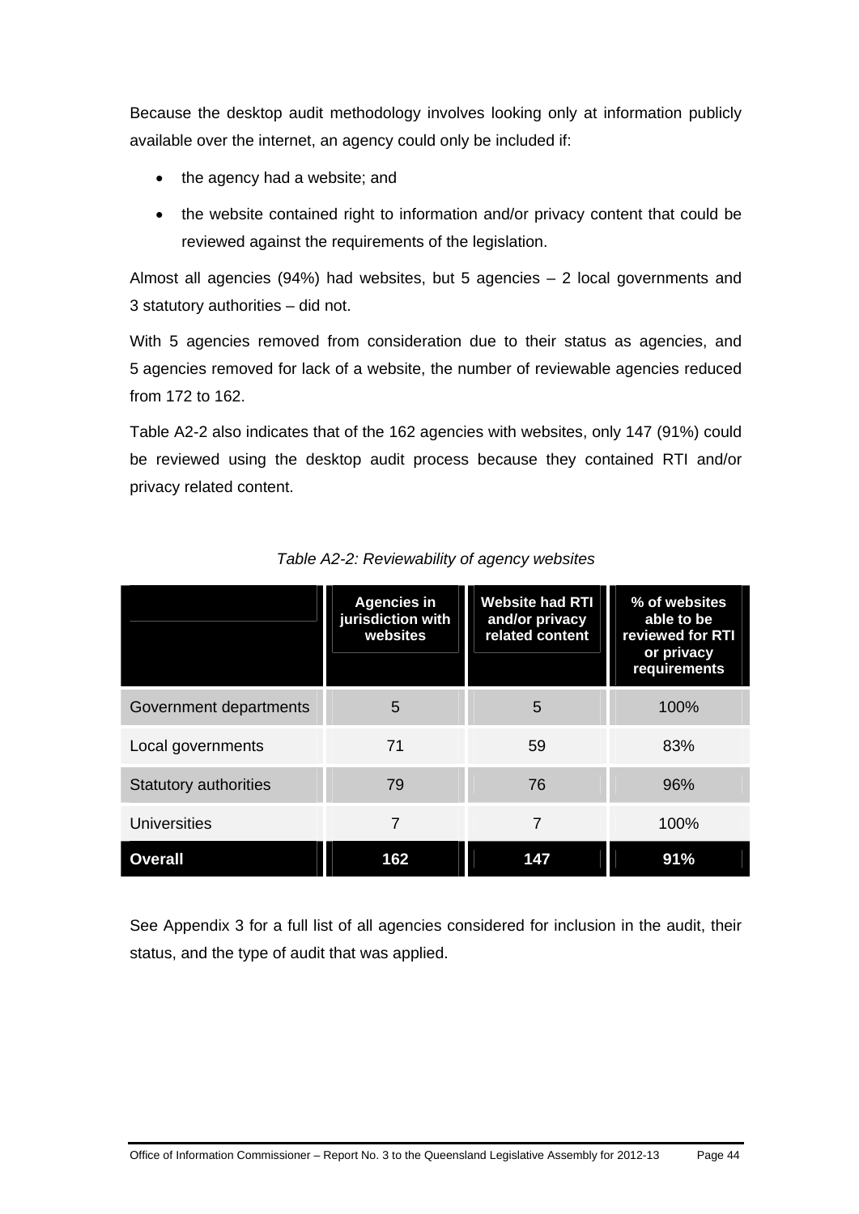Because the desktop audit methodology involves looking only at information publicly available over the internet, an agency could only be included if:

- the agency had a website; and
- the website contained right to information and/or privacy content that could be reviewed against the requirements of the legislation.

Almost all agencies (94%) had websites, but 5 agencies – 2 local governments and 3 statutory authorities – did not.

With 5 agencies removed from consideration due to their status as agencies, and 5 agencies removed for lack of a website, the number of reviewable agencies reduced from 172 to 162.

Table A2-2 also indicates that of the 162 agencies with websites, only 147 (91%) could be reviewed using the desktop audit process because they contained RTI and/or privacy related content.

*Table A2-2: Reviewability of agency websites*

| | Agencies in jurisdiction with websites | Website had RTI and/or privacy related content | % of websites able to be reviewed for RTI or privacy requirements |
|---|---|---|---|
| Government departments | 5 | 5 | 100% |
| Local governments | 71 | 59 | 83% |
| Statutory authorities | 79 | 76 | 96% |
| Universities | 7 | 7 | 100% |
| **Overall** | **162** | **147** | **91%** |

See Appendix 3 for a full list of all agencies considered for inclusion in the audit, their status, and the type of audit that was applied.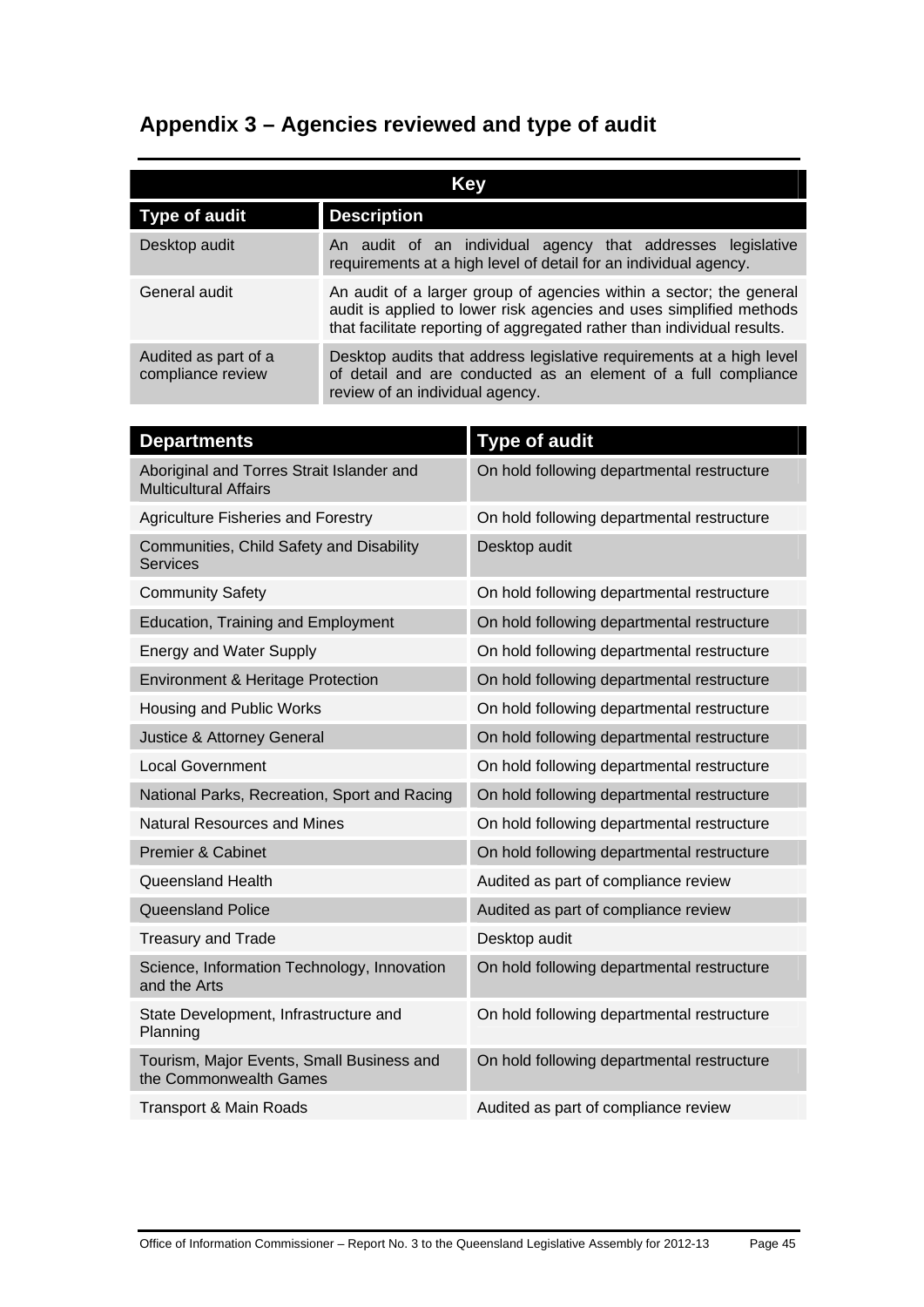# Appendix 3 – Agencies reviewed and type of audit

| Key | |
|---|---|
| **Type of audit** | **Description** |
| Desktop audit | An audit of an individual agency that addresses legislative requirements at a high level of detail for an individual agency. |
| General audit | An audit of a larger group of agencies within a sector; the general audit is applied to lower risk agencies and uses simplified methods that facilitate reporting of aggregated rather than individual results. |
| Audited as part of a compliance review | Desktop audits that address legislative requirements at a high level of detail and are conducted as an element of a full compliance review of an individual agency. |

| Departments | Type of audit |
|---|---|
| Aboriginal and Torres Strait Islander and Multicultural Affairs | On hold following departmental restructure |
| Agriculture Fisheries and Forestry | On hold following departmental restructure |
| Communities, Child Safety and Disability Services | Desktop audit |
| Community Safety | On hold following departmental restructure |
| Education, Training and Employment | On hold following departmental restructure |
| Energy and Water Supply | On hold following departmental restructure |
| Environment & Heritage Protection | On hold following departmental restructure |
| Housing and Public Works | On hold following departmental restructure |
| Justice & Attorney General | On hold following departmental restructure |
| Local Government | On hold following departmental restructure |
| National Parks, Recreation, Sport and Racing | On hold following departmental restructure |
| Natural Resources and Mines | On hold following departmental restructure |
| Premier & Cabinet | On hold following departmental restructure |
| Queensland Health | Audited as part of compliance review |
| Queensland Police | Audited as part of compliance review |
| Treasury and Trade | Desktop audit |
| Science, Information Technology, Innovation and the Arts | On hold following departmental restructure |
| State Development, Infrastructure and Planning | On hold following departmental restructure |
| Tourism, Major Events, Small Business and the Commonwealth Games | On hold following departmental restructure |
| Transport & Main Roads | Audited as part of compliance review |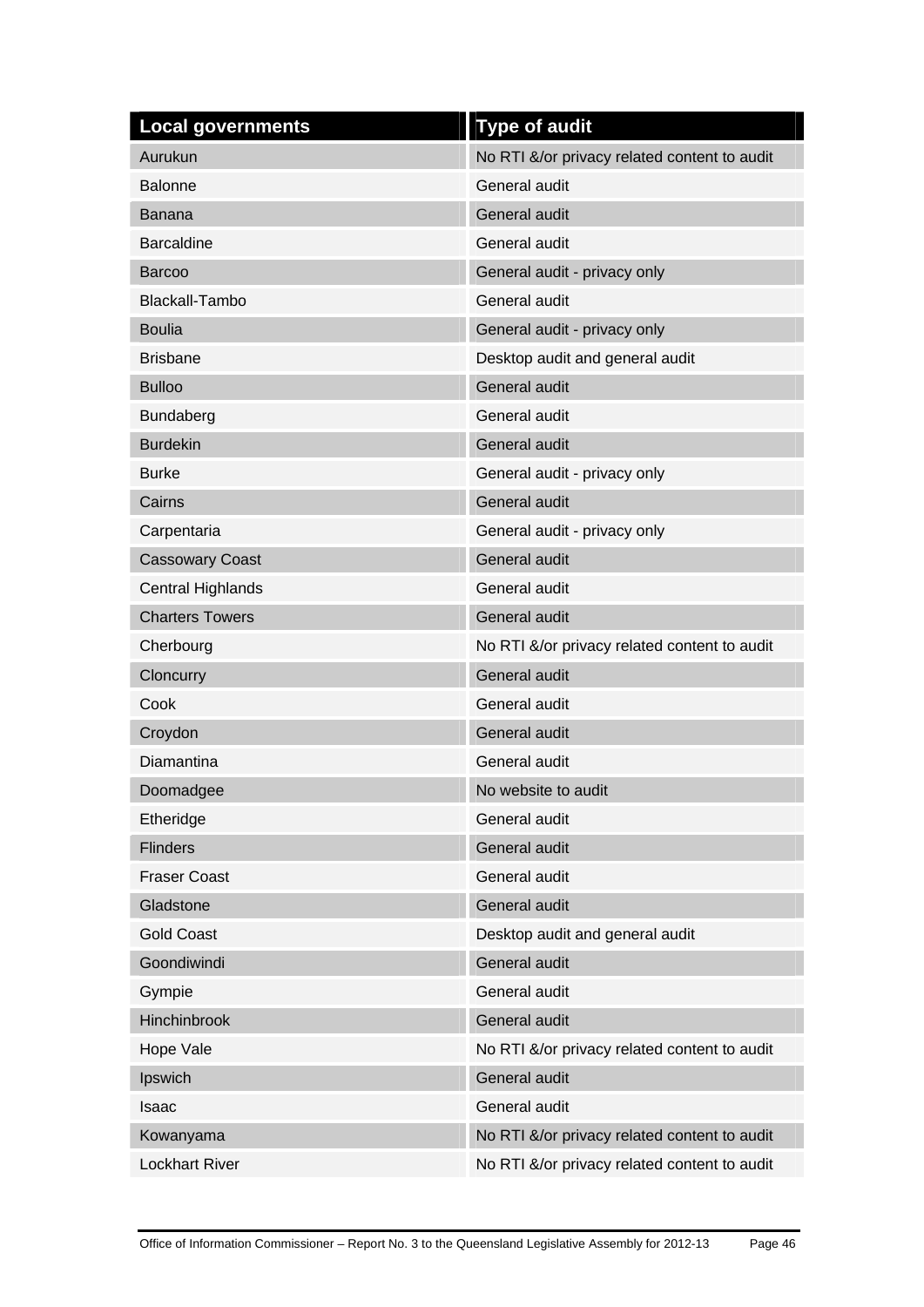| Local governments | Type of audit |
|---|---|
| Aurukun | No RTI &/or privacy related content to audit |
| Balonne | General audit |
| Banana | General audit |
| Barcaldine | General audit |
| Barcoo | General audit - privacy only |
| Blackall-Tambo | General audit |
| Boulia | General audit - privacy only |
| Brisbane | Desktop audit and general audit |
| Bulloo | General audit |
| Bundaberg | General audit |
| Burdekin | General audit |
| Burke | General audit - privacy only |
| Cairns | General audit |
| Carpentaria | General audit - privacy only |
| Cassowary Coast | General audit |
| Central Highlands | General audit |
| Charters Towers | General audit |
| Cherbourg | No RTI &/or privacy related content to audit |
| Cloncurry | General audit |
| Cook | General audit |
| Croydon | General audit |
| Diamantina | General audit |
| Doomadgee | No website to audit |
| Etheridge | General audit |
| Flinders | General audit |
| Fraser Coast | General audit |
| Gladstone | General audit |
| Gold Coast | Desktop audit and general audit |
| Goondiwindi | General audit |
| Gympie | General audit |
| Hinchinbrook | General audit |
| Hope Vale | No RTI &/or privacy related content to audit |
| Ipswich | General audit |
| Isaac | General audit |
| Kowanyama | No RTI &/or privacy related content to audit |
| Lockhart River | No RTI &/or privacy related content to audit |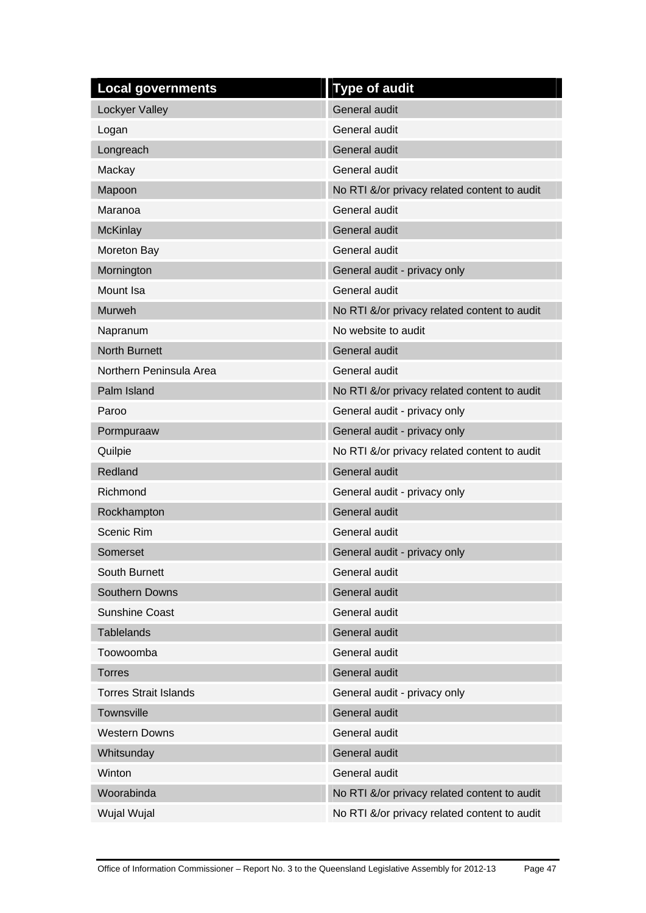| Local governments | Type of audit |
| --- | --- |
| Lockyer Valley | General audit |
| Logan | General audit |
| Longreach | General audit |
| Mackay | General audit |
| Mapoon | No RTI &/or privacy related content to audit |
| Maranoa | General audit |
| McKinlay | General audit |
| Moreton Bay | General audit |
| Mornington | General audit - privacy only |
| Mount Isa | General audit |
| Murweh | No RTI &/or privacy related content to audit |
| Napranum | No website to audit |
| North Burnett | General audit |
| Northern Peninsula Area | General audit |
| Palm Island | No RTI &/or privacy related content to audit |
| Paroo | General audit - privacy only |
| Pormpuraaw | General audit - privacy only |
| Quilpie | No RTI &/or privacy related content to audit |
| Redland | General audit |
| Richmond | General audit - privacy only |
| Rockhampton | General audit |
| Scenic Rim | General audit |
| Somerset | General audit - privacy only |
| South Burnett | General audit |
| Southern Downs | General audit |
| Sunshine Coast | General audit |
| Tablelands | General audit |
| Toowoomba | General audit |
| Torres | General audit |
| Torres Strait Islands | General audit - privacy only |
| Townsville | General audit |
| Western Downs | General audit |
| Whitsunday | General audit |
| Winton | General audit |
| Woorabinda | No RTI &/or privacy related content to audit |
| Wujal Wujal | No RTI &/or privacy related content to audit |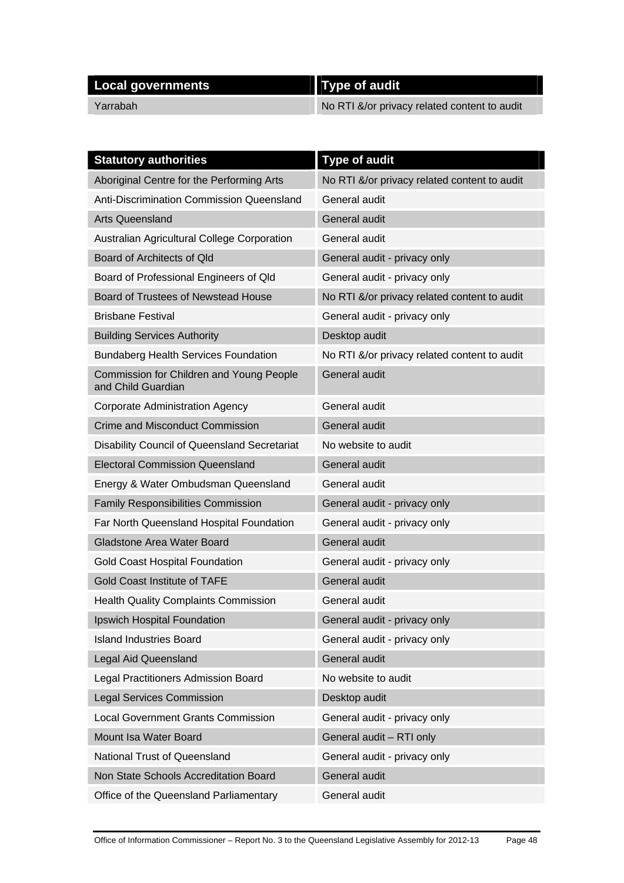| Local governments | Type of audit |
|---|---|
| Yarrabah | No RTI &/or privacy related content to audit |

| Statutory authorities | Type of audit |
|---|---|
| Aboriginal Centre for the Performing Arts | No RTI &/or privacy related content to audit |
| Anti-Discrimination Commission Queensland | General audit |
| Arts Queensland | General audit |
| Australian Agricultural College Corporation | General audit |
| Board of Architects of Qld | General audit - privacy only |
| Board of Professional Engineers of Qld | General audit - privacy only |
| Board of Trustees of Newstead House | No RTI &/or privacy related content to audit |
| Brisbane Festival | General audit - privacy only |
| Building Services Authority | Desktop audit |
| Bundaberg Health Services Foundation | No RTI &/or privacy related content to audit |
| Commission for Children and Young People and Child Guardian | General audit |
| Corporate Administration Agency | General audit |
| Crime and Misconduct Commission | General audit |
| Disability Council of Queensland Secretariat | No website to audit |
| Electoral Commission Queensland | General audit |
| Energy & Water Ombudsman Queensland | General audit |
| Family Responsibilities Commission | General audit - privacy only |
| Far North Queensland Hospital Foundation | General audit - privacy only |
| Gladstone Area Water Board | General audit |
| Gold Coast Hospital Foundation | General audit - privacy only |
| Gold Coast Institute of TAFE | General audit |
| Health Quality Complaints Commission | General audit |
| Ipswich Hospital Foundation | General audit - privacy only |
| Island Industries Board | General audit - privacy only |
| Legal Aid Queensland | General audit |
| Legal Practitioners Admission Board | No website to audit |
| Legal Services Commission | Desktop audit |
| Local Government Grants Commission | General audit - privacy only |
| Mount Isa Water Board | General audit – RTI only |
| National Trust of Queensland | General audit - privacy only |
| Non State Schools Accreditation Board | General audit |
| Office of the Queensland Parliamentary | General audit |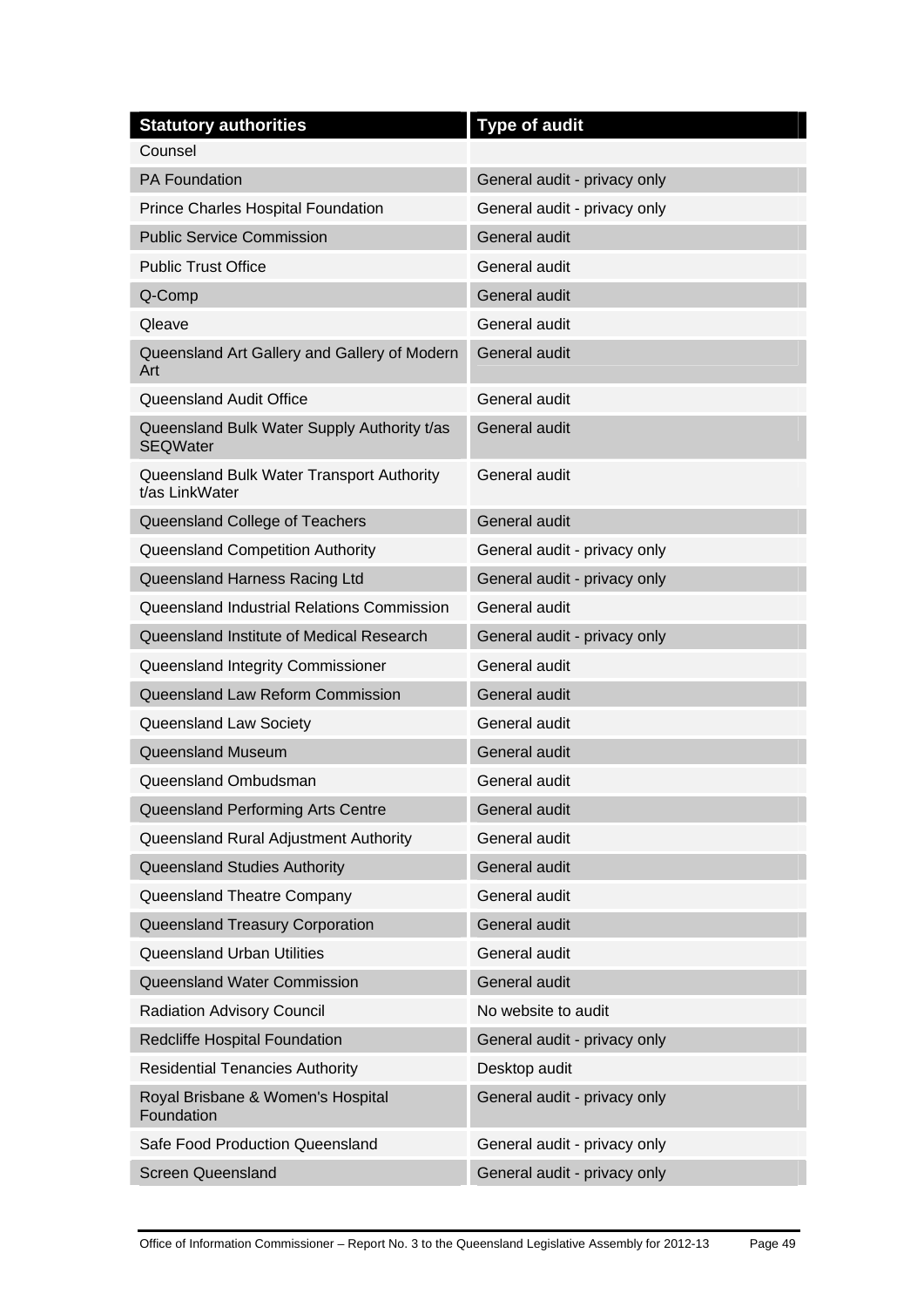| Statutory authorities | Type of audit |
| --- | --- |
| Counsel | |
| PA Foundation | General audit - privacy only |
| Prince Charles Hospital Foundation | General audit - privacy only |
| Public Service Commission | General audit |
| Public Trust Office | General audit |
| Q-Comp | General audit |
| Qleave | General audit |
| Queensland Art Gallery and Gallery of Modern Art | General audit |
| Queensland Audit Office | General audit |
| Queensland Bulk Water Supply Authority t/as SEQWater | General audit |
| Queensland Bulk Water Transport Authority t/as LinkWater | General audit |
| Queensland College of Teachers | General audit |
| Queensland Competition Authority | General audit - privacy only |
| Queensland Harness Racing Ltd | General audit - privacy only |
| Queensland Industrial Relations Commission | General audit |
| Queensland Institute of Medical Research | General audit - privacy only |
| Queensland Integrity Commissioner | General audit |
| Queensland Law Reform Commission | General audit |
| Queensland Law Society | General audit |
| Queensland Museum | General audit |
| Queensland Ombudsman | General audit |
| Queensland Performing Arts Centre | General audit |
| Queensland Rural Adjustment Authority | General audit |
| Queensland Studies Authority | General audit |
| Queensland Theatre Company | General audit |
| Queensland Treasury Corporation | General audit |
| Queensland Urban Utilities | General audit |
| Queensland Water Commission | General audit |
| Radiation Advisory Council | No website to audit |
| Redcliffe Hospital Foundation | General audit - privacy only |
| Residential Tenancies Authority | Desktop audit |
| Royal Brisbane & Women's Hospital Foundation | General audit - privacy only |
| Safe Food Production Queensland | General audit - privacy only |
| Screen Queensland | General audit - privacy only |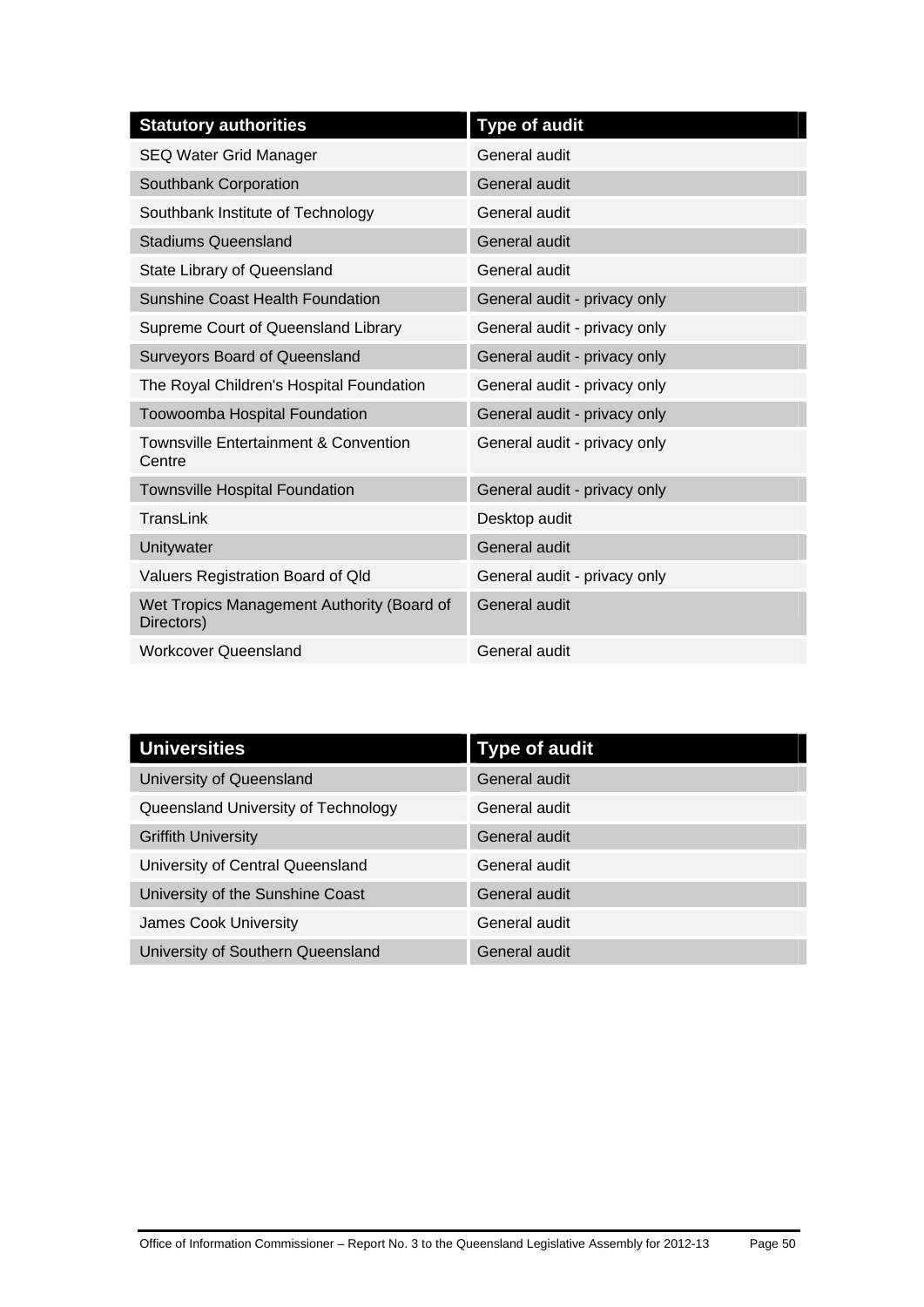| Statutory authorities | Type of audit |
|---|---|
| SEQ Water Grid Manager | General audit |
| Southbank Corporation | General audit |
| Southbank Institute of Technology | General audit |
| Stadiums Queensland | General audit |
| State Library of Queensland | General audit |
| Sunshine Coast Health Foundation | General audit - privacy only |
| Supreme Court of Queensland Library | General audit - privacy only |
| Surveyors Board of Queensland | General audit - privacy only |
| The Royal Children's Hospital Foundation | General audit - privacy only |
| Toowoomba Hospital Foundation | General audit - privacy only |
| Townsville Entertainment & Convention Centre | General audit - privacy only |
| Townsville Hospital Foundation | General audit - privacy only |
| TransLink | Desktop audit |
| Unitywater | General audit |
| Valuers Registration Board of Qld | General audit - privacy only |
| Wet Tropics Management Authority (Board of Directors) | General audit |
| Workcover Queensland | General audit |

| Universities | Type of audit |
|---|---|
| University of Queensland | General audit |
| Queensland University of Technology | General audit |
| Griffith University | General audit |
| University of Central Queensland | General audit |
| University of the Sunshine Coast | General audit |
| James Cook University | General audit |
| University of Southern Queensland | General audit |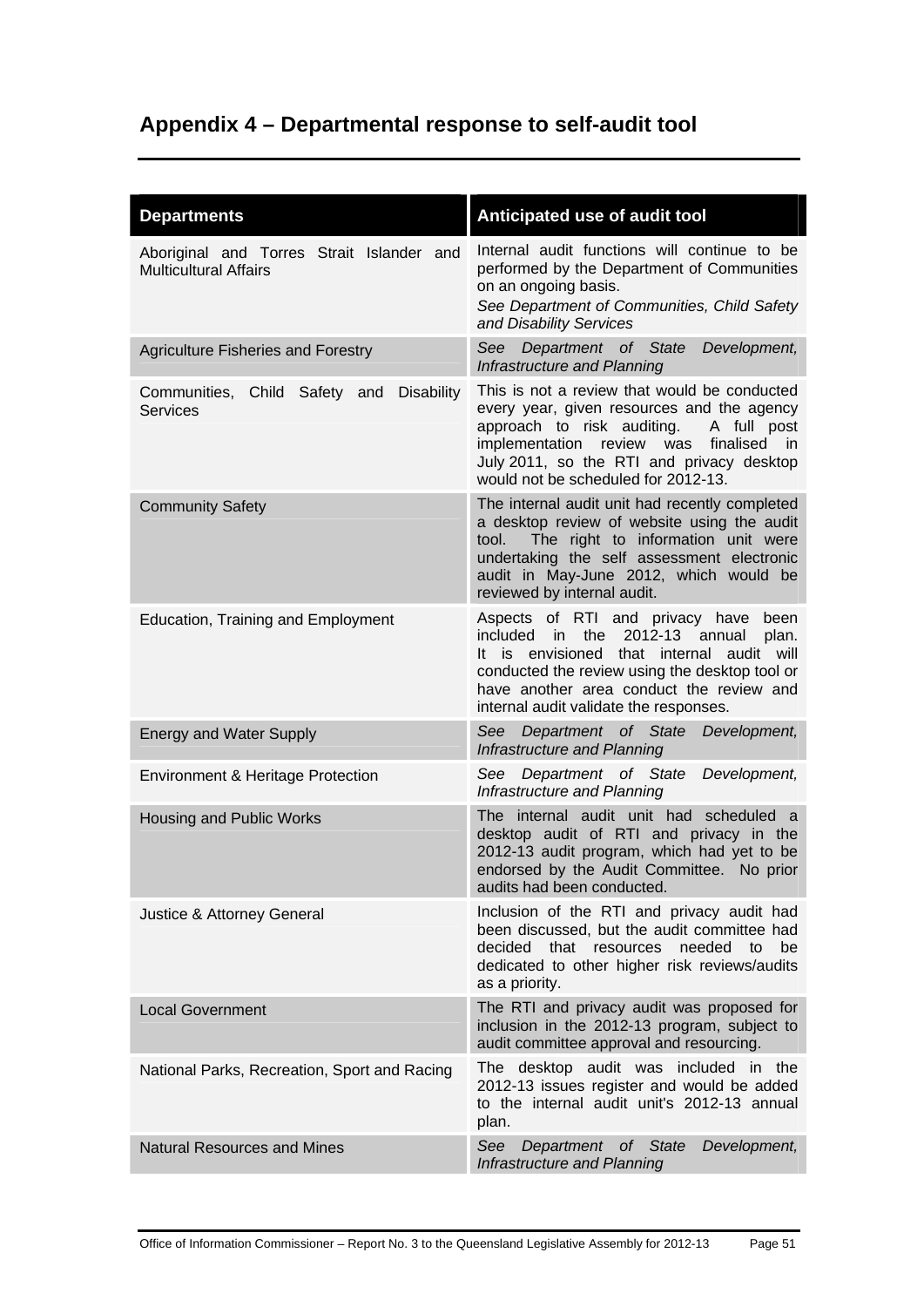# Appendix 4 – Departmental response to self-audit tool

| Departments | Anticipated use of audit tool |
|---|---|
| Aboriginal and Torres Strait Islander and Multicultural Affairs | Internal audit functions will continue to be performed by the Department of Communities on an ongoing basis. *See Department of Communities, Child Safety and Disability Services* |
| Agriculture Fisheries and Forestry | *See Department of State Development, Infrastructure and Planning* |
| Communities, Child Safety and Disability Services | This is not a review that would be conducted every year, given resources and the agency approach to risk auditing. A full post implementation review was finalised in July 2011, so the RTI and privacy desktop would not be scheduled for 2012-13. |
| Community Safety | The internal audit unit had recently completed a desktop review of website using the audit tool. The right to information unit were undertaking the self assessment electronic audit in May-June 2012, which would be reviewed by internal audit. |
| Education, Training and Employment | Aspects of RTI and privacy have been included in the 2012-13 annual plan. It is envisioned that internal audit will conducted the review using the desktop tool or have another area conduct the review and internal audit validate the responses. |
| Energy and Water Supply | *See Department of State Development, Infrastructure and Planning* |
| Environment & Heritage Protection | *See Department of State Development, Infrastructure and Planning* |
| Housing and Public Works | The internal audit unit had scheduled a desktop audit of RTI and privacy in the 2012-13 audit program, which had yet to be endorsed by the Audit Committee. No prior audits had been conducted. |
| Justice & Attorney General | Inclusion of the RTI and privacy audit had been discussed, but the audit committee had decided that resources needed to be dedicated to other higher risk reviews/audits as a priority. |
| Local Government | The RTI and privacy audit was proposed for inclusion in the 2012-13 program, subject to audit committee approval and resourcing. |
| National Parks, Recreation, Sport and Racing | The desktop audit was included in the 2012-13 issues register and would be added to the internal audit unit's 2012-13 annual plan. |
| Natural Resources and Mines | *See Department of State Development, Infrastructure and Planning* |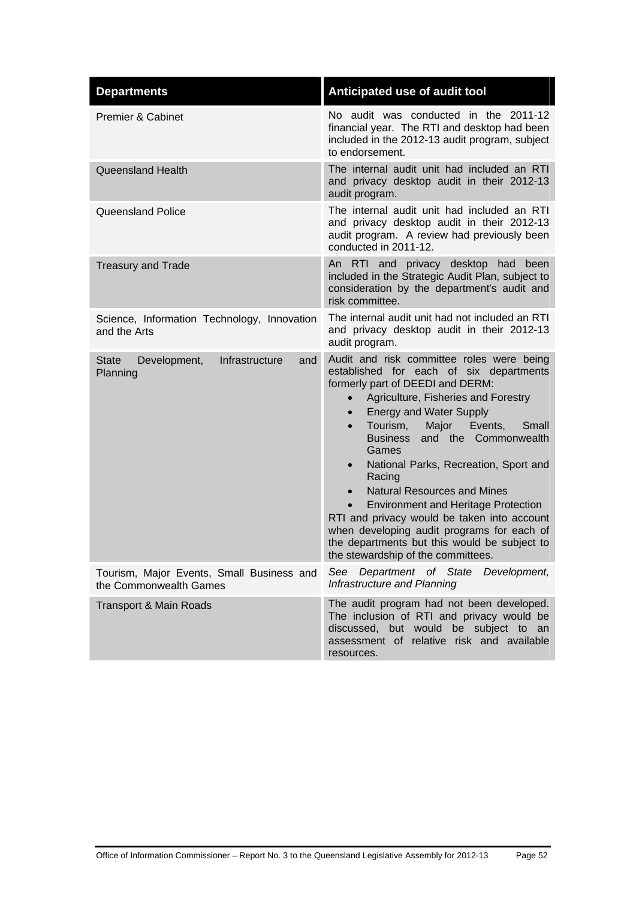| Departments | Anticipated use of audit tool |
| --- | --- |
| Premier & Cabinet | No audit was conducted in the 2011-12 financial year. The RTI and desktop had been included in the 2012-13 audit program, subject to endorsement. |
| Queensland Health | The internal audit unit had included an RTI and privacy desktop audit in their 2012-13 audit program. |
| Queensland Police | The internal audit unit had included an RTI and privacy desktop audit in their 2012-13 audit program. A review had previously been conducted in 2011-12. |
| Treasury and Trade | An RTI and privacy desktop had been included in the Strategic Audit Plan, subject to consideration by the department's audit and risk committee. |
| Science, Information Technology, Innovation and the Arts | The internal audit unit had not included an RTI and privacy desktop audit in their 2012-13 audit program. |
| State Development, Infrastructure and Planning | Audit and risk committee roles were being established for each of six departments formerly part of DEEDI and DERM: <br>• Agriculture, Fisheries and Forestry <br>• Energy and Water Supply <br>• Tourism, Major Events, Small Business and the Commonwealth Games <br>• National Parks, Recreation, Sport and Racing <br>• Natural Resources and Mines <br>• Environment and Heritage Protection <br>RTI and privacy would be taken into account when developing audit programs for each of the departments but this would be subject to the stewardship of the committees. |
| Tourism, Major Events, Small Business and the Commonwealth Games | *See Department of State Development, Infrastructure and Planning* |
| Transport & Main Roads | The audit program had not been developed. The inclusion of RTI and privacy would be discussed, but would be subject to an assessment of relative risk and available resources. |